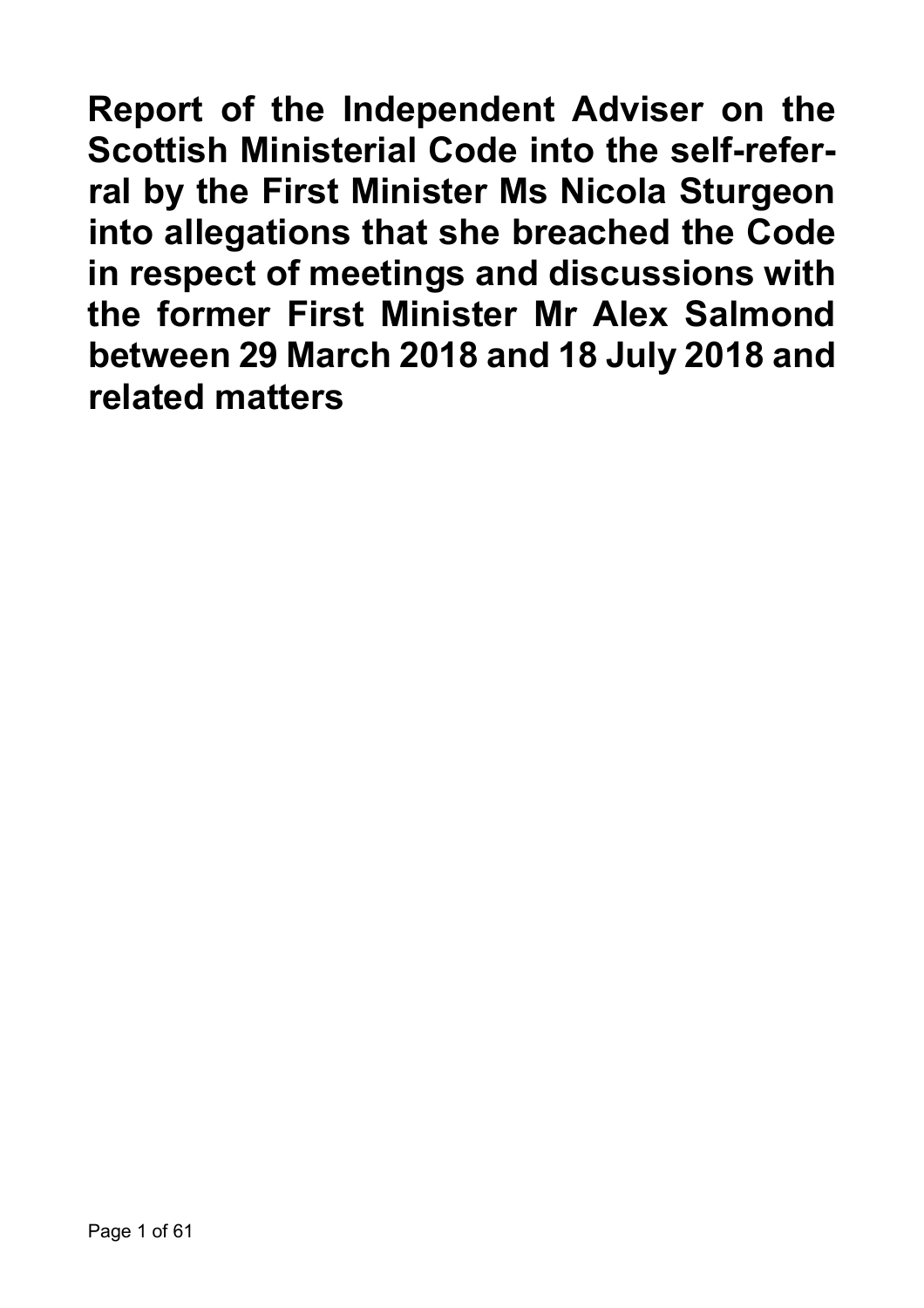# Report of the Independent Adviser on the Scottish Ministerial Code into the self-referral by the First Minister Ms Nicola Sturgeon into allegations that she breached the Code in respect of meetings and discussions with the former First Minister Mr Alex Salmond between 29 March 2018 and 18 July 2018 and related matters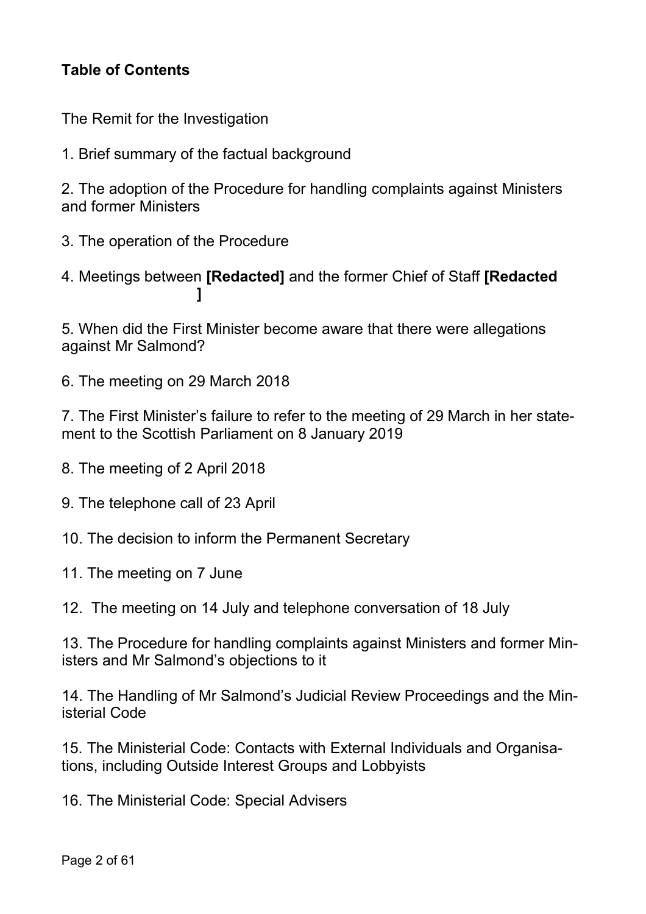**Table of Contents**

The Remit for the Investigation

1. Brief summary of the factual background

2. The adoption of the Procedure for handling complaints against Ministers and former Ministers

3. The operation of the Procedure

4. Meetings between **[Redacted]** and the former Chief of Staff **[Redacted ]**

5. When did the First Minister become aware that there were allegations against Mr Salmond?

6. The meeting on 29 March 2018

7. The First Minister's failure to refer to the meeting of 29 March in her statement to the Scottish Parliament on 8 January 2019

8. The meeting of 2 April 2018

9. The telephone call of 23 April

10. The decision to inform the Permanent Secretary

11. The meeting on 7 June

12. The meeting on 14 July and telephone conversation of 18 July

13. The Procedure for handling complaints against Ministers and former Ministers and Mr Salmond's objections to it

14. The Handling of Mr Salmond's Judicial Review Proceedings and the Ministerial Code

15. The Ministerial Code: Contacts with External Individuals and Organisations, including Outside Interest Groups and Lobbyists

16. The Ministerial Code: Special Advisers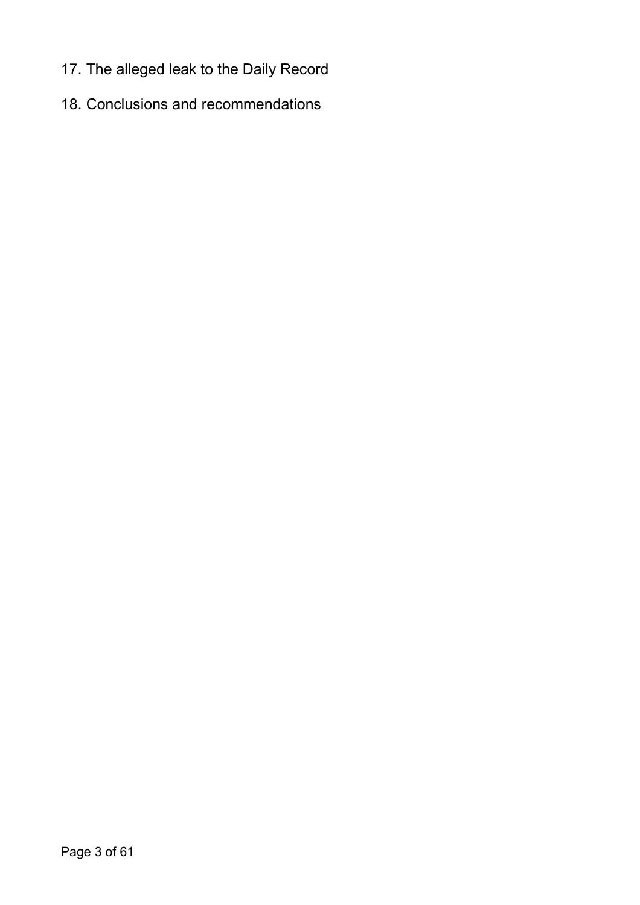17. The alleged leak to the Daily Record
18. Conclusions and recommendations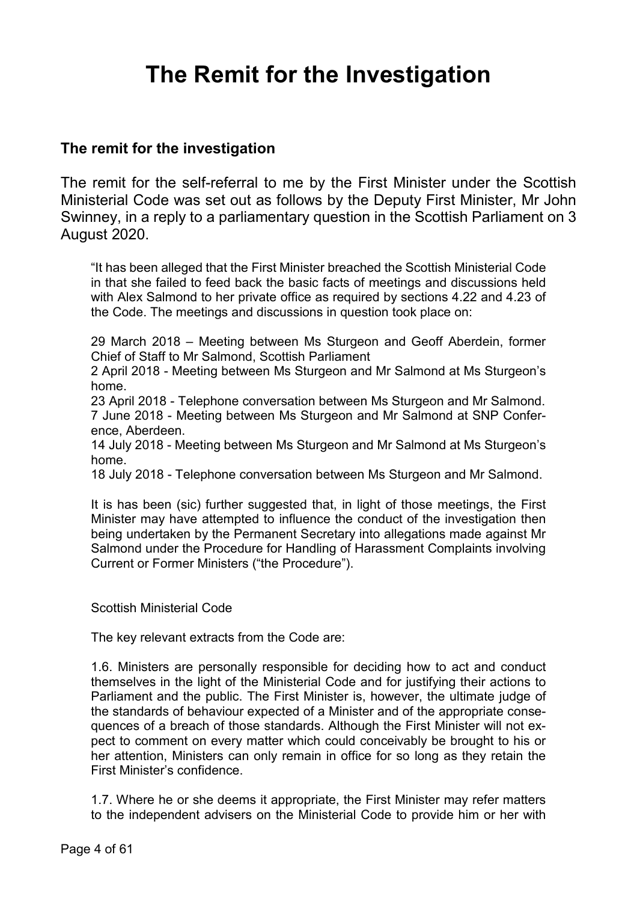# The Remit for the Investigation

### The remit for the investigation

The remit for the self-referral to me by the First Minister under the Scottish Ministerial Code was set out as follows by the Deputy First Minister, Mr John Swinney, in a reply to a parliamentary question in the Scottish Parliament on 3 August 2020.

> "It has been alleged that the First Minister breached the Scottish Ministerial Code in that she failed to feed back the basic facts of meetings and discussions held with Alex Salmond to her private office as required by sections 4.22 and 4.23 of the Code. The meetings and discussions in question took place on:
>
> 29 March 2018 – Meeting between Ms Sturgeon and Geoff Aberdein, former Chief of Staff to Mr Salmond, Scottish Parliament
> 2 April 2018 - Meeting between Ms Sturgeon and Mr Salmond at Ms Sturgeon's home.
> 23 April 2018 - Telephone conversation between Ms Sturgeon and Mr Salmond.
> 7 June 2018 - Meeting between Ms Sturgeon and Mr Salmond at SNP Conference, Aberdeen.
> 14 July 2018 - Meeting between Ms Sturgeon and Mr Salmond at Ms Sturgeon's home.
> 18 July 2018 - Telephone conversation between Ms Sturgeon and Mr Salmond.
>
> It is has been (sic) further suggested that, in light of those meetings, the First Minister may have attempted to influence the conduct of the investigation then being undertaken by the Permanent Secretary into allegations made against Mr Salmond under the Procedure for Handling of Harassment Complaints involving Current or Former Ministers ("the Procedure").
>
> Scottish Ministerial Code
>
> The key relevant extracts from the Code are:
>
> 1.6. Ministers are personally responsible for deciding how to act and conduct themselves in the light of the Ministerial Code and for justifying their actions to Parliament and the public. The First Minister is, however, the ultimate judge of the standards of behaviour expected of a Minister and of the appropriate consequences of a breach of those standards. Although the First Minister will not expect to comment on every matter which could conceivably be brought to his or her attention, Ministers can only remain in office for so long as they retain the First Minister's confidence.
>
> 1.7. Where he or she deems it appropriate, the First Minister may refer matters to the independent advisers on the Ministerial Code to provide him or her with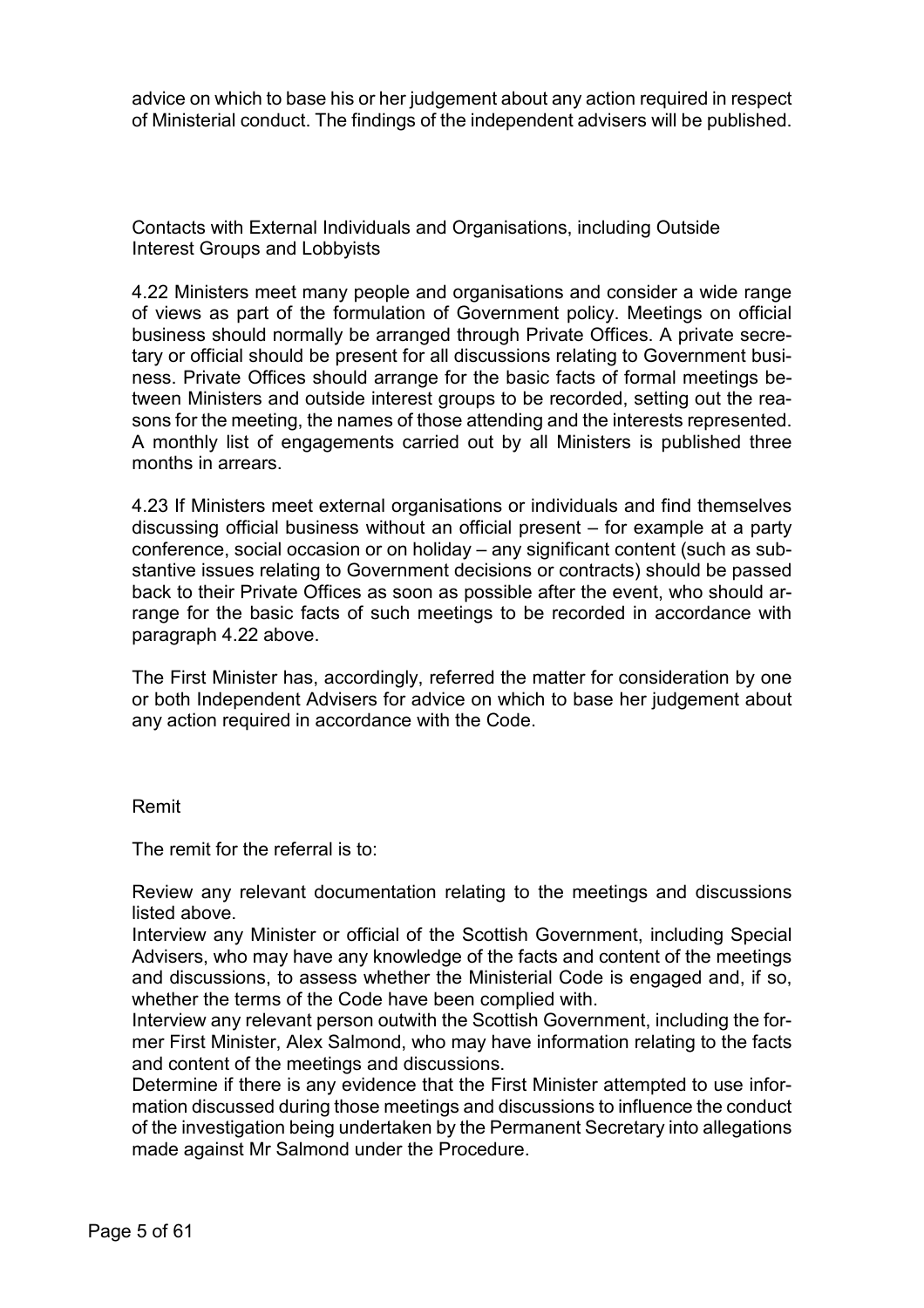advice on which to base his or her judgement about any action required in respect of Ministerial conduct. The findings of the independent advisers will be published.

Contacts with External Individuals and Organisations, including Outside Interest Groups and Lobbyists

4.22 Ministers meet many people and organisations and consider a wide range of views as part of the formulation of Government policy. Meetings on official business should normally be arranged through Private Offices. A private secretary or official should be present for all discussions relating to Government business. Private Offices should arrange for the basic facts of formal meetings between Ministers and outside interest groups to be recorded, setting out the reasons for the meeting, the names of those attending and the interests represented. A monthly list of engagements carried out by all Ministers is published three months in arrears.

4.23 If Ministers meet external organisations or individuals and find themselves discussing official business without an official present – for example at a party conference, social occasion or on holiday – any significant content (such as substantive issues relating to Government decisions or contracts) should be passed back to their Private Offices as soon as possible after the event, who should arrange for the basic facts of such meetings to be recorded in accordance with paragraph 4.22 above.

The First Minister has, accordingly, referred the matter for consideration by one or both Independent Advisers for advice on which to base her judgement about any action required in accordance with the Code.

Remit

The remit for the referral is to:

Review any relevant documentation relating to the meetings and discussions listed above.

Interview any Minister or official of the Scottish Government, including Special Advisers, who may have any knowledge of the facts and content of the meetings and discussions, to assess whether the Ministerial Code is engaged and, if so, whether the terms of the Code have been complied with.

Interview any relevant person outwith the Scottish Government, including the former First Minister, Alex Salmond, who may have information relating to the facts and content of the meetings and discussions.

Determine if there is any evidence that the First Minister attempted to use information discussed during those meetings and discussions to influence the conduct of the investigation being undertaken by the Permanent Secretary into allegations made against Mr Salmond under the Procedure.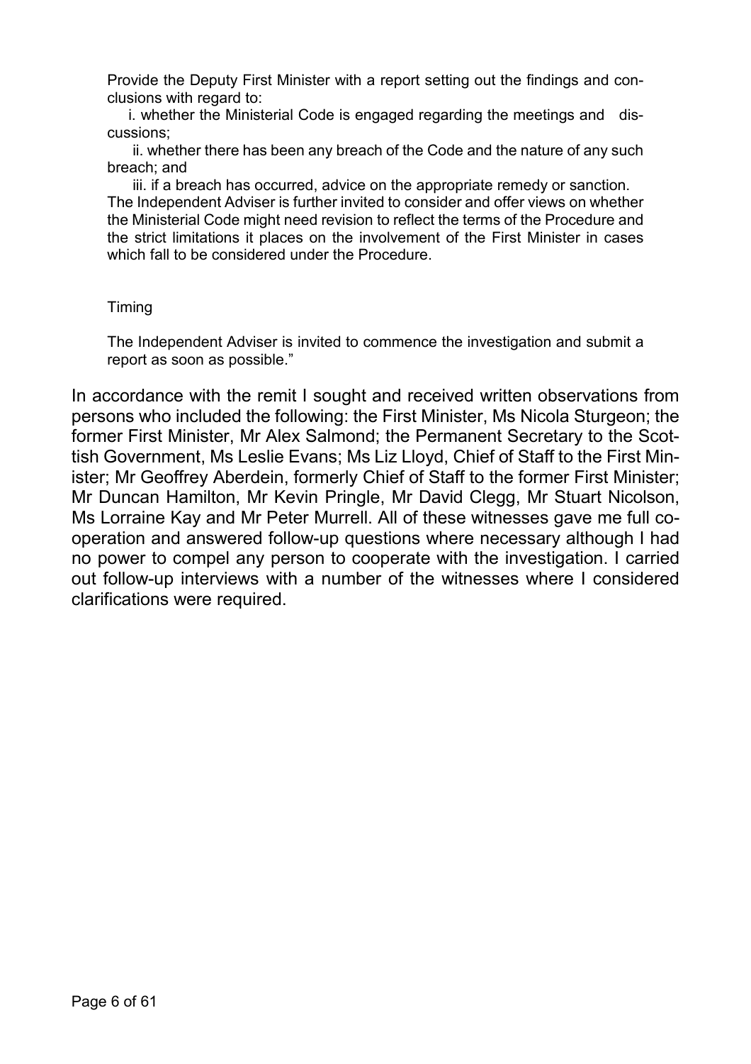> Provide the Deputy First Minister with a report setting out the findings and conclusions with regard to:
>
> i. whether the Ministerial Code is engaged regarding the meetings and discussions;
>
> ii. whether there has been any breach of the Code and the nature of any such breach; and
>
> iii. if a breach has occurred, advice on the appropriate remedy or sanction.
>
> The Independent Adviser is further invited to consider and offer views on whether the Ministerial Code might need revision to reflect the terms of the Procedure and the strict limitations it places on the involvement of the First Minister in cases which fall to be considered under the Procedure.
>
> Timing
>
> The Independent Adviser is invited to commence the investigation and submit a report as soon as possible."

In accordance with the remit I sought and received written observations from persons who included the following: the First Minister, Ms Nicola Sturgeon; the former First Minister, Mr Alex Salmond; the Permanent Secretary to the Scottish Government, Ms Leslie Evans; Ms Liz Lloyd, Chief of Staff to the First Minister; Mr Geoffrey Aberdein, formerly Chief of Staff to the former First Minister; Mr Duncan Hamilton, Mr Kevin Pringle, Mr David Clegg, Mr Stuart Nicolson, Ms Lorraine Kay and Mr Peter Murrell. All of these witnesses gave me full cooperation and answered follow-up questions where necessary although I had no power to compel any person to cooperate with the investigation. I carried out follow-up interviews with a number of the witnesses where I considered clarifications were required.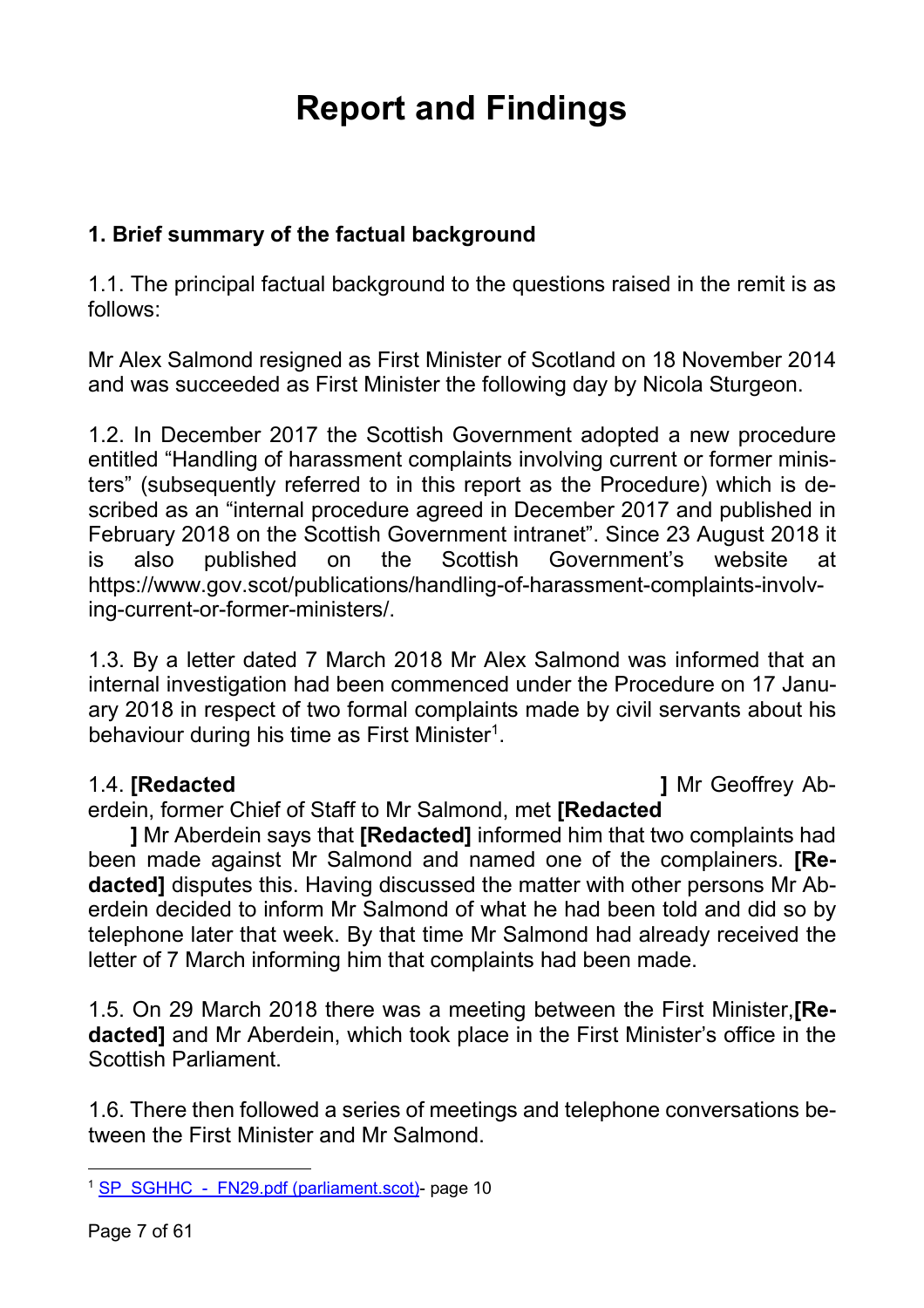# Report and Findings

## 1. Brief summary of the factual background

1.1. The principal factual background to the questions raised in the remit is as follows:

Mr Alex Salmond resigned as First Minister of Scotland on 18 November 2014 and was succeeded as First Minister the following day by Nicola Sturgeon.

1.2. In December 2017 the Scottish Government adopted a new procedure entitled "Handling of harassment complaints involving current or former ministers" (subsequently referred to in this report as the Procedure) which is described as an "internal procedure agreed in December 2017 and published in February 2018 on the Scottish Government intranet". Since 23 August 2018 it is also published on the Scottish Government's website at https://www.gov.scot/publications/handling-of-harassment-complaints-involving-current-or-former-ministers/.

1.3. By a letter dated 7 March 2018 Mr Alex Salmond was informed that an internal investigation had been commenced under the Procedure on 17 January 2018 in respect of two formal complaints made by civil servants about his behaviour during his time as First Minister[1].

1.4. **[Redacted ]** Mr Geoffrey Aberdein, former Chief of Staff to Mr Salmond, met **[Redacted ]** Mr Aberdein says that **[Redacted]** informed him that two complaints had been made against Mr Salmond and named one of the complainers. **[Redacted]** disputes this. Having discussed the matter with other persons Mr Aberdein decided to inform Mr Salmond of what he had been told and did so by telephone later that week. By that time Mr Salmond had already received the letter of 7 March informing him that complaints had been made.

1.5. On 29 March 2018 there was a meeting between the First Minister, **[Redacted]** and Mr Aberdein, which took place in the First Minister's office in the Scottish Parliament.

1.6. There then followed a series of meetings and telephone conversations between the First Minister and Mr Salmond.

[1] SP_SGHHC_-_FN29.pdf (parliament.scot)- page 10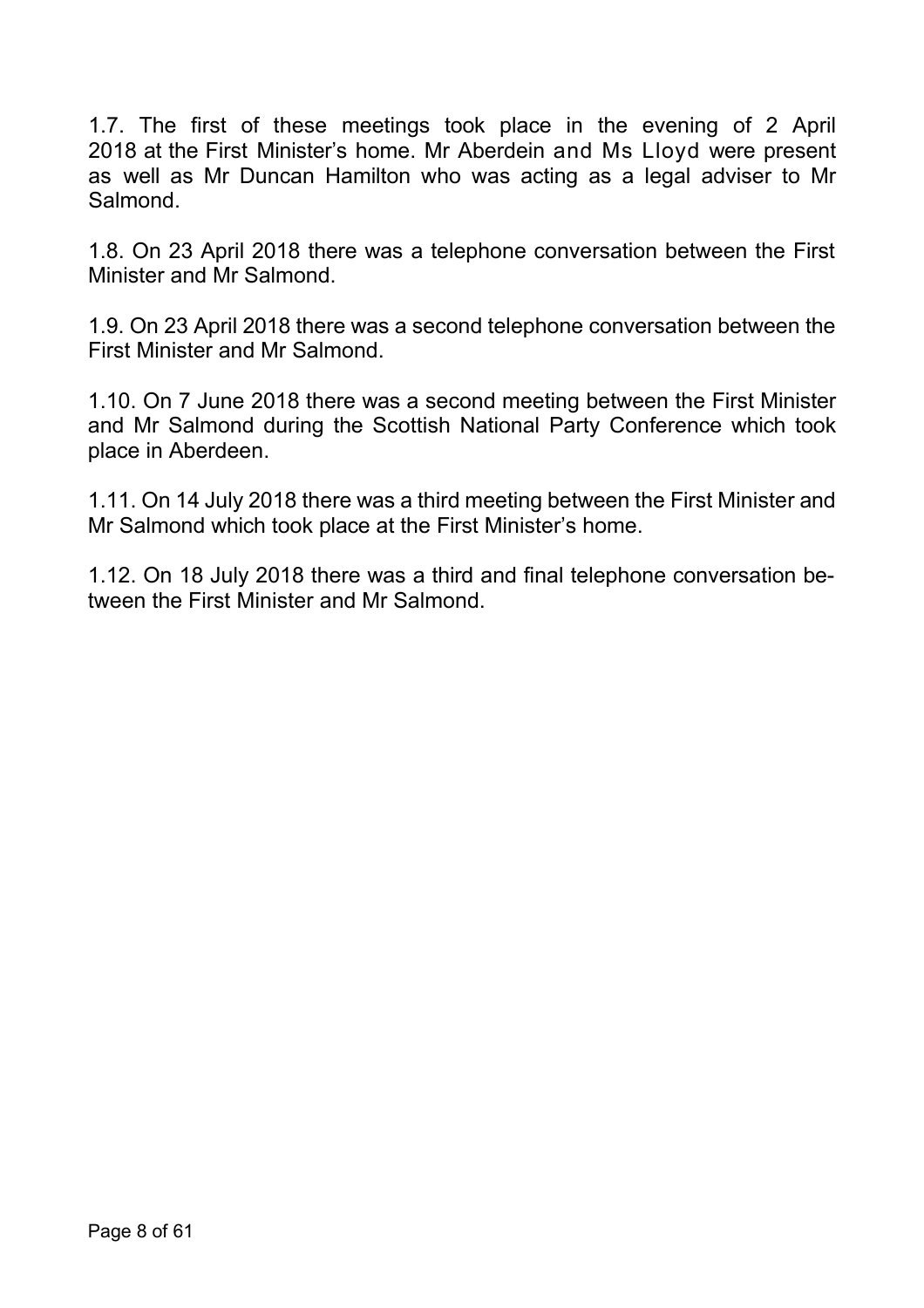1.7. The first of these meetings took place in the evening of 2 April 2018 at the First Minister's home. Mr Aberdein and Ms Lloyd were present as well as Mr Duncan Hamilton who was acting as a legal adviser to Mr Salmond.

1.8. On 23 April 2018 there was a telephone conversation between the First Minister and Mr Salmond.

1.9. On 23 April 2018 there was a second telephone conversation between the First Minister and Mr Salmond.

1.10. On 7 June 2018 there was a second meeting between the First Minister and Mr Salmond during the Scottish National Party Conference which took place in Aberdeen.

1.11. On 14 July 2018 there was a third meeting between the First Minister and Mr Salmond which took place at the First Minister's home.

1.12. On 18 July 2018 there was a third and final telephone conversation between the First Minister and Mr Salmond.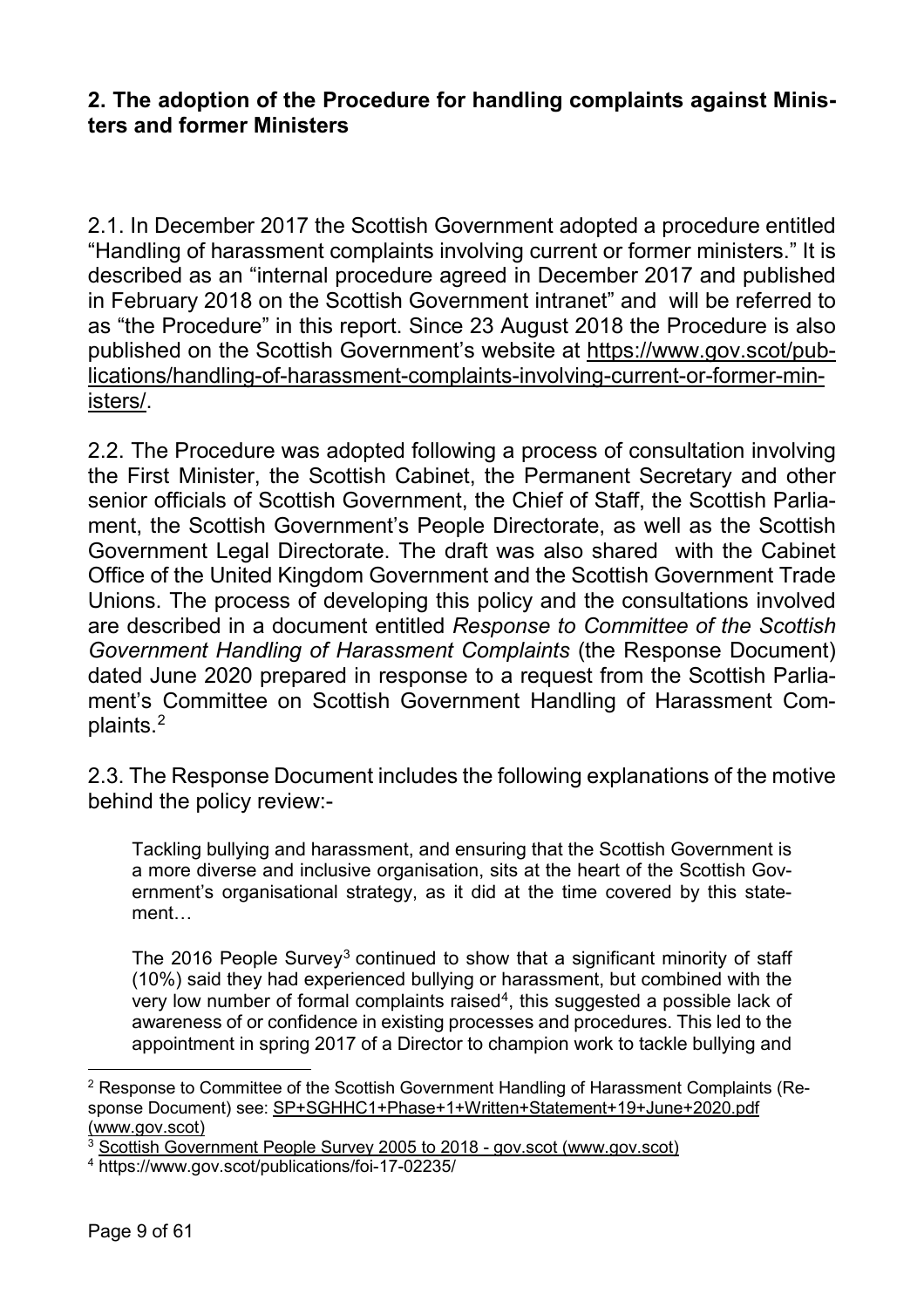## 2. The adoption of the Procedure for handling complaints against Ministers and former Ministers

2.1. In December 2017 the Scottish Government adopted a procedure entitled "Handling of harassment complaints involving current or former ministers." It is described as an "internal procedure agreed in December 2017 and published in February 2018 on the Scottish Government intranet" and will be referred to as "the Procedure" in this report. Since 23 August 2018 the Procedure is also published on the Scottish Government's website at https://www.gov.scot/publications/handling-of-harassment-complaints-involving-current-or-former-ministers/.

2.2. The Procedure was adopted following a process of consultation involving the First Minister, the Scottish Cabinet, the Permanent Secretary and other senior officials of Scottish Government, the Chief of Staff, the Scottish Parliament, the Scottish Government's People Directorate, as well as the Scottish Government Legal Directorate. The draft was also shared with the Cabinet Office of the United Kingdom Government and the Scottish Government Trade Unions. The process of developing this policy and the consultations involved are described in a document entitled *Response to Committee of the Scottish Government Handling of Harassment Complaints* (the Response Document) dated June 2020 prepared in response to a request from the Scottish Parliament's Committee on Scottish Government Handling of Harassment Complaints.[2]

2.3. The Response Document includes the following explanations of the motive behind the policy review:-

> Tackling bullying and harassment, and ensuring that the Scottish Government is a more diverse and inclusive organisation, sits at the heart of the Scottish Government's organisational strategy, as it did at the time covered by this statement…
>
> The 2016 People Survey[3] continued to show that a significant minority of staff (10%) said they had experienced bullying or harassment, but combined with the very low number of formal complaints raised[4], this suggested a possible lack of awareness of or confidence in existing processes and procedures. This led to the appointment in spring 2017 of a Director to champion work to tackle bullying and

---

[2] Response to Committee of the Scottish Government Handling of Harassment Complaints (Response Document) see: SP+SGHHC1+Phase+1+Written+Statement+19+June+2020.pdf (www.gov.scot)

[3] Scottish Government People Survey 2005 to 2018 - gov.scot (www.gov.scot)

[4] https://www.gov.scot/publications/foi-17-02235/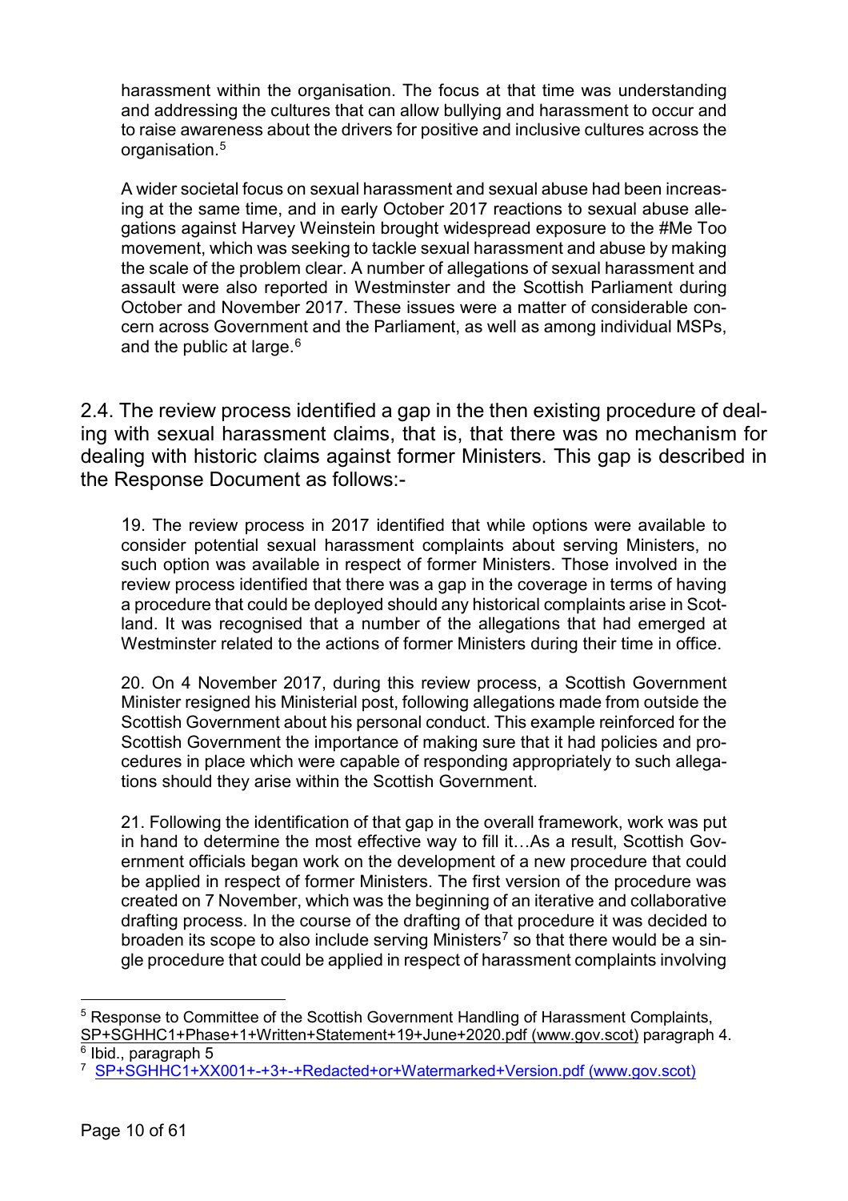> harassment within the organisation. The focus at that time was understanding and addressing the cultures that can allow bullying and harassment to occur and to raise awareness about the drivers for positive and inclusive cultures across the organisation.[5]
>
> A wider societal focus on sexual harassment and sexual abuse had been increasing at the same time, and in early October 2017 reactions to sexual abuse allegations against Harvey Weinstein brought widespread exposure to the #Me Too movement, which was seeking to tackle sexual harassment and abuse by making the scale of the problem clear. A number of allegations of sexual harassment and assault were also reported in Westminster and the Scottish Parliament during October and November 2017. These issues were a matter of considerable concern across Government and the Parliament, as well as among individual MSPs, and the public at large.[6]

2.4. The review process identified a gap in the then existing procedure of dealing with sexual harassment claims, that is, that there was no mechanism for dealing with historic claims against former Ministers. This gap is described in the Response Document as follows:-

> 19. The review process in 2017 identified that while options were available to consider potential sexual harassment complaints about serving Ministers, no such option was available in respect of former Ministers. Those involved in the review process identified that there was a gap in the coverage in terms of having a procedure that could be deployed should any historical complaints arise in Scotland. It was recognised that a number of the allegations that had emerged at Westminster related to the actions of former Ministers during their time in office.
>
> 20. On 4 November 2017, during this review process, a Scottish Government Minister resigned his Ministerial post, following allegations made from outside the Scottish Government about his personal conduct. This example reinforced for the Scottish Government the importance of making sure that it had policies and procedures in place which were capable of responding appropriately to such allegations should they arise within the Scottish Government.
>
> 21. Following the identification of that gap in the overall framework, work was put in hand to determine the most effective way to fill it…As a result, Scottish Government officials began work on the development of a new procedure that could be applied in respect of former Ministers. The first version of the procedure was created on 7 November, which was the beginning of an iterative and collaborative drafting process. In the course of the drafting of that procedure it was decided to broaden its scope to also include serving Ministers[7] so that there would be a single procedure that could be applied in respect of harassment complaints involving

---

[5] Response to Committee of the Scottish Government Handling of Harassment Complaints, SP+SGHHC1+Phase+1+Written+Statement+19+June+2020.pdf (www.gov.scot) paragraph 4.

[6] Ibid., paragraph 5

[7] SP+SGHHC1+XX001+-+3+-+Redacted+or+Watermarked+Version.pdf (www.gov.scot)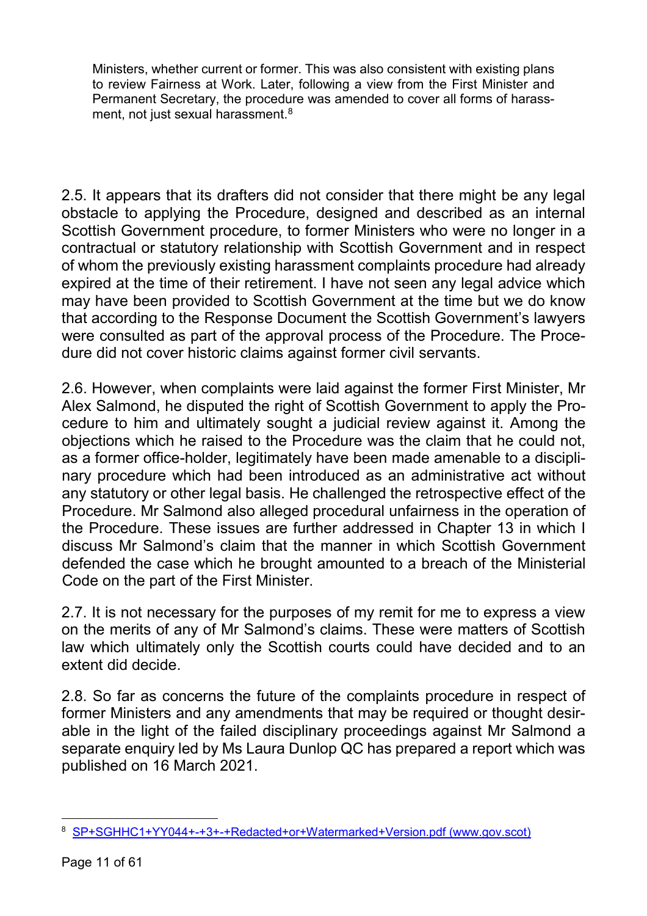> Ministers, whether current or former. This was also consistent with existing plans to review Fairness at Work. Later, following a view from the First Minister and Permanent Secretary, the procedure was amended to cover all forms of harassment, not just sexual harassment.[8]

2.5. It appears that its drafters did not consider that there might be any legal obstacle to applying the Procedure, designed and described as an internal Scottish Government procedure, to former Ministers who were no longer in a contractual or statutory relationship with Scottish Government and in respect of whom the previously existing harassment complaints procedure had already expired at the time of their retirement. I have not seen any legal advice which may have been provided to Scottish Government at the time but we do know that according to the Response Document the Scottish Government's lawyers were consulted as part of the approval process of the Procedure. The Procedure did not cover historic claims against former civil servants.

2.6. However, when complaints were laid against the former First Minister, Mr Alex Salmond, he disputed the right of Scottish Government to apply the Procedure to him and ultimately sought a judicial review against it. Among the objections which he raised to the Procedure was the claim that he could not, as a former office-holder, legitimately have been made amenable to a disciplinary procedure which had been introduced as an administrative act without any statutory or other legal basis. He challenged the retrospective effect of the Procedure. Mr Salmond also alleged procedural unfairness in the operation of the Procedure. These issues are further addressed in Chapter 13 in which I discuss Mr Salmond's claim that the manner in which Scottish Government defended the case which he brought amounted to a breach of the Ministerial Code on the part of the First Minister.

2.7. It is not necessary for the purposes of my remit for me to express a view on the merits of any of Mr Salmond's claims. These were matters of Scottish law which ultimately only the Scottish courts could have decided and to an extent did decide.

2.8. So far as concerns the future of the complaints procedure in respect of former Ministers and any amendments that may be required or thought desirable in the light of the failed disciplinary proceedings against Mr Salmond a separate enquiry led by Ms Laura Dunlop QC has prepared a report which was published on 16 March 2021.

---

[8] SP+SGHHC1+YY044+-+3+-+Redacted+or+Watermarked+Version.pdf (www.gov.scot)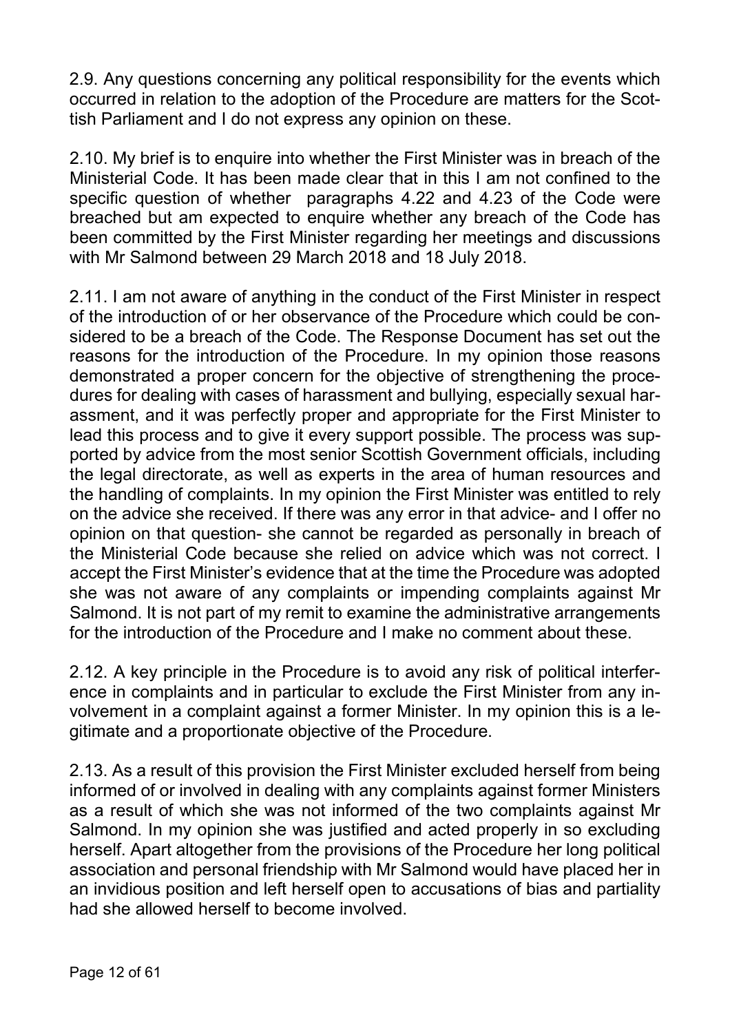2.9. Any questions concerning any political responsibility for the events which occurred in relation to the adoption of the Procedure are matters for the Scottish Parliament and I do not express any opinion on these.

2.10. My brief is to enquire into whether the First Minister was in breach of the Ministerial Code. It has been made clear that in this I am not confined to the specific question of whether paragraphs 4.22 and 4.23 of the Code were breached but am expected to enquire whether any breach of the Code has been committed by the First Minister regarding her meetings and discussions with Mr Salmond between 29 March 2018 and 18 July 2018.

2.11. I am not aware of anything in the conduct of the First Minister in respect of the introduction of or her observance of the Procedure which could be considered to be a breach of the Code. The Response Document has set out the reasons for the introduction of the Procedure. In my opinion those reasons demonstrated a proper concern for the objective of strengthening the procedures for dealing with cases of harassment and bullying, especially sexual harassment, and it was perfectly proper and appropriate for the First Minister to lead this process and to give it every support possible. The process was supported by advice from the most senior Scottish Government officials, including the legal directorate, as well as experts in the area of human resources and the handling of complaints. In my opinion the First Minister was entitled to rely on the advice she received. If there was any error in that advice- and I offer no opinion on that question- she cannot be regarded as personally in breach of the Ministerial Code because she relied on advice which was not correct. I accept the First Minister's evidence that at the time the Procedure was adopted she was not aware of any complaints or impending complaints against Mr Salmond. It is not part of my remit to examine the administrative arrangements for the introduction of the Procedure and I make no comment about these.

2.12. A key principle in the Procedure is to avoid any risk of political interference in complaints and in particular to exclude the First Minister from any involvement in a complaint against a former Minister. In my opinion this is a legitimate and a proportionate objective of the Procedure.

2.13. As a result of this provision the First Minister excluded herself from being informed of or involved in dealing with any complaints against former Ministers as a result of which she was not informed of the two complaints against Mr Salmond. In my opinion she was justified and acted properly in so excluding herself. Apart altogether from the provisions of the Procedure her long political association and personal friendship with Mr Salmond would have placed her in an invidious position and left herself open to accusations of bias and partiality had she allowed herself to become involved.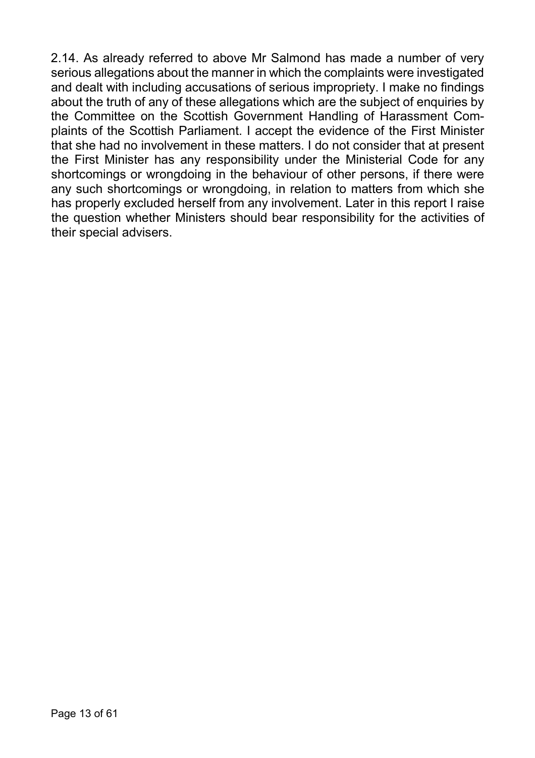2.14. As already referred to above Mr Salmond has made a number of very serious allegations about the manner in which the complaints were investigated and dealt with including accusations of serious impropriety. I make no findings about the truth of any of these allegations which are the subject of enquiries by the Committee on the Scottish Government Handling of Harassment Complaints of the Scottish Parliament. I accept the evidence of the First Minister that she had no involvement in these matters. I do not consider that at present the First Minister has any responsibility under the Ministerial Code for any shortcomings or wrongdoing in the behaviour of other persons, if there were any such shortcomings or wrongdoing, in relation to matters from which she has properly excluded herself from any involvement. Later in this report I raise the question whether Ministers should bear responsibility for the activities of their special advisers.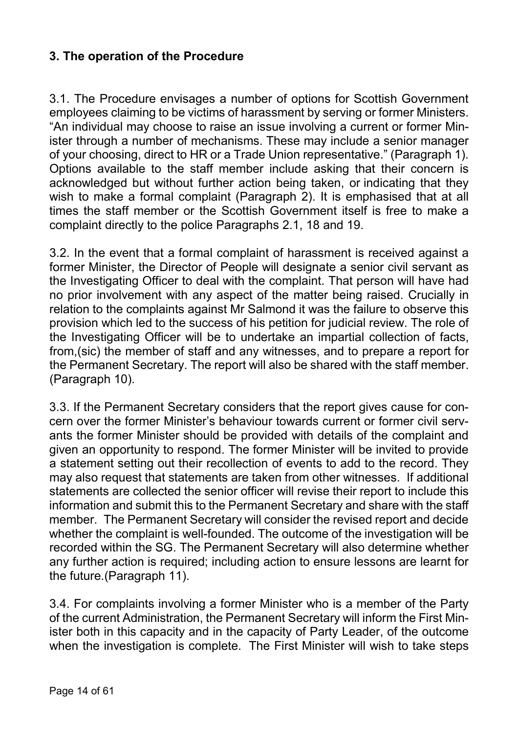### 3. The operation of the Procedure

3.1. The Procedure envisages a number of options for Scottish Government employees claiming to be victims of harassment by serving or former Ministers. "An individual may choose to raise an issue involving a current or former Minister through a number of mechanisms. These may include a senior manager of your choosing, direct to HR or a Trade Union representative." (Paragraph 1). Options available to the staff member include asking that their concern is acknowledged but without further action being taken, or indicating that they wish to make a formal complaint (Paragraph 2). It is emphasised that at all times the staff member or the Scottish Government itself is free to make a complaint directly to the police Paragraphs 2.1, 18 and 19.

3.2. In the event that a formal complaint of harassment is received against a former Minister, the Director of People will designate a senior civil servant as the Investigating Officer to deal with the complaint. That person will have had no prior involvement with any aspect of the matter being raised. Crucially in relation to the complaints against Mr Salmond it was the failure to observe this provision which led to the success of his petition for judicial review. The role of the Investigating Officer will be to undertake an impartial collection of facts, from,(sic) the member of staff and any witnesses, and to prepare a report for the Permanent Secretary. The report will also be shared with the staff member. (Paragraph 10).

3.3. If the Permanent Secretary considers that the report gives cause for concern over the former Minister's behaviour towards current or former civil servants the former Minister should be provided with details of the complaint and given an opportunity to respond. The former Minister will be invited to provide a statement setting out their recollection of events to add to the record. They may also request that statements are taken from other witnesses. If additional statements are collected the senior officer will revise their report to include this information and submit this to the Permanent Secretary and share with the staff member. The Permanent Secretary will consider the revised report and decide whether the complaint is well-founded. The outcome of the investigation will be recorded within the SG. The Permanent Secretary will also determine whether any further action is required; including action to ensure lessons are learnt for the future.(Paragraph 11).

3.4. For complaints involving a former Minister who is a member of the Party of the current Administration, the Permanent Secretary will inform the First Minister both in this capacity and in the capacity of Party Leader, of the outcome when the investigation is complete. The First Minister will wish to take steps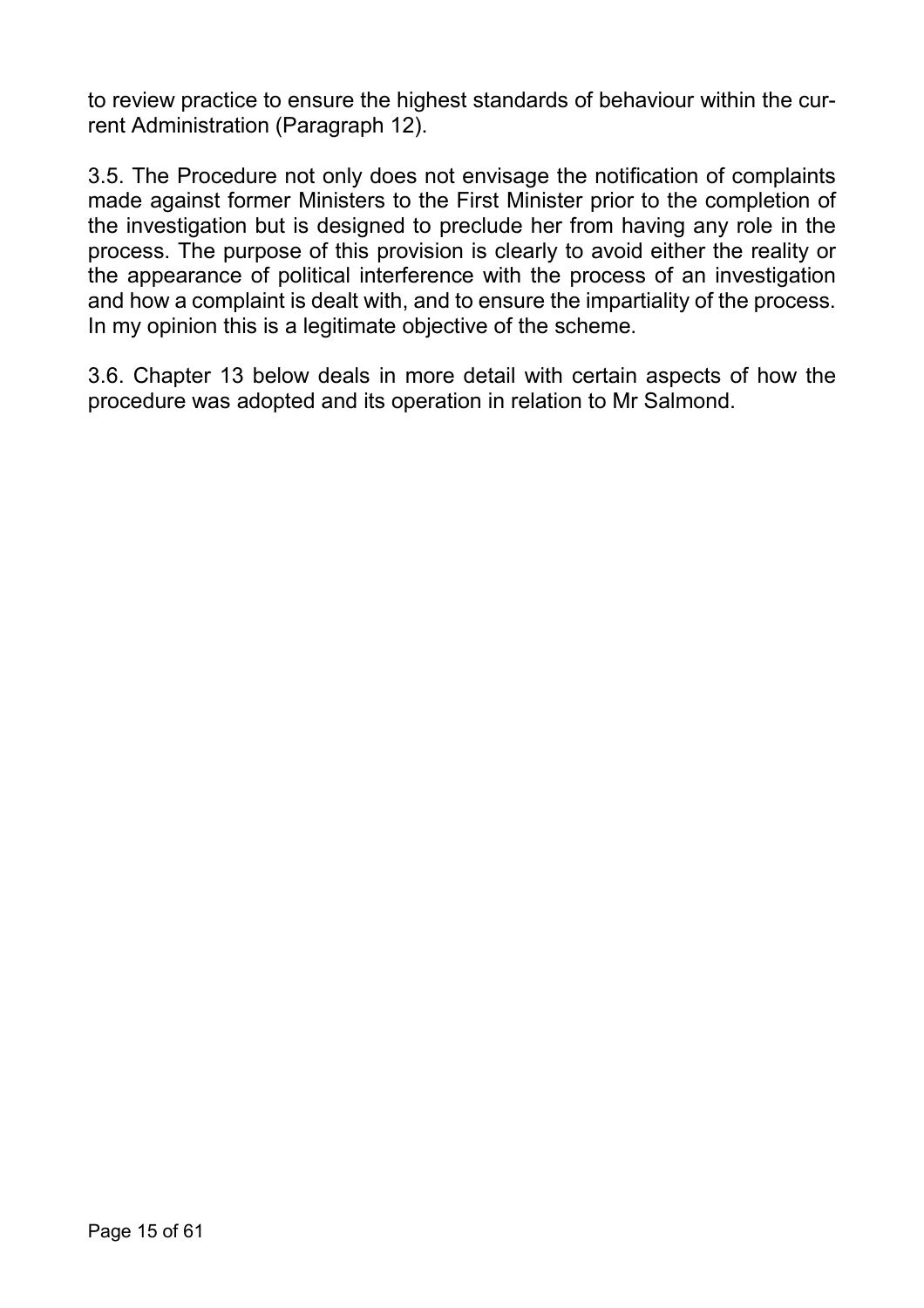to review practice to ensure the highest standards of behaviour within the current Administration (Paragraph 12).

3.5. The Procedure not only does not envisage the notification of complaints made against former Ministers to the First Minister prior to the completion of the investigation but is designed to preclude her from having any role in the process. The purpose of this provision is clearly to avoid either the reality or the appearance of political interference with the process of an investigation and how a complaint is dealt with, and to ensure the impartiality of the process. In my opinion this is a legitimate objective of the scheme.

3.6. Chapter 13 below deals in more detail with certain aspects of how the procedure was adopted and its operation in relation to Mr Salmond.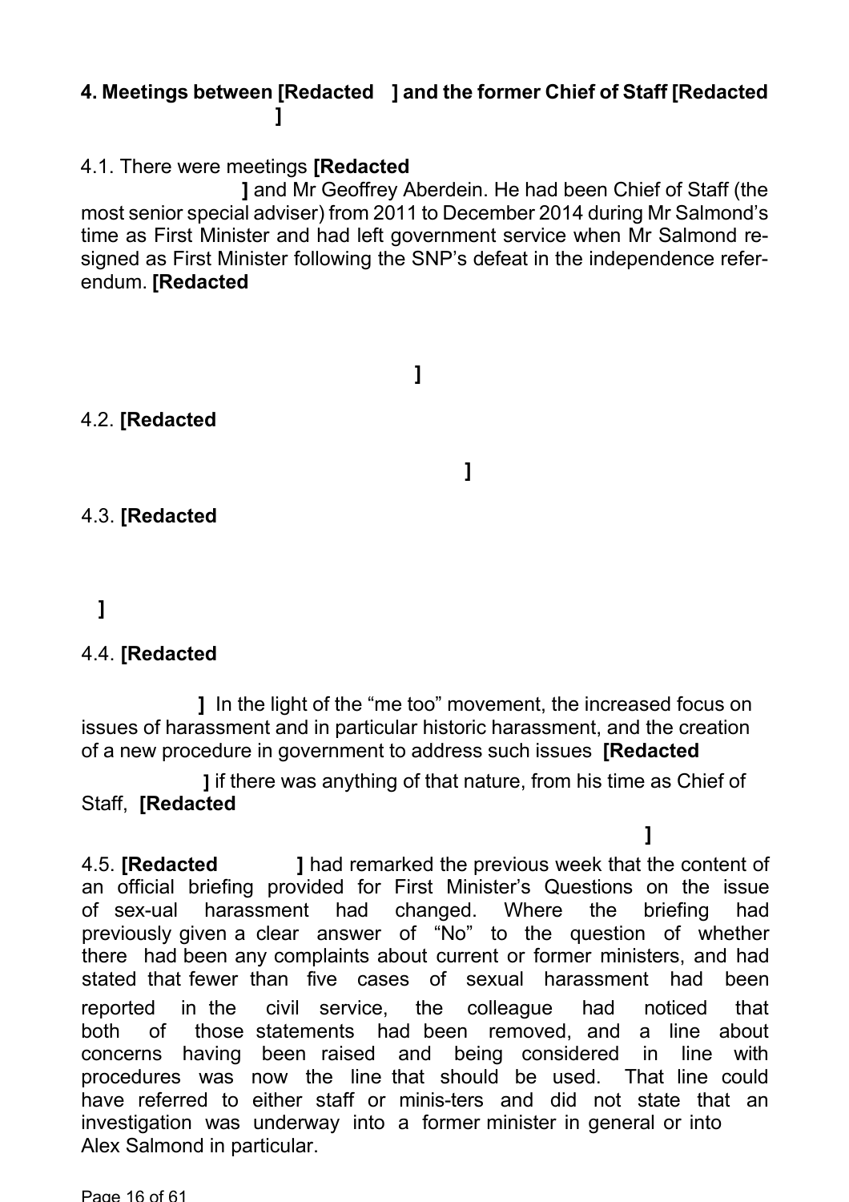**4. Meetings between [Redacted ] and the former Chief of Staff [Redacted ]**

4.1. There were meetings **[Redacted ]** and Mr Geoffrey Aberdein. He had been Chief of Staff (the most senior special adviser) from 2011 to December 2014 during Mr Salmond's time as First Minister and had left government service when Mr Salmond resigned as First Minister following the SNP's defeat in the independence referendum. **[Redacted ]**

4.2. **[Redacted ]**

4.3. **[Redacted ]**

4.4. **[Redacted ]** In the light of the "me too" movement, the increased focus on issues of harassment and in particular historic harassment, and the creation of a new procedure in government to address such issues **[Redacted ]** if there was anything of that nature, from his time as Chief of Staff, **[Redacted ]**

4.5. **[Redacted ]** had remarked the previous week that the content of an official briefing provided for First Minister's Questions on the issue of sex-ual harassment had changed. Where the briefing had previously given a clear answer of "No" to the question of whether there had been any complaints about current or former ministers, and had stated that fewer than five cases of sexual harassment had been reported in the civil service, the colleague had noticed that both of those statements had been removed, and a line about concerns having been raised and being considered in line with procedures was now the line that should be used. That line could have referred to either staff or minis-ters and did not state that an investigation was underway into a former minister in general or into Alex Salmond in particular.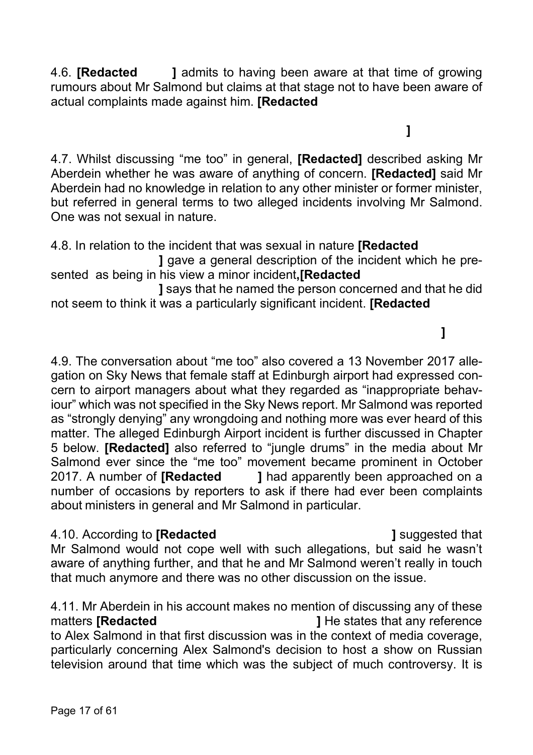4.6. **[Redacted ]** admits to having been aware at that time of growing rumours about Mr Salmond but claims at that stage not to have been aware of actual complaints made against him. **[Redacted ]**

4.7. Whilst discussing "me too" in general, **[Redacted]** described asking Mr Aberdein whether he was aware of anything of concern. **[Redacted]** said Mr Aberdein had no knowledge in relation to any other minister or former minister, but referred in general terms to two alleged incidents involving Mr Salmond. One was not sexual in nature.

4.8. In relation to the incident that was sexual in nature **[Redacted ]** gave a general description of the incident which he presented as being in his view a minor incident**,[Redacted ]** says that he named the person concerned and that he did not seem to think it was a particularly significant incident. **[Redacted ]**

4.9. The conversation about "me too" also covered a 13 November 2017 allegation on Sky News that female staff at Edinburgh airport had expressed concern to airport managers about what they regarded as "inappropriate behaviour" which was not specified in the Sky News report. Mr Salmond was reported as "strongly denying" any wrongdoing and nothing more was ever heard of this matter. The alleged Edinburgh Airport incident is further discussed in Chapter 5 below. **[Redacted]** also referred to "jungle drums" in the media about Mr Salmond ever since the "me too" movement became prominent in October 2017. A number of **[Redacted ]** had apparently been approached on a number of occasions by reporters to ask if there had ever been complaints about ministers in general and Mr Salmond in particular.

4.10. According to **[Redacted ]** suggested that Mr Salmond would not cope well with such allegations, but said he wasn't aware of anything further, and that he and Mr Salmond weren't really in touch that much anymore and there was no other discussion on the issue.

4.11. Mr Aberdein in his account makes no mention of discussing any of these matters **[Redacted ]** He states that any reference to Alex Salmond in that first discussion was in the context of media coverage, particularly concerning Alex Salmond's decision to host a show on Russian television around that time which was the subject of much controversy. It is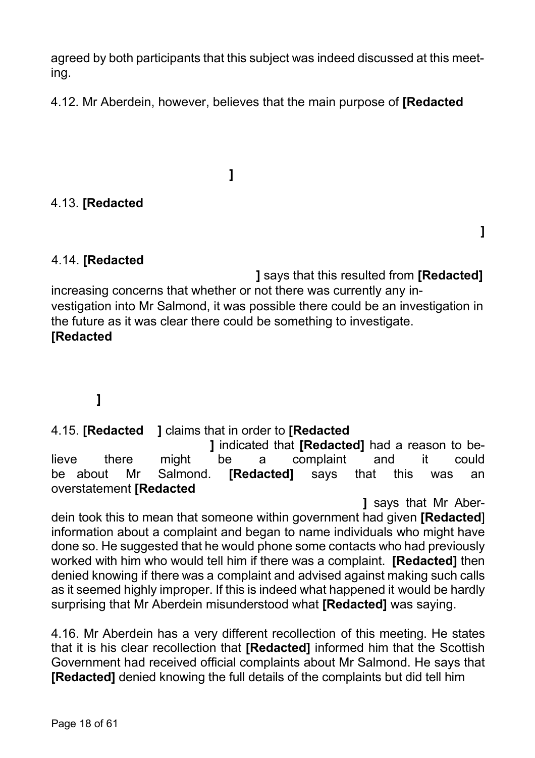agreed by both participants that this subject was indeed discussed at this meeting.

4.12. Mr Aberdein, however, believes that the main purpose of **[Redacted ]**

4.13. **[Redacted ]**

4.14. **[Redacted ]** says that this resulted from **[Redacted]** increasing concerns that whether or not there was currently any investigation into Mr Salmond, it was possible there could be an investigation in the future as it was clear there could be something to investigate. **[Redacted ]**

4.15. **[Redacted ]** claims that in order to **[Redacted ]** indicated that **[Redacted]** had a reason to believe there might be a complaint and it could be about Mr Salmond. **[Redacted]** says that this was an overstatement **[Redacted ]** says that Mr Aberdein took this to mean that someone within government had given **[Redacted]** information about a complaint and began to name individuals who might have done so. He suggested that he would phone some contacts who had previously worked with him who would tell him if there was a complaint. **[Redacted]** then denied knowing if there was a complaint and advised against making such calls as it seemed highly improper. If this is indeed what happened it would be hardly surprising that Mr Aberdein misunderstood what **[Redacted]** was saying.

4.16. Mr Aberdein has a very different recollection of this meeting. He states that it is his clear recollection that **[Redacted]** informed him that the Scottish Government had received official complaints about Mr Salmond. He says that **[Redacted]** denied knowing the full details of the complaints but did tell him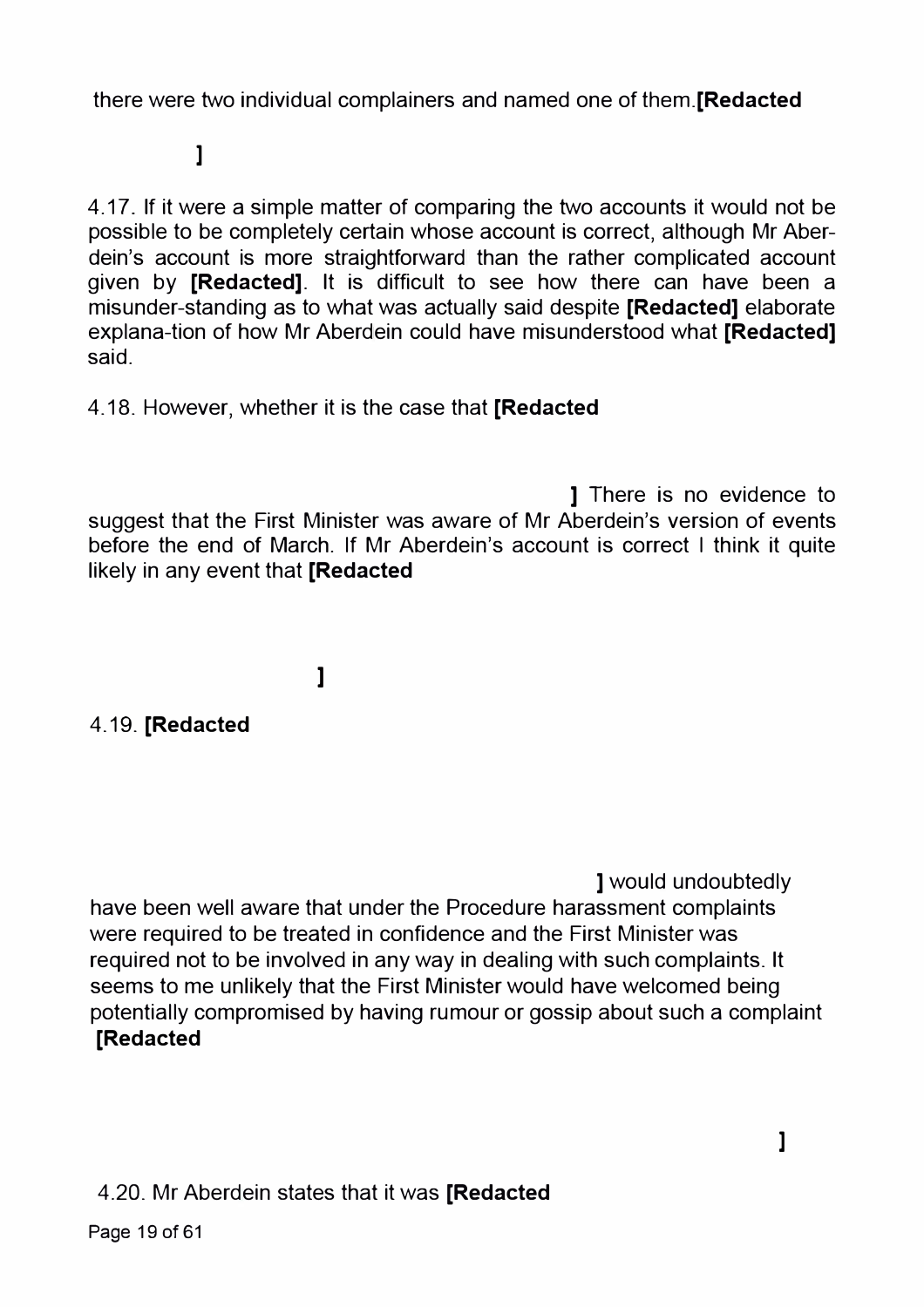there were two individual complainers and named one of them.**[Redacted**

**]**

4.17. If it were a simple matter of comparing the two accounts it would not be possible to be completely certain whose account is correct, although Mr Aber-dein's account is more straightforward than the rather complicated account given by **[Redacted]**. It is difficult to see how there can have been a misunder-standing as to what was actually said despite **[Redacted]** elaborate explana-tion of how Mr Aberdein could have misunderstood what **[Redacted]** said.

4.18. However, whether it is the case that **[Redacted**

**]** There is no evidence to suggest that the First Minister was aware of Mr Aberdein's version of events before the end of March. If Mr Aberdein's account is correct I think it quite likely in any event that **[Redacted**

**]**

4.19. **[Redacted**

**]** would undoubtedly have been well aware that under the Procedure harassment complaints were required to be treated in confidence and the First Minister was required not to be involved in any way in dealing with such complaints. It seems to me unlikely that the First Minister would have welcomed being potentially compromised by having rumour or gossip about such a complaint **[Redacted**

**]**

4.20. Mr Aberdein states that it was **[Redacted**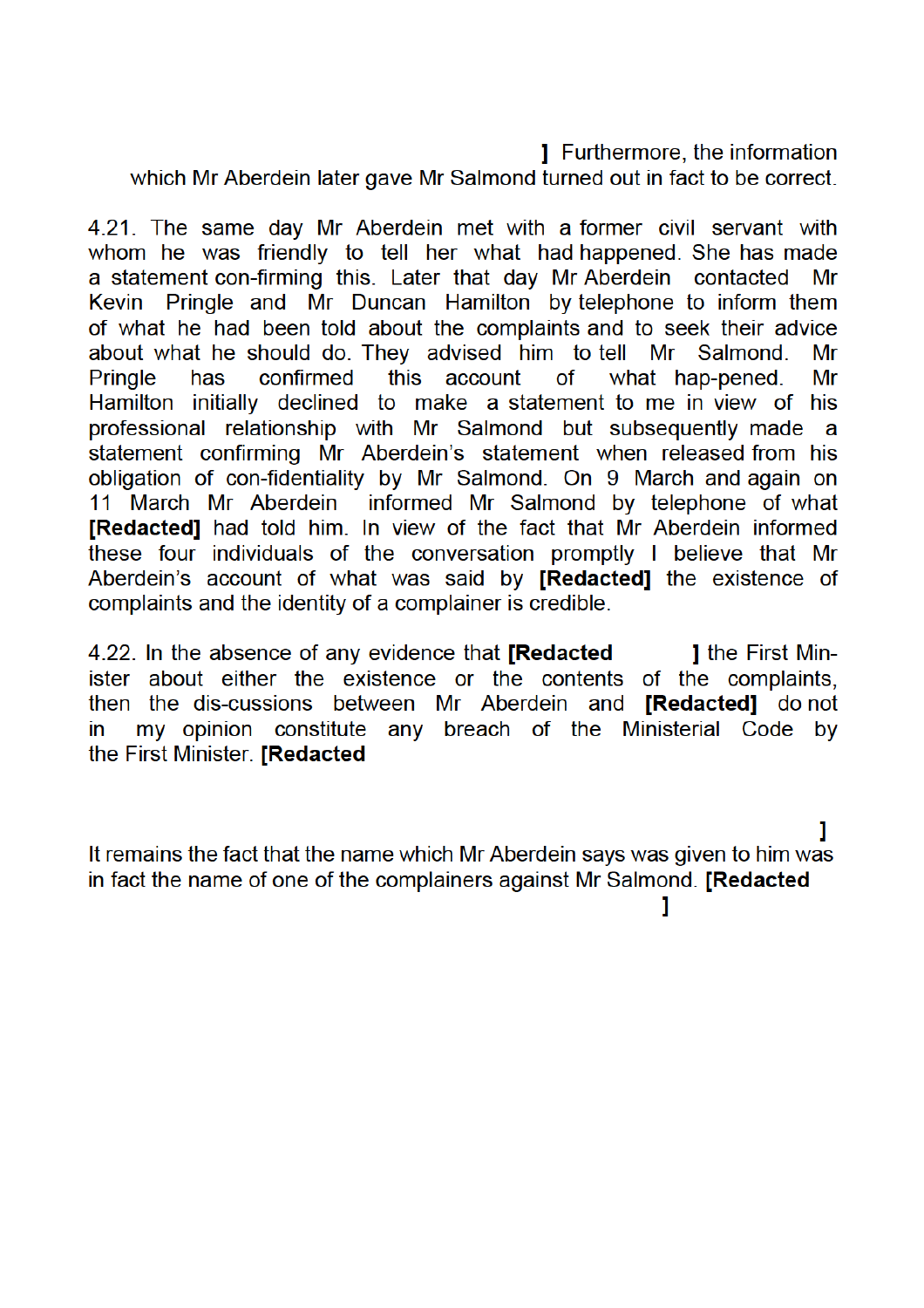] Furthermore, the information which Mr Aberdein later gave Mr Salmond turned out in fact to be correct.

4.21. The same day Mr Aberdein met with a former civil servant with whom he was friendly to tell her what had happened. She has made a statement con-firming this. Later that day Mr Aberdein contacted Mr Kevin Pringle and Mr Duncan Hamilton by telephone to inform them of what he had been told about the complaints and to seek their advice about what he should do. They advised him to tell Mr Salmond. Mr Pringle has confirmed this account of what hap-pened. Mr Hamilton initially declined to make a statement to me in view of his professional relationship with Mr Salmond but subsequently made a statement confirming Mr Aberdein's statement when released from his obligation of con-fidentiality by Mr Salmond. On 9 March and again on 11 March Mr Aberdein informed Mr Salmond by telephone of what **[Redacted]** had told him. In view of the fact that Mr Aberdein informed these four individuals of the conversation promptly I believe that Mr Aberdein's account of what was said by **[Redacted]** the existence of complaints and the identity of a complainer is credible.

4.22. In the absence of any evidence that **[Redacted ]** the First Min-ister about either the existence or the contents of the complaints, then the dis-cussions between Mr Aberdein and **[Redacted]** do not in my opinion constitute any breach of the Ministerial Code by the First Minister. **[Redacted**

**]**
It remains the fact that the name which Mr Aberdein says was given to him was in fact the name of one of the complainers against Mr Salmond. **[Redacted**

**]**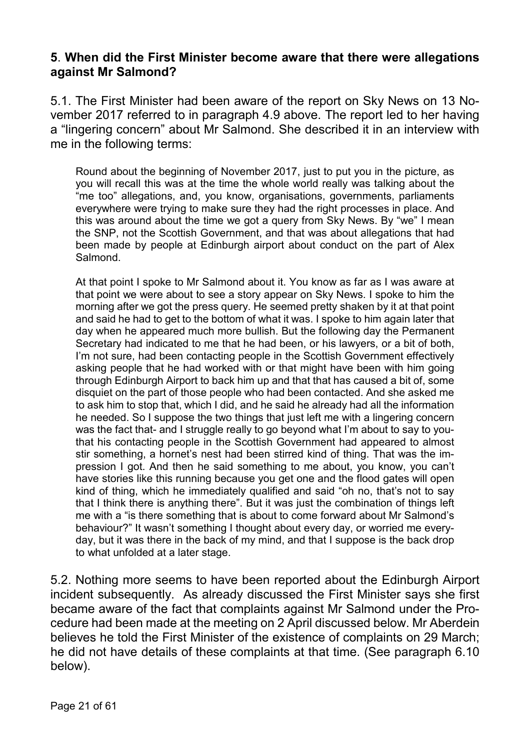**5**. **When did the First Minister become aware that there were allegations against Mr Salmond?**

5.1. The First Minister had been aware of the report on Sky News on 13 November 2017 referred to in paragraph 4.9 above. The report led to her having a "lingering concern" about Mr Salmond. She described it in an interview with me in the following terms:

> Round about the beginning of November 2017, just to put you in the picture, as you will recall this was at the time the whole world really was talking about the "me too" allegations, and, you know, organisations, governments, parliaments everywhere were trying to make sure they had the right processes in place. And this was around about the time we got a query from Sky News. By "we" I mean the SNP, not the Scottish Government, and that was about allegations that had been made by people at Edinburgh airport about conduct on the part of Alex Salmond.
>
> At that point I spoke to Mr Salmond about it. You know as far as I was aware at that point we were about to see a story appear on Sky News. I spoke to him the morning after we got the press query. He seemed pretty shaken by it at that point and said he had to get to the bottom of what it was. I spoke to him again later that day when he appeared much more bullish. But the following day the Permanent Secretary had indicated to me that he had been, or his lawyers, or a bit of both, I'm not sure, had been contacting people in the Scottish Government effectively asking people that he had worked with or that might have been with him going through Edinburgh Airport to back him up and that that has caused a bit of, some disquiet on the part of those people who had been contacted. And she asked me to ask him to stop that, which I did, and he said he already had all the information he needed. So I suppose the two things that just left me with a lingering concern was the fact that- and I struggle really to go beyond what I'm about to say to you- that his contacting people in the Scottish Government had appeared to almost stir something, a hornet's nest had been stirred kind of thing. That was the impression I got. And then he said something to me about, you know, you can't have stories like this running because you get one and the flood gates will open kind of thing, which he immediately qualified and said "oh no, that's not to say that I think there is anything there". But it was just the combination of things left me with a "is there something that is about to come forward about Mr Salmond's behaviour?" It wasn't something I thought about every day, or worried me everyday, but it was there in the back of my mind, and that I suppose is the back drop to what unfolded at a later stage.

5.2. Nothing more seems to have been reported about the Edinburgh Airport incident subsequently. As already discussed the First Minister says she first became aware of the fact that complaints against Mr Salmond under the Procedure had been made at the meeting on 2 April discussed below. Mr Aberdein believes he told the First Minister of the existence of complaints on 29 March; he did not have details of these complaints at that time. (See paragraph 6.10 below).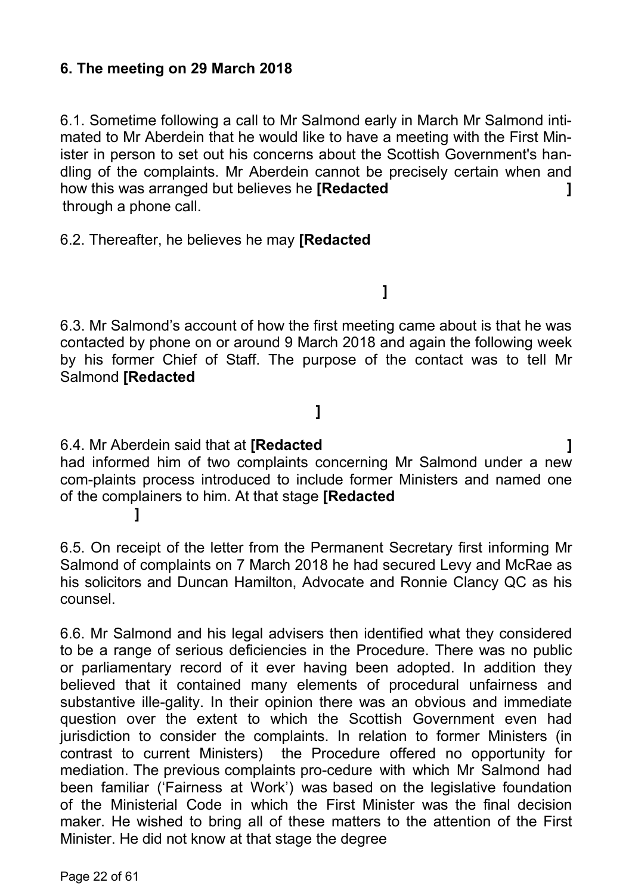## 6. The meeting on 29 March 2018

6.1. Sometime following a call to Mr Salmond early in March Mr Salmond intimated to Mr Aberdein that he would like to have a meeting with the First Minister in person to set out his concerns about the Scottish Government's handling of the complaints. Mr Aberdein cannot be precisely certain when and how this was arranged but believes he **[Redacted ]** through a phone call.

6.2. Thereafter, he believes he may **[Redacted ]**

6.3. Mr Salmond's account of how the first meeting came about is that he was contacted by phone on or around 9 March 2018 and again the following week by his former Chief of Staff. The purpose of the contact was to tell Mr Salmond **[Redacted ]**

6.4. Mr Aberdein said that at **[Redacted ]** had informed him of two complaints concerning Mr Salmond under a new com-plaints process introduced to include former Ministers and named one of the complainers to him. At that stage **[Redacted ]**

6.5. On receipt of the letter from the Permanent Secretary first informing Mr Salmond of complaints on 7 March 2018 he had secured Levy and McRae as his solicitors and Duncan Hamilton, Advocate and Ronnie Clancy QC as his counsel.

6.6. Mr Salmond and his legal advisers then identified what they considered to be a range of serious deficiencies in the Procedure. There was no public or parliamentary record of it ever having been adopted. In addition they believed that it contained many elements of procedural unfairness and substantive ille-gality. In their opinion there was an obvious and immediate question over the extent to which the Scottish Government even had jurisdiction to consider the complaints. In relation to former Ministers (in contrast to current Ministers) the Procedure offered no opportunity for mediation. The previous complaints pro-cedure with which Mr Salmond had been familiar ('Fairness at Work') was based on the legislative foundation of the Ministerial Code in which the First Minister was the final decision maker. He wished to bring all of these matters to the attention of the First Minister. He did not know at that stage the degree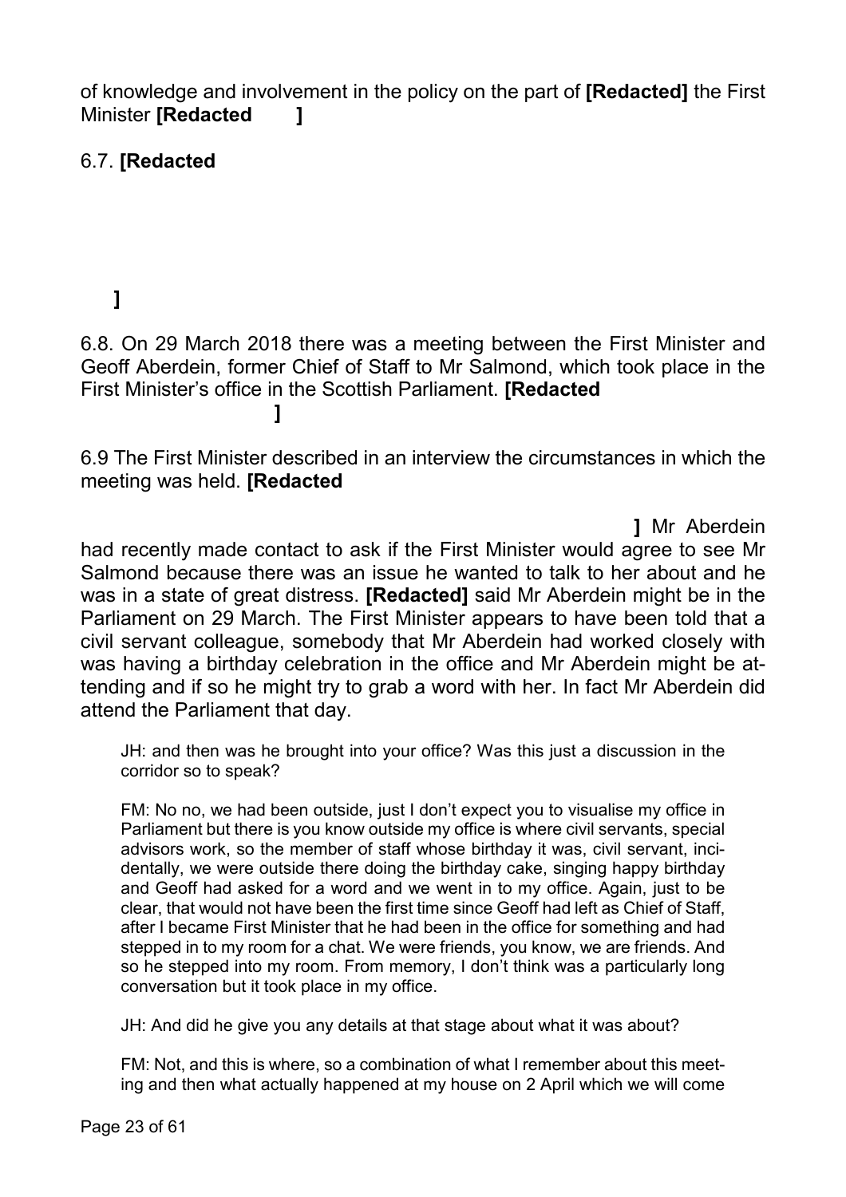of knowledge and involvement in the policy on the part of **[Redacted]** the First Minister **[Redacted ]**

6.7. **[Redacted**

**]**

6.8. On 29 March 2018 there was a meeting between the First Minister and Geoff Aberdein, former Chief of Staff to Mr Salmond, which took place in the First Minister's office in the Scottish Parliament. **[Redacted ]**

6.9 The First Minister described in an interview the circumstances in which the meeting was held. **[Redacted ]** Mr Aberdein had recently made contact to ask if the First Minister would agree to see Mr Salmond because there was an issue he wanted to talk to her about and he was in a state of great distress. **[Redacted]** said Mr Aberdein might be in the Parliament on 29 March. The First Minister appears to have been told that a civil servant colleague, somebody that Mr Aberdein had worked closely with was having a birthday celebration in the office and Mr Aberdein might be attending and if so he might try to grab a word with her. In fact Mr Aberdein did attend the Parliament that day.

> JH: and then was he brought into your office? Was this just a discussion in the corridor so to speak?
>
> FM: No no, we had been outside, just I don't expect you to visualise my office in Parliament but there is you know outside my office is where civil servants, special advisors work, so the member of staff whose birthday it was, civil servant, incidentally, we were outside there doing the birthday cake, singing happy birthday and Geoff had asked for a word and we went in to my office. Again, just to be clear, that would not have been the first time since Geoff had left as Chief of Staff, after I became First Minister that he had been in the office for something and had stepped in to my room for a chat. We were friends, you know, we are friends. And so he stepped into my room. From memory, I don't think was a particularly long conversation but it took place in my office.
>
> JH: And did he give you any details at that stage about what it was about?
>
> FM: Not, and this is where, so a combination of what I remember about this meeting and then what actually happened at my house on 2 April which we will come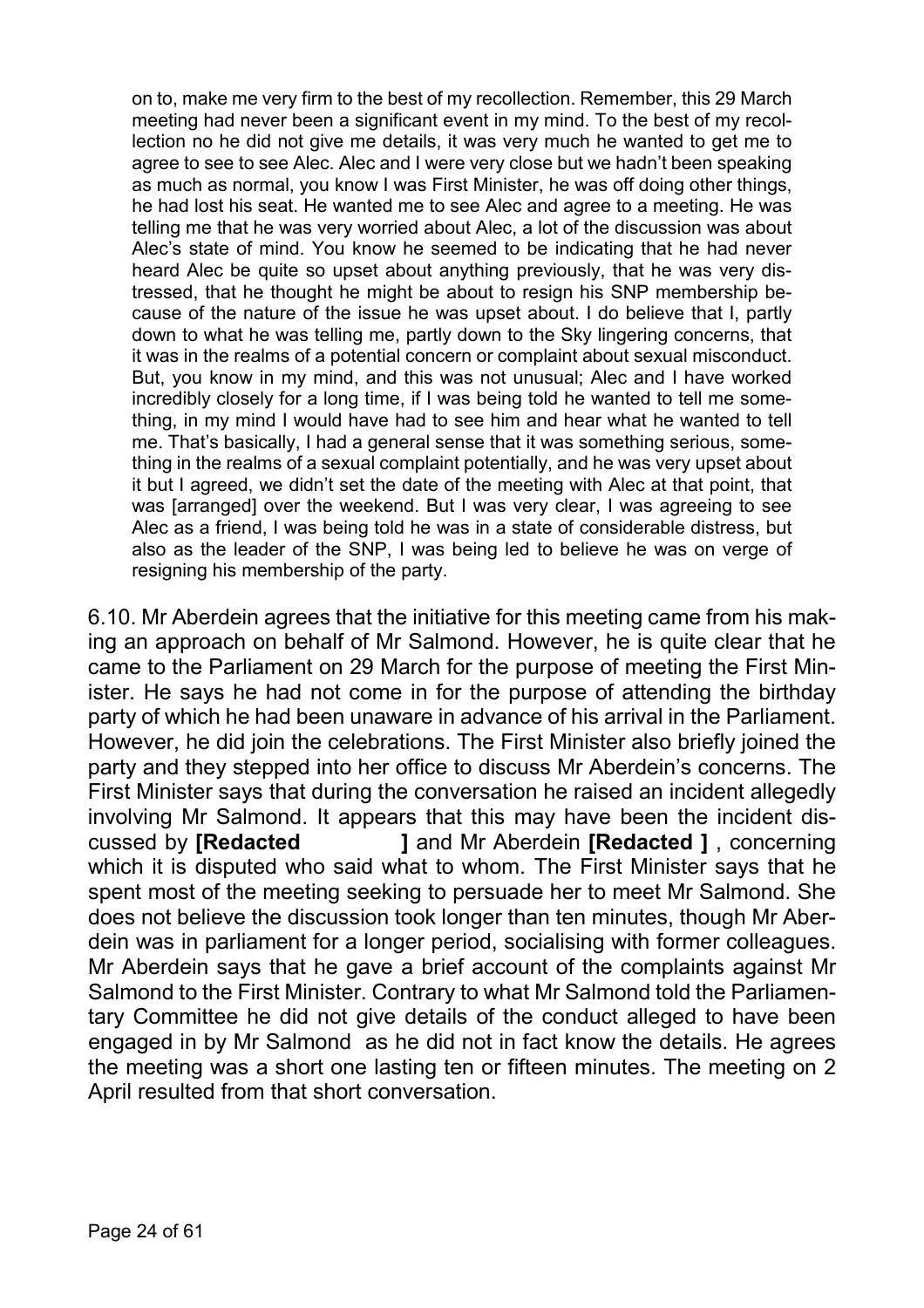> on to, make me very firm to the best of my recollection. Remember, this 29 March meeting had never been a significant event in my mind. To the best of my recollection no he did not give me details, it was very much he wanted to get me to agree to see to see Alec. Alec and I were very close but we hadn't been speaking as much as normal, you know I was First Minister, he was off doing other things, he had lost his seat. He wanted me to see Alec and agree to a meeting. He was telling me that he was very worried about Alec, a lot of the discussion was about Alec's state of mind. You know he seemed to be indicating that he had never heard Alec be quite so upset about anything previously, that he was very distressed, that he thought he might be about to resign his SNP membership because of the nature of the issue he was upset about. I do believe that I, partly down to what he was telling me, partly down to the Sky lingering concerns, that it was in the realms of a potential concern or complaint about sexual misconduct. But, you know in my mind, and this was not unusual; Alec and I have worked incredibly closely for a long time, if I was being told he wanted to tell me something, in my mind I would have had to see him and hear what he wanted to tell me. That's basically, I had a general sense that it was something serious, something in the realms of a sexual complaint potentially, and he was very upset about it but I agreed, we didn't set the date of the meeting with Alec at that point, that was [arranged] over the weekend. But I was very clear, I was agreeing to see Alec as a friend, I was being told he was in a state of considerable distress, but also as the leader of the SNP, I was being led to believe he was on verge of resigning his membership of the party.

6.10. Mr Aberdein agrees that the initiative for this meeting came from his making an approach on behalf of Mr Salmond. However, he is quite clear that he came to the Parliament on 29 March for the purpose of meeting the First Minister. He says he had not come in for the purpose of attending the birthday party of which he had been unaware in advance of his arrival in the Parliament. However, he did join the celebrations. The First Minister also briefly joined the party and they stepped into her office to discuss Mr Aberdein's concerns. The First Minister says that during the conversation he raised an incident allegedly involving Mr Salmond. It appears that this may have been the incident discussed by **[Redacted ]** and Mr Aberdein **[Redacted ]** , concerning which it is disputed who said what to whom. The First Minister says that he spent most of the meeting seeking to persuade her to meet Mr Salmond. She does not believe the discussion took longer than ten minutes, though Mr Aberdein was in parliament for a longer period, socialising with former colleagues. Mr Aberdein says that he gave a brief account of the complaints against Mr Salmond to the First Minister. Contrary to what Mr Salmond told the Parliamentary Committee he did not give details of the conduct alleged to have been engaged in by Mr Salmond as he did not in fact know the details. He agrees the meeting was a short one lasting ten or fifteen minutes. The meeting on 2 April resulted from that short conversation.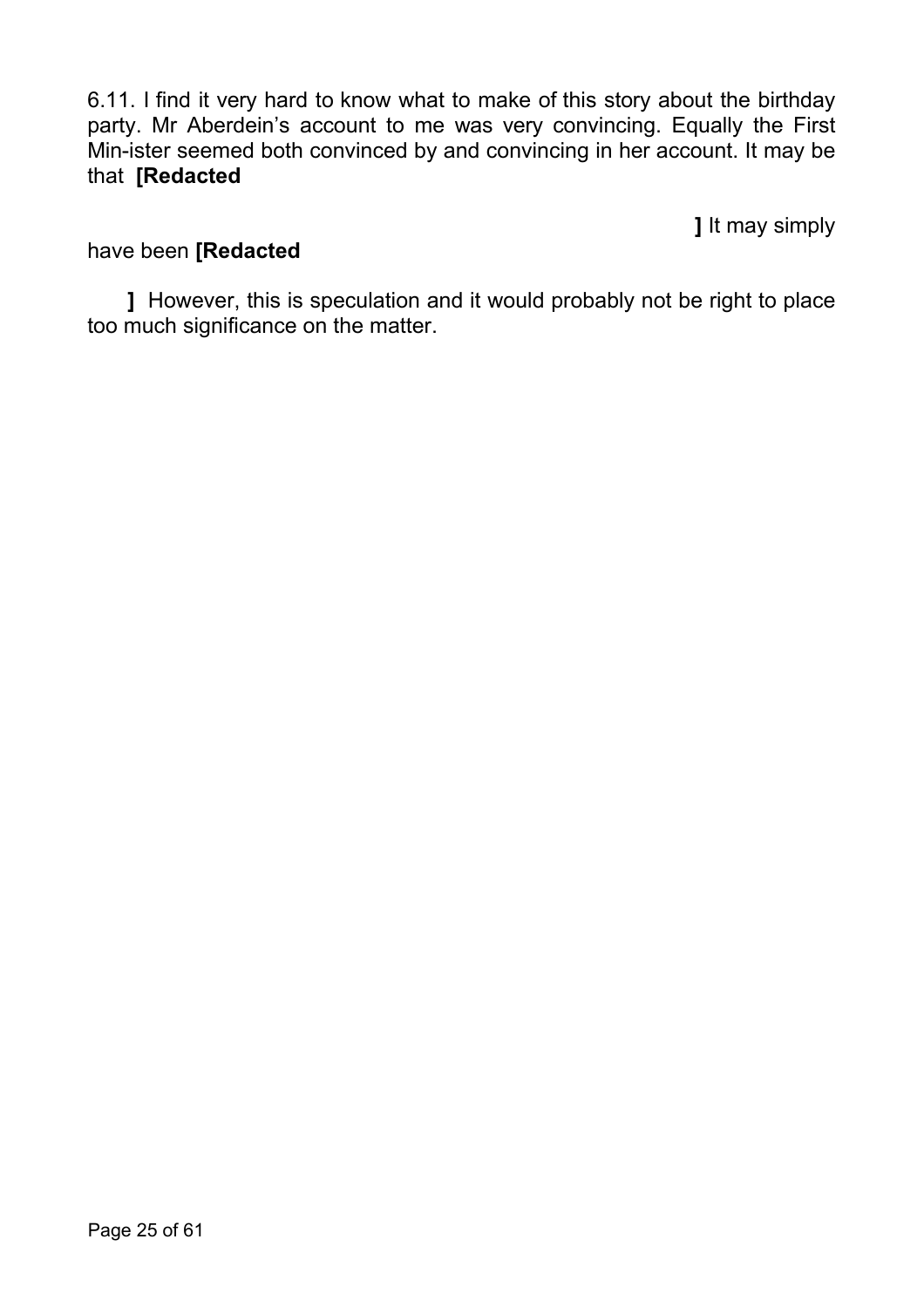6.11. I find it very hard to know what to make of this story about the birthday party. Mr Aberdein's account to me was very convincing. Equally the First Min-ister seemed both convinced by and convincing in her account. It may be that **[Redacted ]** It may simply have been **[Redacted ]** However, this is speculation and it would probably not be right to place too much significance on the matter.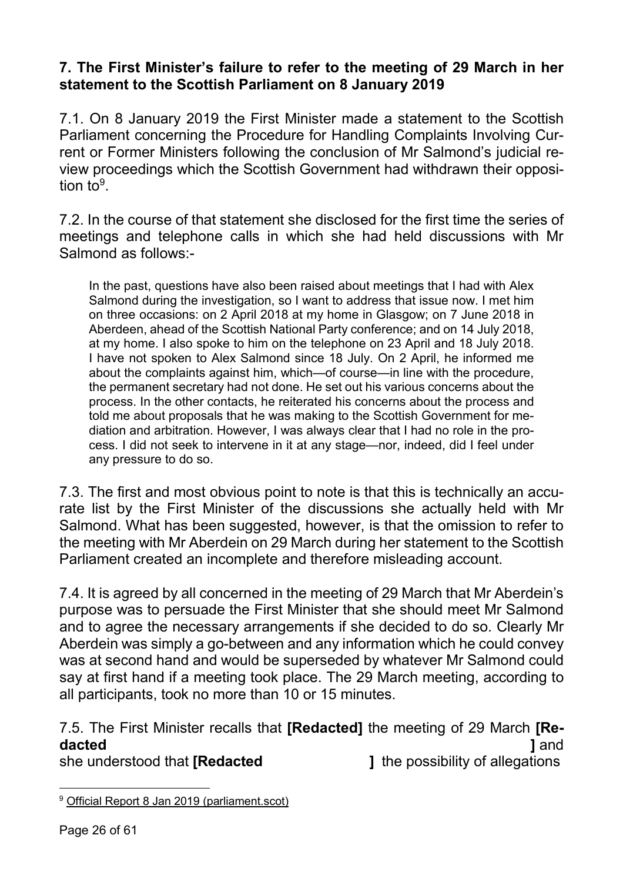**7. The First Minister's failure to refer to the meeting of 29 March in her statement to the Scottish Parliament on 8 January 2019**

7.1. On 8 January 2019 the First Minister made a statement to the Scottish Parliament concerning the Procedure for Handling Complaints Involving Current or Former Ministers following the conclusion of Mr Salmond's judicial review proceedings which the Scottish Government had withdrawn their opposition to[9].

7.2. In the course of that statement she disclosed for the first time the series of meetings and telephone calls in which she had held discussions with Mr Salmond as follows:-

> In the past, questions have also been raised about meetings that I had with Alex Salmond during the investigation, so I want to address that issue now. I met him on three occasions: on 2 April 2018 at my home in Glasgow; on 7 June 2018 in Aberdeen, ahead of the Scottish National Party conference; and on 14 July 2018, at my home. I also spoke to him on the telephone on 23 April and 18 July 2018. I have not spoken to Alex Salmond since 18 July. On 2 April, he informed me about the complaints against him, which—of course—in line with the procedure, the permanent secretary had not done. He set out his various concerns about the process. In the other contacts, he reiterated his concerns about the process and told me about proposals that he was making to the Scottish Government for mediation and arbitration. However, I was always clear that I had no role in the process. I did not seek to intervene in it at any stage—nor, indeed, did I feel under any pressure to do so.

7.3. The first and most obvious point to note is that this is technically an accurate list by the First Minister of the discussions she actually held with Mr Salmond. What has been suggested, however, is that the omission to refer to the meeting with Mr Aberdein on 29 March during her statement to the Scottish Parliament created an incomplete and therefore misleading account.

7.4. It is agreed by all concerned in the meeting of 29 March that Mr Aberdein's purpose was to persuade the First Minister that she should meet Mr Salmond and to agree the necessary arrangements if she decided to do so. Clearly Mr Aberdein was simply a go-between and any information which he could convey was at second hand and would be superseded by whatever Mr Salmond could say at first hand if a meeting took place. The 29 March meeting, according to all participants, took no more than 10 or 15 minutes.

7.5. The First Minister recalls that **[Redacted]** the meeting of 29 March **[Redacted ]** and she understood that **[Redacted ]** the possibility of allegations

---

[9] Official Report 8 Jan 2019 (parliament.scot)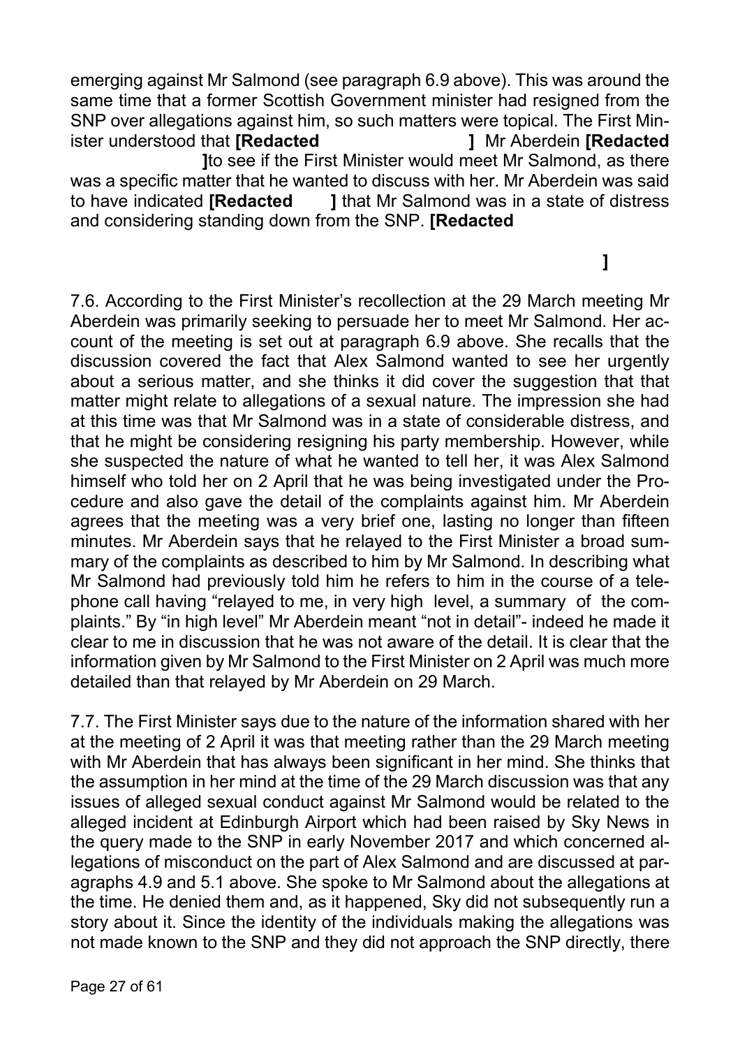emerging against Mr Salmond (see paragraph 6.9 above). This was around the same time that a former Scottish Government minister had resigned from the SNP over allegations against him, so such matters were topical. The First Minister understood that **[Redacted ]** Mr Aberdein **[Redacted ]** to see if the First Minister would meet Mr Salmond, as there was a specific matter that he wanted to discuss with her. Mr Aberdein was said to have indicated **[Redacted ]** that Mr Salmond was in a state of distress and considering standing down from the SNP. **[Redacted ]**

7.6. According to the First Minister's recollection at the 29 March meeting Mr Aberdein was primarily seeking to persuade her to meet Mr Salmond. Her account of the meeting is set out at paragraph 6.9 above. She recalls that the discussion covered the fact that Alex Salmond wanted to see her urgently about a serious matter, and she thinks it did cover the suggestion that that matter might relate to allegations of a sexual nature. The impression she had at this time was that Mr Salmond was in a state of considerable distress, and that he might be considering resigning his party membership. However, while she suspected the nature of what he wanted to tell her, it was Alex Salmond himself who told her on 2 April that he was being investigated under the Procedure and also gave the detail of the complaints against him. Mr Aberdein agrees that the meeting was a very brief one, lasting no longer than fifteen minutes. Mr Aberdein says that he relayed to the First Minister a broad summary of the complaints as described to him by Mr Salmond. In describing what Mr Salmond had previously told him he refers to him in the course of a telephone call having "relayed to me, in very high level, a summary of the complaints." By "in high level" Mr Aberdein meant "not in detail"- indeed he made it clear to me in discussion that he was not aware of the detail. It is clear that the information given by Mr Salmond to the First Minister on 2 April was much more detailed than that relayed by Mr Aberdein on 29 March.

7.7. The First Minister says due to the nature of the information shared with her at the meeting of 2 April it was that meeting rather than the 29 March meeting with Mr Aberdein that has always been significant in her mind. She thinks that the assumption in her mind at the time of the 29 March discussion was that any issues of alleged sexual conduct against Mr Salmond would be related to the alleged incident at Edinburgh Airport which had been raised by Sky News in the query made to the SNP in early November 2017 and which concerned allegations of misconduct on the part of Alex Salmond and are discussed at paragraphs 4.9 and 5.1 above. She spoke to Mr Salmond about the allegations at the time. He denied them and, as it happened, Sky did not subsequently run a story about it. Since the identity of the individuals making the allegations was not made known to the SNP and they did not approach the SNP directly, there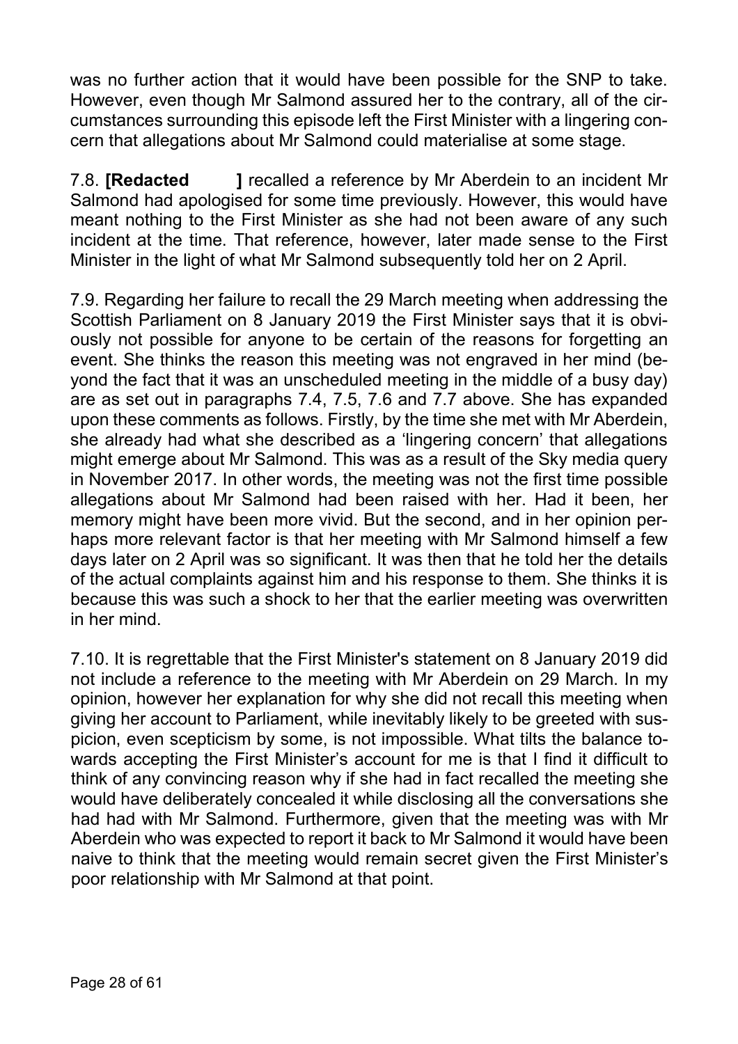was no further action that it would have been possible for the SNP to take. However, even though Mr Salmond assured her to the contrary, all of the circumstances surrounding this episode left the First Minister with a lingering concern that allegations about Mr Salmond could materialise at some stage.

7.8. **[Redacted ]** recalled a reference by Mr Aberdein to an incident Mr Salmond had apologised for some time previously. However, this would have meant nothing to the First Minister as she had not been aware of any such incident at the time. That reference, however, later made sense to the First Minister in the light of what Mr Salmond subsequently told her on 2 April.

7.9. Regarding her failure to recall the 29 March meeting when addressing the Scottish Parliament on 8 January 2019 the First Minister says that it is obviously not possible for anyone to be certain of the reasons for forgetting an event. She thinks the reason this meeting was not engraved in her mind (beyond the fact that it was an unscheduled meeting in the middle of a busy day) are as set out in paragraphs 7.4, 7.5, 7.6 and 7.7 above. She has expanded upon these comments as follows. Firstly, by the time she met with Mr Aberdein, she already had what she described as a 'lingering concern' that allegations might emerge about Mr Salmond. This was as a result of the Sky media query in November 2017. In other words, the meeting was not the first time possible allegations about Mr Salmond had been raised with her. Had it been, her memory might have been more vivid. But the second, and in her opinion perhaps more relevant factor is that her meeting with Mr Salmond himself a few days later on 2 April was so significant. It was then that he told her the details of the actual complaints against him and his response to them. She thinks it is because this was such a shock to her that the earlier meeting was overwritten in her mind.

7.10. It is regrettable that the First Minister's statement on 8 January 2019 did not include a reference to the meeting with Mr Aberdein on 29 March. In my opinion, however her explanation for why she did not recall this meeting when giving her account to Parliament, while inevitably likely to be greeted with suspicion, even scepticism by some, is not impossible. What tilts the balance towards accepting the First Minister's account for me is that I find it difficult to think of any convincing reason why if she had in fact recalled the meeting she would have deliberately concealed it while disclosing all the conversations she had had with Mr Salmond. Furthermore, given that the meeting was with Mr Aberdein who was expected to report it back to Mr Salmond it would have been naive to think that the meeting would remain secret given the First Minister's poor relationship with Mr Salmond at that point.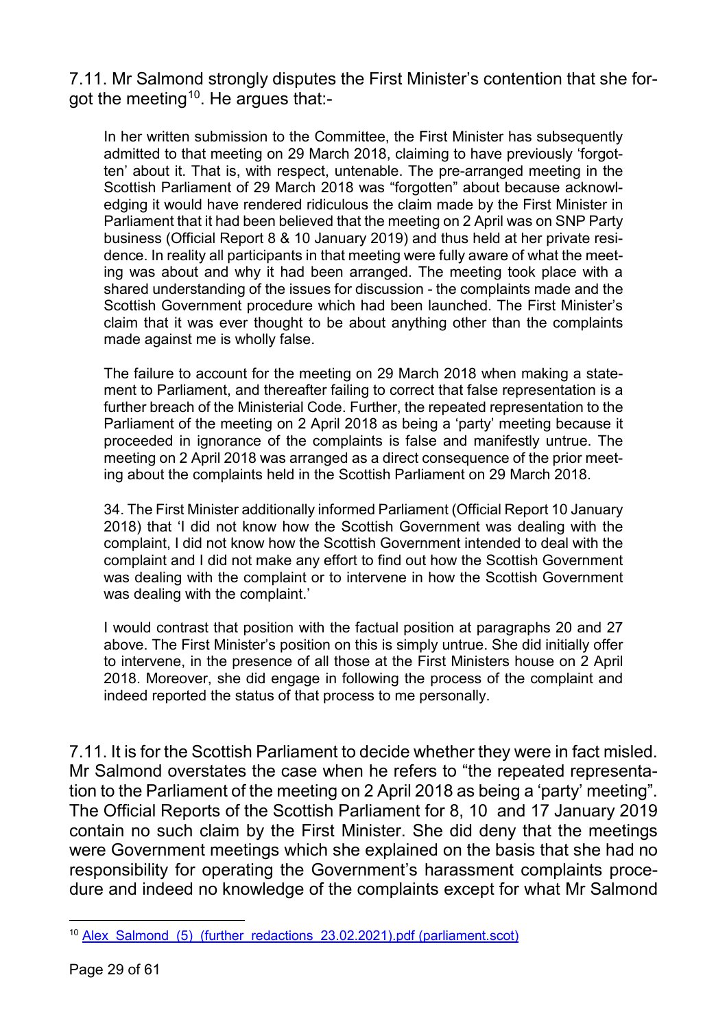7.11. Mr Salmond strongly disputes the First Minister's contention that she forgot the meeting[10]. He argues that:-

> In her written submission to the Committee, the First Minister has subsequently admitted to that meeting on 29 March 2018, claiming to have previously 'forgotten' about it. That is, with respect, untenable. The pre-arranged meeting in the Scottish Parliament of 29 March 2018 was "forgotten" about because acknowledging it would have rendered ridiculous the claim made by the First Minister in Parliament that it had been believed that the meeting on 2 April was on SNP Party business (Official Report 8 & 10 January 2019) and thus held at her private residence. In reality all participants in that meeting were fully aware of what the meeting was about and why it had been arranged. The meeting took place with a shared understanding of the issues for discussion - the complaints made and the Scottish Government procedure which had been launched. The First Minister's claim that it was ever thought to be about anything other than the complaints made against me is wholly false.
>
> The failure to account for the meeting on 29 March 2018 when making a statement to Parliament, and thereafter failing to correct that false representation is a further breach of the Ministerial Code. Further, the repeated representation to the Parliament of the meeting on 2 April 2018 as being a 'party' meeting because it proceeded in ignorance of the complaints is false and manifestly untrue. The meeting on 2 April 2018 was arranged as a direct consequence of the prior meeting about the complaints held in the Scottish Parliament on 29 March 2018.
>
> 34. The First Minister additionally informed Parliament (Official Report 10 January 2018) that 'I did not know how the Scottish Government was dealing with the complaint, I did not know how the Scottish Government intended to deal with the complaint and I did not make any effort to find out how the Scottish Government was dealing with the complaint or to intervene in how the Scottish Government was dealing with the complaint.'
>
> I would contrast that position with the factual position at paragraphs 20 and 27 above. The First Minister's position on this is simply untrue. She did initially offer to intervene, in the presence of all those at the First Ministers house on 2 April 2018. Moreover, she did engage in following the process of the complaint and indeed reported the status of that process to me personally.

7.11. It is for the Scottish Parliament to decide whether they were in fact misled. Mr Salmond overstates the case when he refers to "the repeated representation to the Parliament of the meeting on 2 April 2018 as being a 'party' meeting". The Official Reports of the Scottish Parliament for 8, 10 and 17 January 2019 contain no such claim by the First Minister. She did deny that the meetings were Government meetings which she explained on the basis that she had no responsibility for operating the Government's harassment complaints procedure and indeed no knowledge of the complaints except for what Mr Salmond

---

[10] Alex Salmond (5) (further redactions 23.02.2021).pdf (parliament.scot)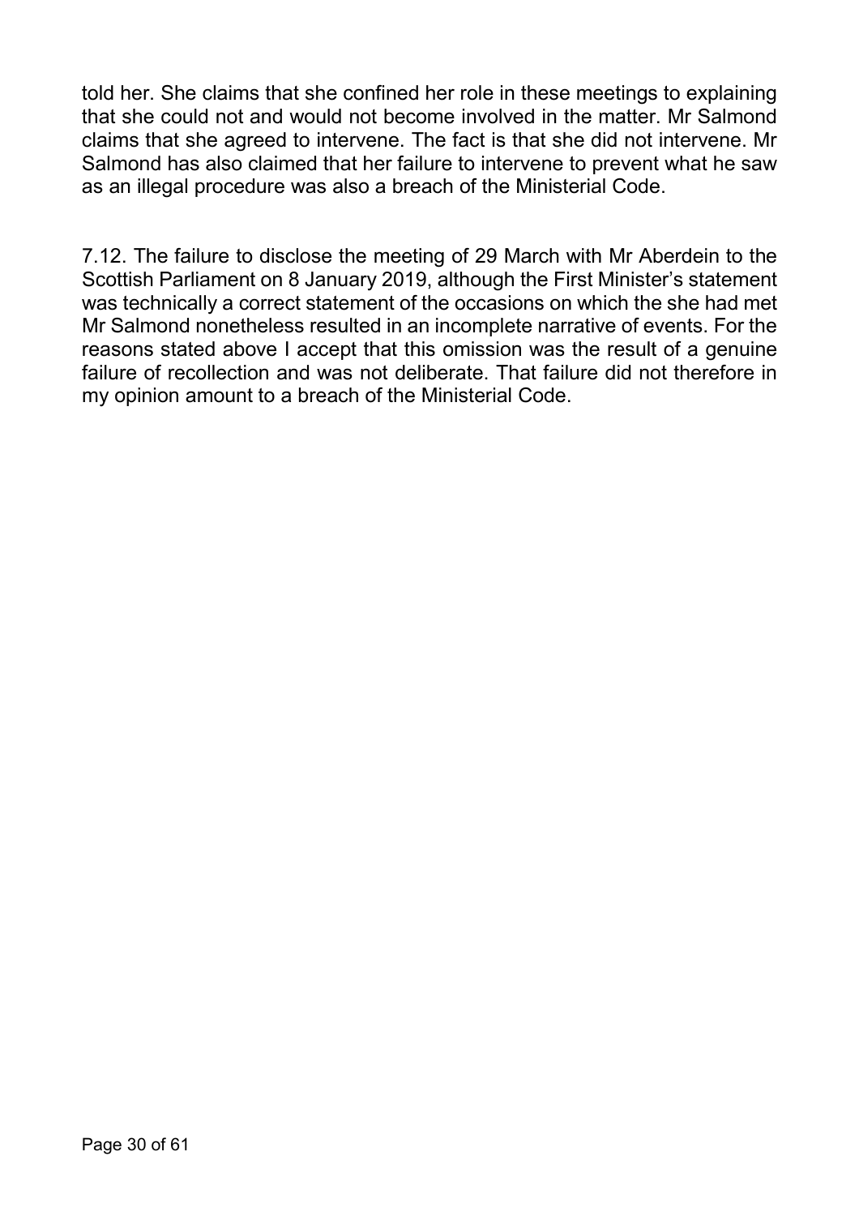told her. She claims that she confined her role in these meetings to explaining that she could not and would not become involved in the matter. Mr Salmond claims that she agreed to intervene. The fact is that she did not intervene. Mr Salmond has also claimed that her failure to intervene to prevent what he saw as an illegal procedure was also a breach of the Ministerial Code.

7.12. The failure to disclose the meeting of 29 March with Mr Aberdein to the Scottish Parliament on 8 January 2019, although the First Minister's statement was technically a correct statement of the occasions on which the she had met Mr Salmond nonetheless resulted in an incomplete narrative of events. For the reasons stated above I accept that this omission was the result of a genuine failure of recollection and was not deliberate. That failure did not therefore in my opinion amount to a breach of the Ministerial Code.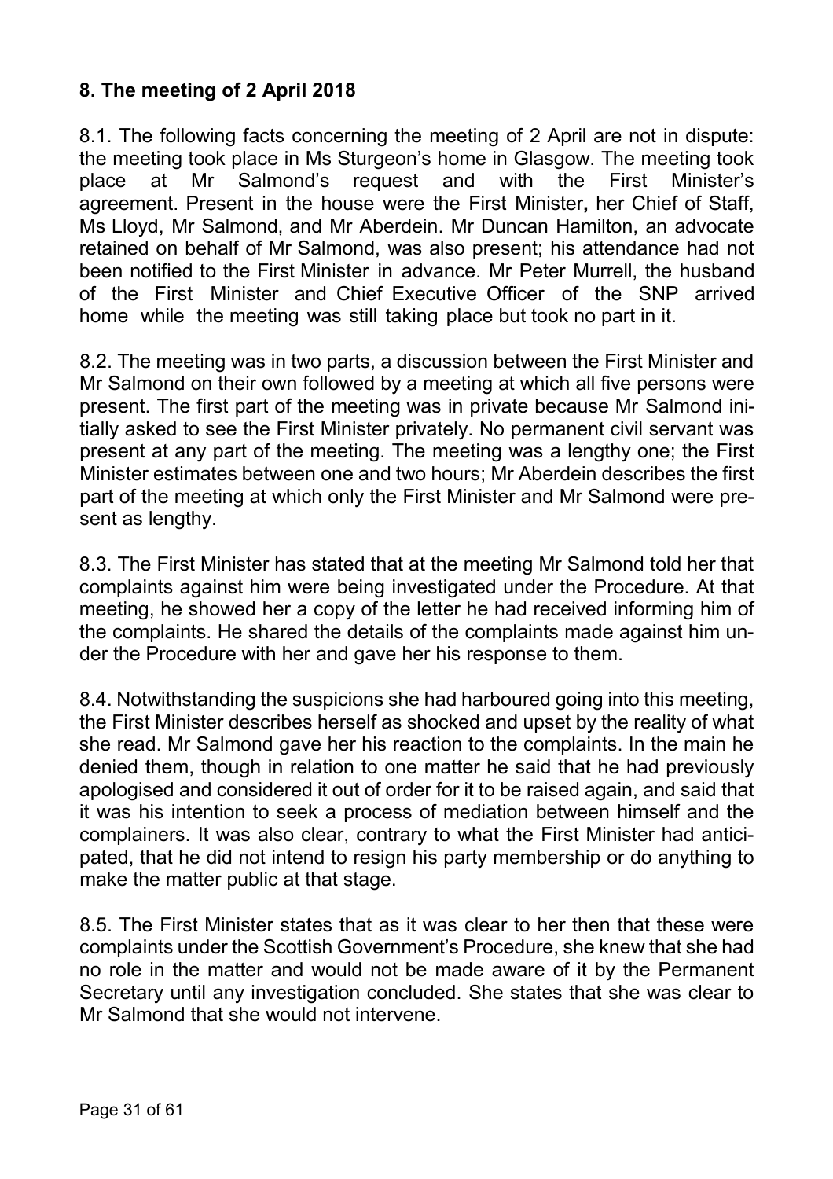## 8. The meeting of 2 April 2018

8.1. The following facts concerning the meeting of 2 April are not in dispute: the meeting took place in Ms Sturgeon's home in Glasgow. The meeting took place at Mr Salmond's request and with the First Minister's agreement. Present in the house were the First Minister, her Chief of Staff, Ms Lloyd, Mr Salmond, and Mr Aberdein. Mr Duncan Hamilton, an advocate retained on behalf of Mr Salmond, was also present; his attendance had not been notified to the First Minister in advance. Mr Peter Murrell, the husband of the First Minister and Chief Executive Officer of the SNP arrived home while the meeting was still taking place but took no part in it.

8.2. The meeting was in two parts, a discussion between the First Minister and Mr Salmond on their own followed by a meeting at which all five persons were present. The first part of the meeting was in private because Mr Salmond initially asked to see the First Minister privately. No permanent civil servant was present at any part of the meeting. The meeting was a lengthy one; the First Minister estimates between one and two hours; Mr Aberdein describes the first part of the meeting at which only the First Minister and Mr Salmond were present as lengthy.

8.3. The First Minister has stated that at the meeting Mr Salmond told her that complaints against him were being investigated under the Procedure. At that meeting, he showed her a copy of the letter he had received informing him of the complaints. He shared the details of the complaints made against him under the Procedure with her and gave her his response to them.

8.4. Notwithstanding the suspicions she had harboured going into this meeting, the First Minister describes herself as shocked and upset by the reality of what she read. Mr Salmond gave her his reaction to the complaints. In the main he denied them, though in relation to one matter he said that he had previously apologised and considered it out of order for it to be raised again, and said that it was his intention to seek a process of mediation between himself and the complainers. It was also clear, contrary to what the First Minister had anticipated, that he did not intend to resign his party membership or do anything to make the matter public at that stage.

8.5. The First Minister states that as it was clear to her then that these were complaints under the Scottish Government's Procedure, she knew that she had no role in the matter and would not be made aware of it by the Permanent Secretary until any investigation concluded. She states that she was clear to Mr Salmond that she would not intervene.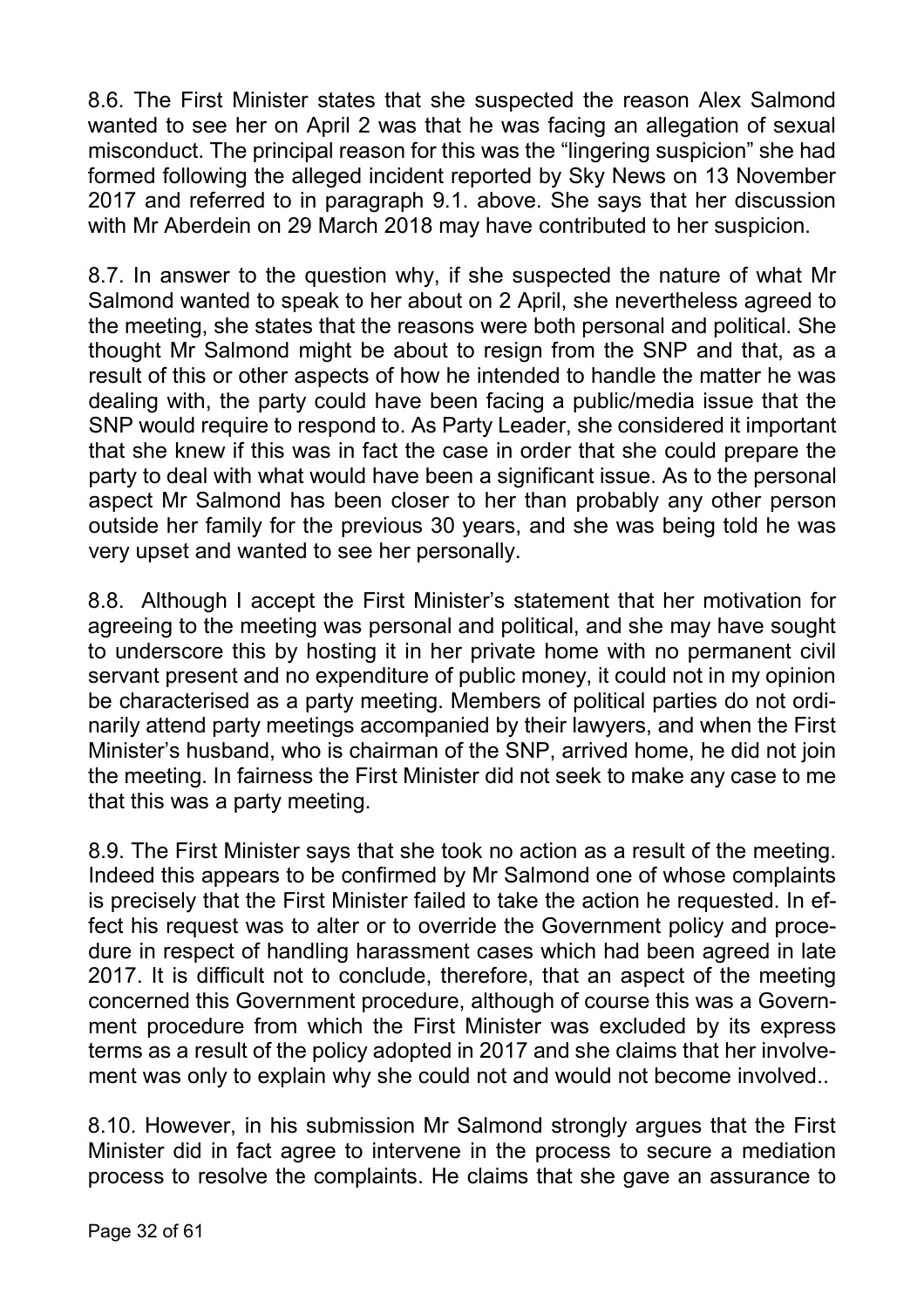8.6. The First Minister states that she suspected the reason Alex Salmond wanted to see her on April 2 was that he was facing an allegation of sexual misconduct. The principal reason for this was the "lingering suspicion" she had formed following the alleged incident reported by Sky News on 13 November 2017 and referred to in paragraph 9.1. above. She says that her discussion with Mr Aberdein on 29 March 2018 may have contributed to her suspicion.

8.7. In answer to the question why, if she suspected the nature of what Mr Salmond wanted to speak to her about on 2 April, she nevertheless agreed to the meeting, she states that the reasons were both personal and political. She thought Mr Salmond might be about to resign from the SNP and that, as a result of this or other aspects of how he intended to handle the matter he was dealing with, the party could have been facing a public/media issue that the SNP would require to respond to. As Party Leader, she considered it important that she knew if this was in fact the case in order that she could prepare the party to deal with what would have been a significant issue. As to the personal aspect Mr Salmond has been closer to her than probably any other person outside her family for the previous 30 years, and she was being told he was very upset and wanted to see her personally.

8.8. Although I accept the First Minister's statement that her motivation for agreeing to the meeting was personal and political, and she may have sought to underscore this by hosting it in her private home with no permanent civil servant present and no expenditure of public money, it could not in my opinion be characterised as a party meeting. Members of political parties do not ordinarily attend party meetings accompanied by their lawyers, and when the First Minister's husband, who is chairman of the SNP, arrived home, he did not join the meeting. In fairness the First Minister did not seek to make any case to me that this was a party meeting.

8.9. The First Minister says that she took no action as a result of the meeting. Indeed this appears to be confirmed by Mr Salmond one of whose complaints is precisely that the First Minister failed to take the action he requested. In effect his request was to alter or to override the Government policy and procedure in respect of handling harassment cases which had been agreed in late 2017. It is difficult not to conclude, therefore, that an aspect of the meeting concerned this Government procedure, although of course this was a Government procedure from which the First Minister was excluded by its express terms as a result of the policy adopted in 2017 and she claims that her involvement was only to explain why she could not and would not become involved..

8.10. However, in his submission Mr Salmond strongly argues that the First Minister did in fact agree to intervene in the process to secure a mediation process to resolve the complaints. He claims that she gave an assurance to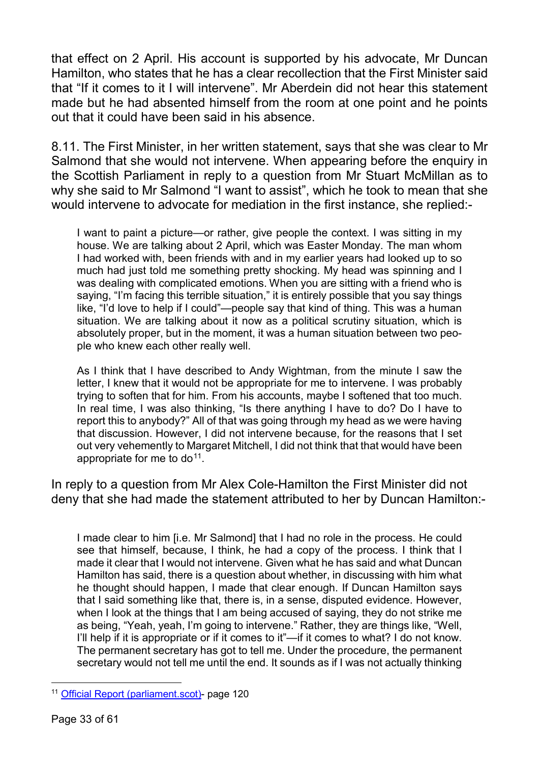that effect on 2 April. His account is supported by his advocate, Mr Duncan Hamilton, who states that he has a clear recollection that the First Minister said that "If it comes to it I will intervene". Mr Aberdein did not hear this statement made but he had absented himself from the room at one point and he points out that it could have been said in his absence.

8.11. The First Minister, in her written statement, says that she was clear to Mr Salmond that she would not intervene. When appearing before the enquiry in the Scottish Parliament in reply to a question from Mr Stuart McMillan as to why she said to Mr Salmond "I want to assist", which he took to mean that she would intervene to advocate for mediation in the first instance, she replied:-

> I want to paint a picture—or rather, give people the context. I was sitting in my house. We are talking about 2 April, which was Easter Monday. The man whom I had worked with, been friends with and in my earlier years had looked up to so much had just told me something pretty shocking. My head was spinning and I was dealing with complicated emotions. When you are sitting with a friend who is saying, "I'm facing this terrible situation," it is entirely possible that you say things like, "I'd love to help if I could"—people say that kind of thing. This was a human situation. We are talking about it now as a political scrutiny situation, which is absolutely proper, but in the moment, it was a human situation between two people who knew each other really well.
>
> As I think that I have described to Andy Wightman, from the minute I saw the letter, I knew that it would not be appropriate for me to intervene. I was probably trying to soften that for him. From his accounts, maybe I softened that too much. In real time, I was also thinking, "Is there anything I have to do? Do I have to report this to anybody?" All of that was going through my head as we were having that discussion. However, I did not intervene because, for the reasons that I set out very vehemently to Margaret Mitchell, I did not think that that would have been appropriate for me to do[11].

In reply to a question from Mr Alex Cole-Hamilton the First Minister did not deny that she had made the statement attributed to her by Duncan Hamilton:-

> I made clear to him [i.e. Mr Salmond] that I had no role in the process. He could see that himself, because, I think, he had a copy of the process. I think that I made it clear that I would not intervene. Given what he has said and what Duncan Hamilton has said, there is a question about whether, in discussing with him what he thought should happen, I made that clear enough. If Duncan Hamilton says that I said something like that, there is, in a sense, disputed evidence. However, when I look at the things that I am being accused of saying, they do not strike me as being, "Yeah, yeah, I'm going to intervene." Rather, they are things like, "Well, I'll help if it is appropriate or if it comes to it"—if it comes to what? I do not know. The permanent secretary has got to tell me. Under the procedure, the permanent secretary would not tell me until the end. It sounds as if I was not actually thinking

---

[11] Official Report (parliament.scot)- page 120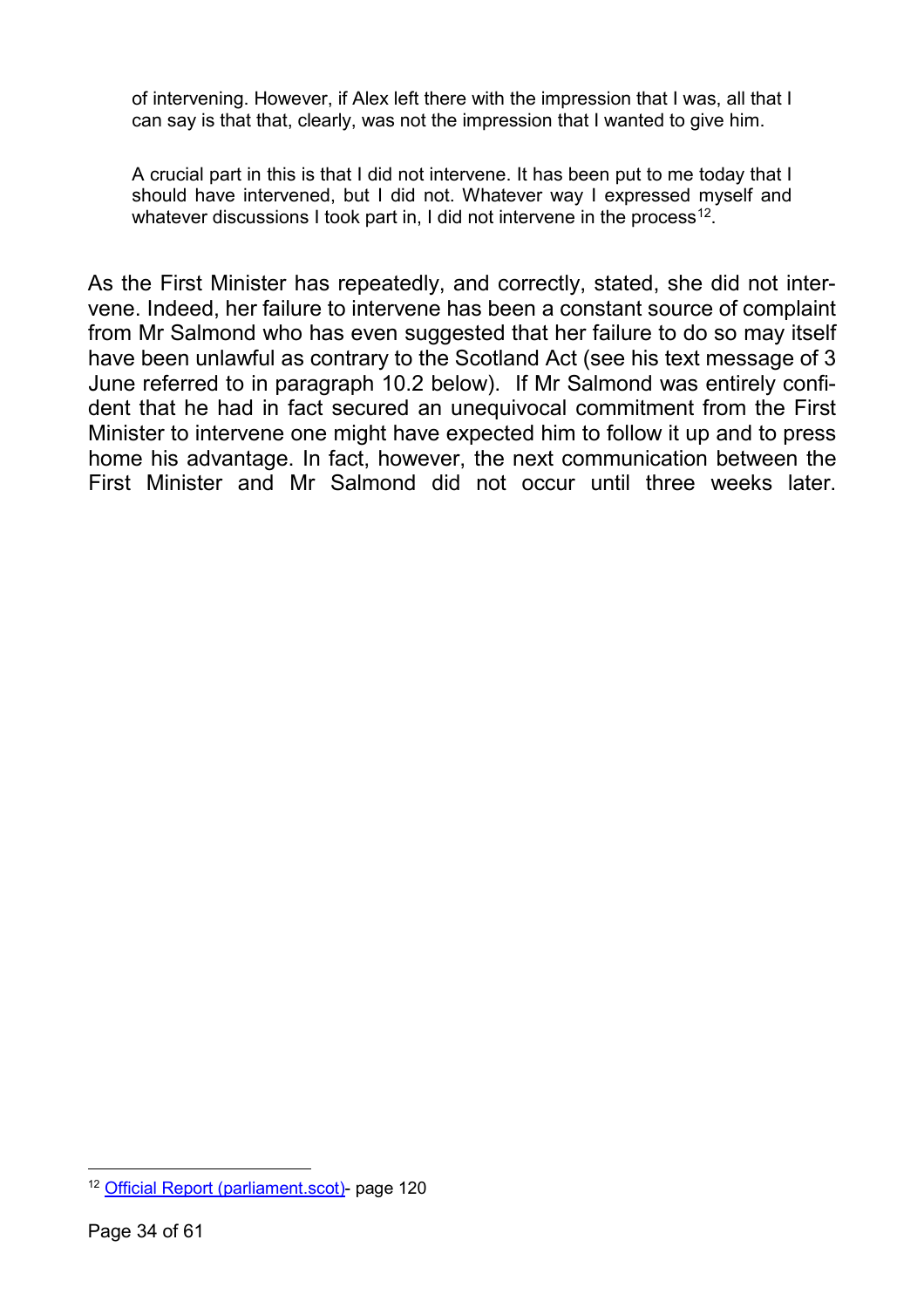> of intervening. However, if Alex left there with the impression that I was, all that I can say is that that, clearly, was not the impression that I wanted to give him.
>
> A crucial part in this is that I did not intervene. It has been put to me today that I should have intervened, but I did not. Whatever way I expressed myself and whatever discussions I took part in, I did not intervene in the process[12].

As the First Minister has repeatedly, and correctly, stated, she did not intervene. Indeed, her failure to intervene has been a constant source of complaint from Mr Salmond who has even suggested that her failure to do so may itself have been unlawful as contrary to the Scotland Act (see his text message of 3 June referred to in paragraph 10.2 below). If Mr Salmond was entirely confident that he had in fact secured an unequivocal commitment from the First Minister to intervene one might have expected him to follow it up and to press home his advantage. In fact, however, the next communication between the First Minister and Mr Salmond did not occur until three weeks later.

---

[12] Official Report (parliament.scot)- page 120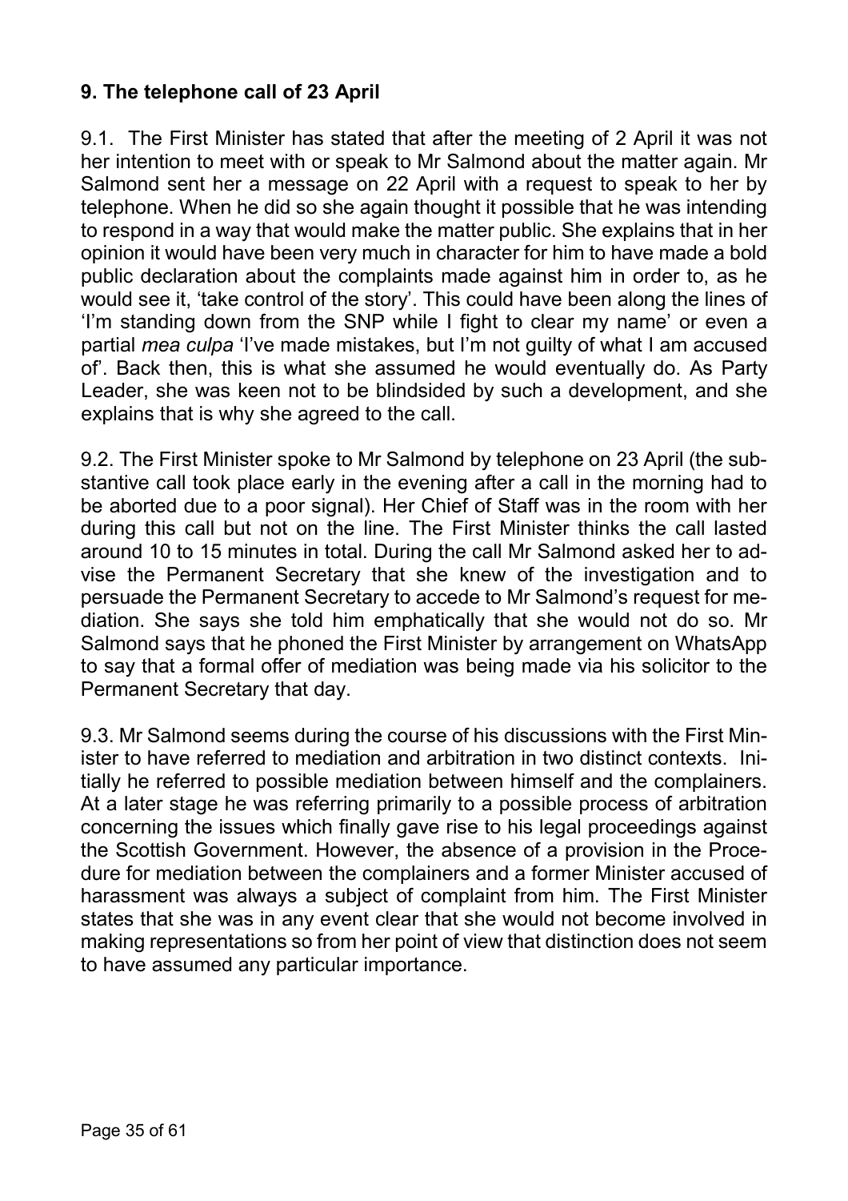## 9. The telephone call of 23 April

9.1. The First Minister has stated that after the meeting of 2 April it was not her intention to meet with or speak to Mr Salmond about the matter again. Mr Salmond sent her a message on 22 April with a request to speak to her by telephone. When he did so she again thought it possible that he was intending to respond in a way that would make the matter public. She explains that in her opinion it would have been very much in character for him to have made a bold public declaration about the complaints made against him in order to, as he would see it, 'take control of the story'. This could have been along the lines of 'I'm standing down from the SNP while I fight to clear my name' or even a partial *mea culpa* 'I've made mistakes, but I'm not guilty of what I am accused of'. Back then, this is what she assumed he would eventually do. As Party Leader, she was keen not to be blindsided by such a development, and she explains that is why she agreed to the call.

9.2. The First Minister spoke to Mr Salmond by telephone on 23 April (the substantive call took place early in the evening after a call in the morning had to be aborted due to a poor signal). Her Chief of Staff was in the room with her during this call but not on the line. The First Minister thinks the call lasted around 10 to 15 minutes in total. During the call Mr Salmond asked her to advise the Permanent Secretary that she knew of the investigation and to persuade the Permanent Secretary to accede to Mr Salmond's request for mediation. She says she told him emphatically that she would not do so. Mr Salmond says that he phoned the First Minister by arrangement on WhatsApp to say that a formal offer of mediation was being made via his solicitor to the Permanent Secretary that day.

9.3. Mr Salmond seems during the course of his discussions with the First Minister to have referred to mediation and arbitration in two distinct contexts. Initially he referred to possible mediation between himself and the complainers. At a later stage he was referring primarily to a possible process of arbitration concerning the issues which finally gave rise to his legal proceedings against the Scottish Government. However, the absence of a provision in the Procedure for mediation between the complainers and a former Minister accused of harassment was always a subject of complaint from him. The First Minister states that she was in any event clear that she would not become involved in making representations so from her point of view that distinction does not seem to have assumed any particular importance.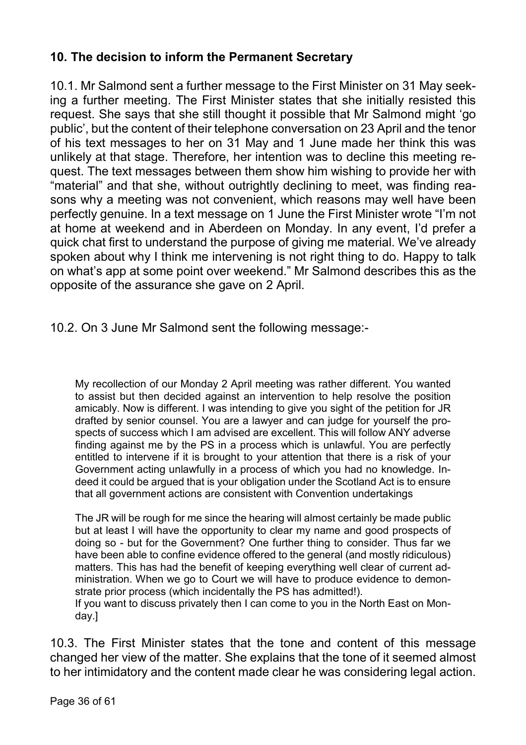## 10. The decision to inform the Permanent Secretary

10.1. Mr Salmond sent a further message to the First Minister on 31 May seeking a further meeting. The First Minister states that she initially resisted this request. She says that she still thought it possible that Mr Salmond might 'go public', but the content of their telephone conversation on 23 April and the tenor of his text messages to her on 31 May and 1 June made her think this was unlikely at that stage. Therefore, her intention was to decline this meeting request. The text messages between them show him wishing to provide her with "material" and that she, without outrightly declining to meet, was finding reasons why a meeting was not convenient, which reasons may well have been perfectly genuine. In a text message on 1 June the First Minister wrote "I'm not at home at weekend and in Aberdeen on Monday. In any event, I'd prefer a quick chat first to understand the purpose of giving me material. We've already spoken about why I think me intervening is not right thing to do. Happy to talk on what's app at some point over weekend." Mr Salmond describes this as the opposite of the assurance she gave on 2 April.

10.2. On 3 June Mr Salmond sent the following message:-

> My recollection of our Monday 2 April meeting was rather different. You wanted to assist but then decided against an intervention to help resolve the position amicably. Now is different. I was intending to give you sight of the petition for JR drafted by senior counsel. You are a lawyer and can judge for yourself the prospects of success which I am advised are excellent. This will follow ANY adverse finding against me by the PS in a process which is unlawful. You are perfectly entitled to intervene if it is brought to your attention that there is a risk of your Government acting unlawfully in a process of which you had no knowledge. Indeed it could be argued that is your obligation under the Scotland Act is to ensure that all government actions are consistent with Convention undertakings
>
> The JR will be rough for me since the hearing will almost certainly be made public but at least I will have the opportunity to clear my name and good prospects of doing so - but for the Government? One further thing to consider. Thus far we have been able to confine evidence offered to the general (and mostly ridiculous) matters. This has had the benefit of keeping everything well clear of current administration. When we go to Court we will have to produce evidence to demonstrate prior process (which incidentally the PS has admitted!).
> If you want to discuss privately then I can come to you in the North East on Monday.]

10.3. The First Minister states that the tone and content of this message changed her view of the matter. She explains that the tone of it seemed almost to her intimidatory and the content made clear he was considering legal action.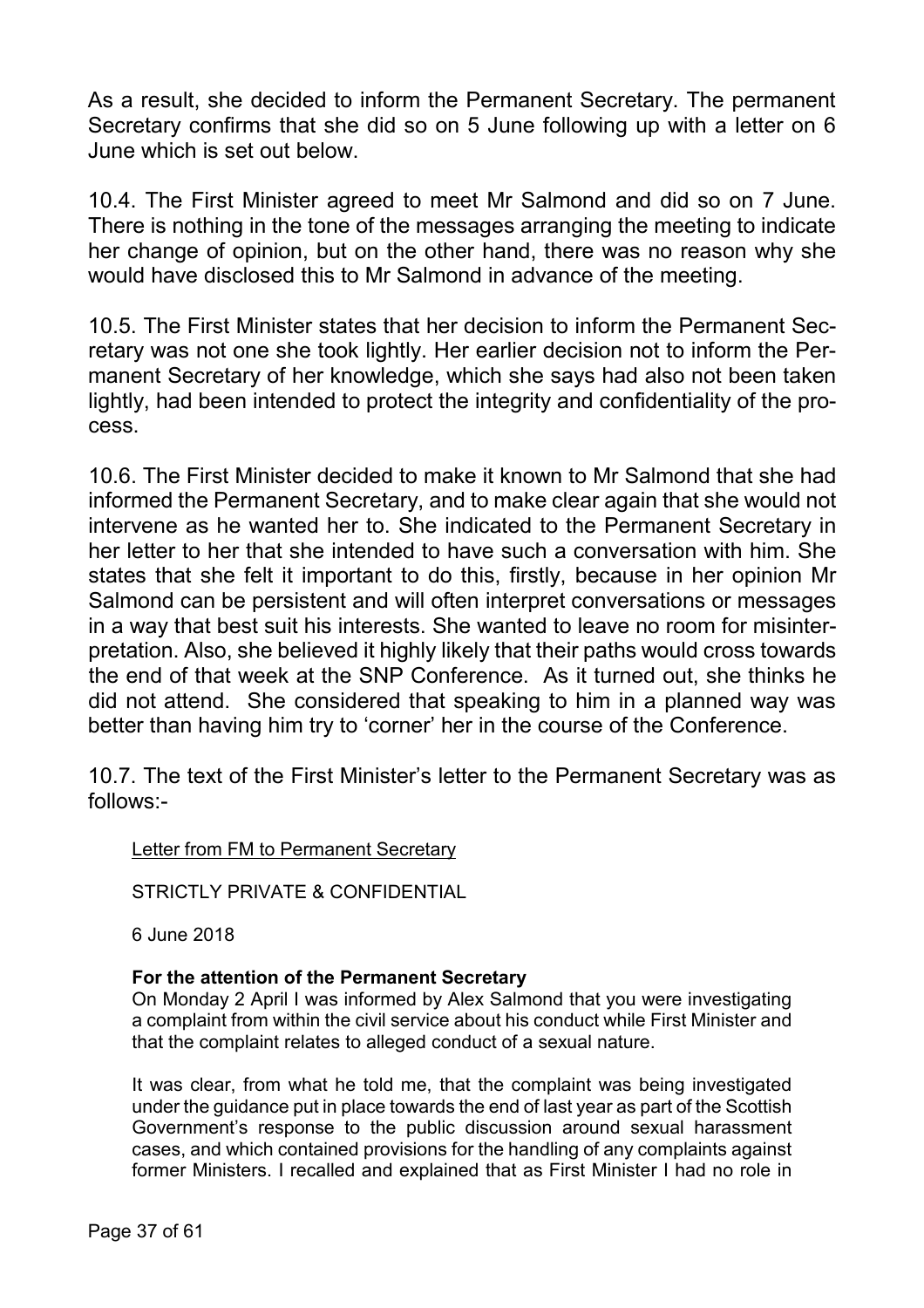As a result, she decided to inform the Permanent Secretary. The permanent Secretary confirms that she did so on 5 June following up with a letter on 6 June which is set out below.

10.4. The First Minister agreed to meet Mr Salmond and did so on 7 June. There is nothing in the tone of the messages arranging the meeting to indicate her change of opinion, but on the other hand, there was no reason why she would have disclosed this to Mr Salmond in advance of the meeting.

10.5. The First Minister states that her decision to inform the Permanent Secretary was not one she took lightly. Her earlier decision not to inform the Permanent Secretary of her knowledge, which she says had also not been taken lightly, had been intended to protect the integrity and confidentiality of the process.

10.6. The First Minister decided to make it known to Mr Salmond that she had informed the Permanent Secretary, and to make clear again that she would not intervene as he wanted her to. She indicated to the Permanent Secretary in her letter to her that she intended to have such a conversation with him. She states that she felt it important to do this, firstly, because in her opinion Mr Salmond can be persistent and will often interpret conversations or messages in a way that best suit his interests. She wanted to leave no room for misinterpretation. Also, she believed it highly likely that their paths would cross towards the end of that week at the SNP Conference. As it turned out, she thinks he did not attend. She considered that speaking to him in a planned way was better than having him try to 'corner' her in the course of the Conference.

10.7. The text of the First Minister's letter to the Permanent Secretary was as follows:-

> Letter from FM to Permanent Secretary
>
> STRICTLY PRIVATE & CONFIDENTIAL
>
> 6 June 2018
>
> **For the attention of the Permanent Secretary**
>
> On Monday 2 April I was informed by Alex Salmond that you were investigating a complaint from within the civil service about his conduct while First Minister and that the complaint relates to alleged conduct of a sexual nature.
>
> It was clear, from what he told me, that the complaint was being investigated under the guidance put in place towards the end of last year as part of the Scottish Government's response to the public discussion around sexual harassment cases, and which contained provisions for the handling of any complaints against former Ministers. I recalled and explained that as First Minister I had no role in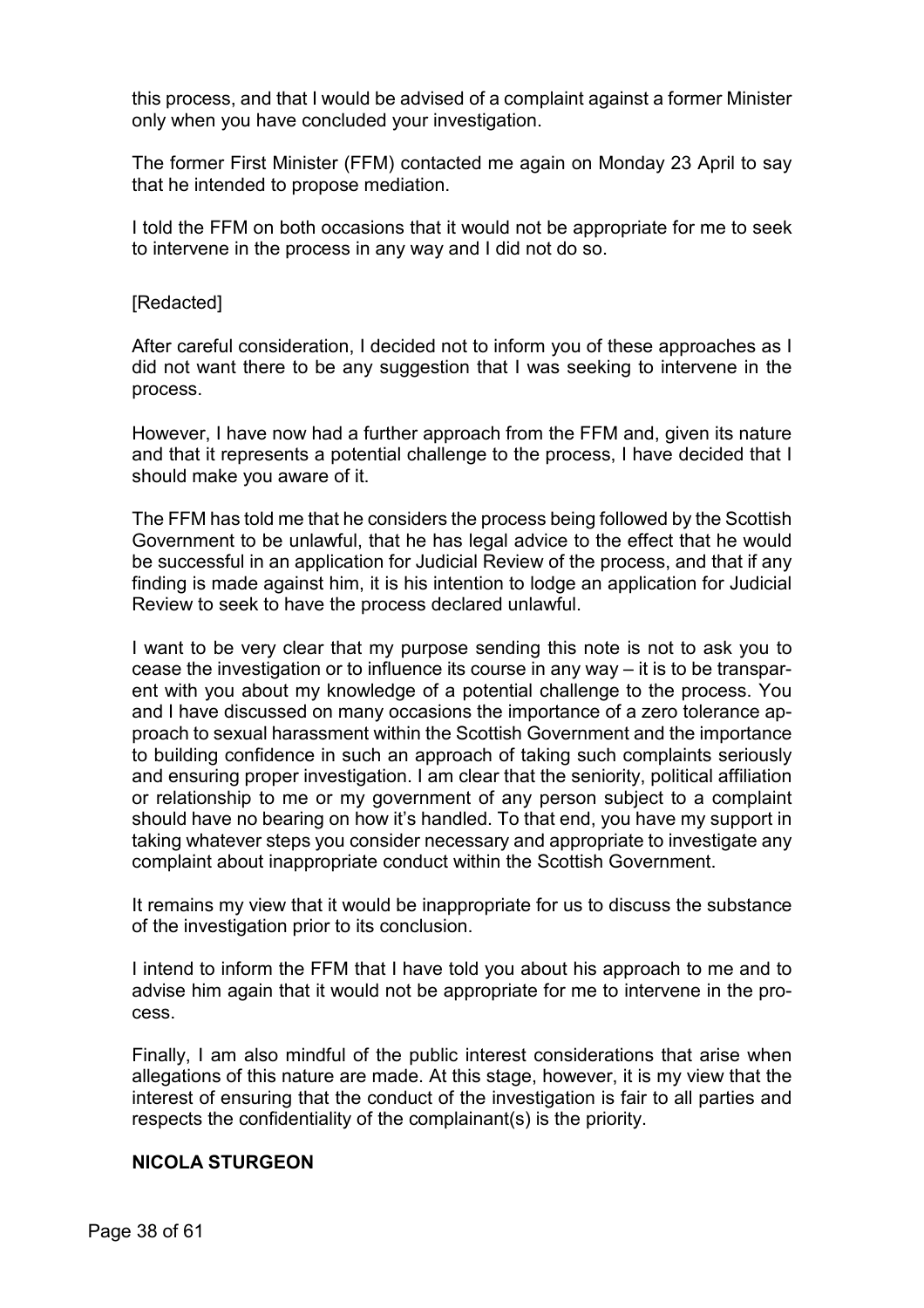this process, and that I would be advised of a complaint against a former Minister only when you have concluded your investigation.

The former First Minister (FFM) contacted me again on Monday 23 April to say that he intended to propose mediation.

I told the FFM on both occasions that it would not be appropriate for me to seek to intervene in the process in any way and I did not do so.

[Redacted]

After careful consideration, I decided not to inform you of these approaches as I did not want there to be any suggestion that I was seeking to intervene in the process.

However, I have now had a further approach from the FFM and, given its nature and that it represents a potential challenge to the process, I have decided that I should make you aware of it.

The FFM has told me that he considers the process being followed by the Scottish Government to be unlawful, that he has legal advice to the effect that he would be successful in an application for Judicial Review of the process, and that if any finding is made against him, it is his intention to lodge an application for Judicial Review to seek to have the process declared unlawful.

I want to be very clear that my purpose sending this note is not to ask you to cease the investigation or to influence its course in any way – it is to be transparent with you about my knowledge of a potential challenge to the process. You and I have discussed on many occasions the importance of a zero tolerance approach to sexual harassment within the Scottish Government and the importance to building confidence in such an approach of taking such complaints seriously and ensuring proper investigation. I am clear that the seniority, political affiliation or relationship to me or my government of any person subject to a complaint should have no bearing on how it's handled. To that end, you have my support in taking whatever steps you consider necessary and appropriate to investigate any complaint about inappropriate conduct within the Scottish Government.

It remains my view that it would be inappropriate for us to discuss the substance of the investigation prior to its conclusion.

I intend to inform the FFM that I have told you about his approach to me and to advise him again that it would not be appropriate for me to intervene in the process.

Finally, I am also mindful of the public interest considerations that arise when allegations of this nature are made. At this stage, however, it is my view that the interest of ensuring that the conduct of the investigation is fair to all parties and respects the confidentiality of the complainant(s) is the priority.

**NICOLA STURGEON**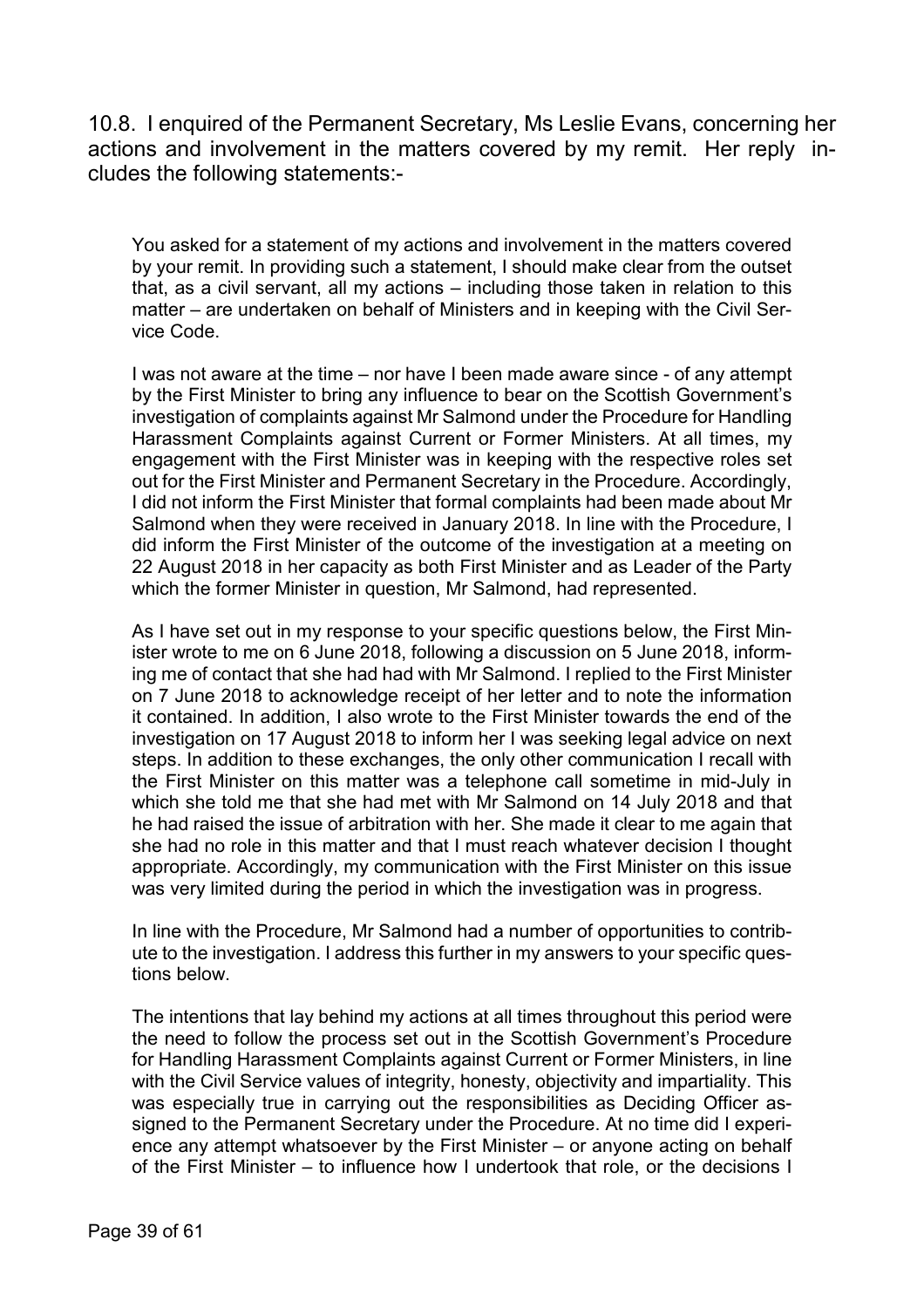10.8. I enquired of the Permanent Secretary, Ms Leslie Evans, concerning her actions and involvement in the matters covered by my remit. Her reply includes the following statements:-

> You asked for a statement of my actions and involvement in the matters covered by your remit. In providing such a statement, I should make clear from the outset that, as a civil servant, all my actions – including those taken in relation to this matter – are undertaken on behalf of Ministers and in keeping with the Civil Service Code.
>
> I was not aware at the time – nor have I been made aware since - of any attempt by the First Minister to bring any influence to bear on the Scottish Government's investigation of complaints against Mr Salmond under the Procedure for Handling Harassment Complaints against Current or Former Ministers. At all times, my engagement with the First Minister was in keeping with the respective roles set out for the First Minister and Permanent Secretary in the Procedure. Accordingly, I did not inform the First Minister that formal complaints had been made about Mr Salmond when they were received in January 2018. In line with the Procedure, I did inform the First Minister of the outcome of the investigation at a meeting on 22 August 2018 in her capacity as both First Minister and as Leader of the Party which the former Minister in question, Mr Salmond, had represented.
>
> As I have set out in my response to your specific questions below, the First Minister wrote to me on 6 June 2018, following a discussion on 5 June 2018, informing me of contact that she had had with Mr Salmond. I replied to the First Minister on 7 June 2018 to acknowledge receipt of her letter and to note the information it contained. In addition, I also wrote to the First Minister towards the end of the investigation on 17 August 2018 to inform her I was seeking legal advice on next steps. In addition to these exchanges, the only other communication I recall with the First Minister on this matter was a telephone call sometime in mid-July in which she told me that she had met with Mr Salmond on 14 July 2018 and that he had raised the issue of arbitration with her. She made it clear to me again that she had no role in this matter and that I must reach whatever decision I thought appropriate. Accordingly, my communication with the First Minister on this issue was very limited during the period in which the investigation was in progress.
>
> In line with the Procedure, Mr Salmond had a number of opportunities to contribute to the investigation. I address this further in my answers to your specific questions below.
>
> The intentions that lay behind my actions at all times throughout this period were the need to follow the process set out in the Scottish Government's Procedure for Handling Harassment Complaints against Current or Former Ministers, in line with the Civil Service values of integrity, honesty, objectivity and impartiality. This was especially true in carrying out the responsibilities as Deciding Officer assigned to the Permanent Secretary under the Procedure. At no time did I experience any attempt whatsoever by the First Minister – or anyone acting on behalf of the First Minister – to influence how I undertook that role, or the decisions I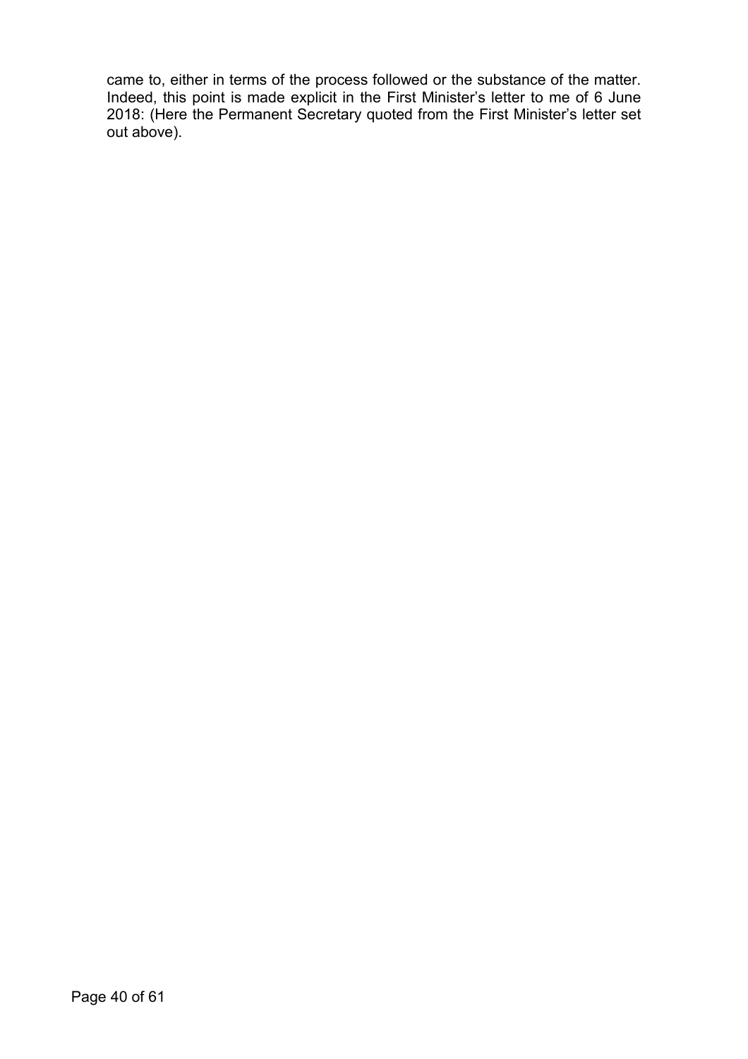came to, either in terms of the process followed or the substance of the matter. Indeed, this point is made explicit in the First Minister's letter to me of 6 June 2018: (Here the Permanent Secretary quoted from the First Minister's letter set out above).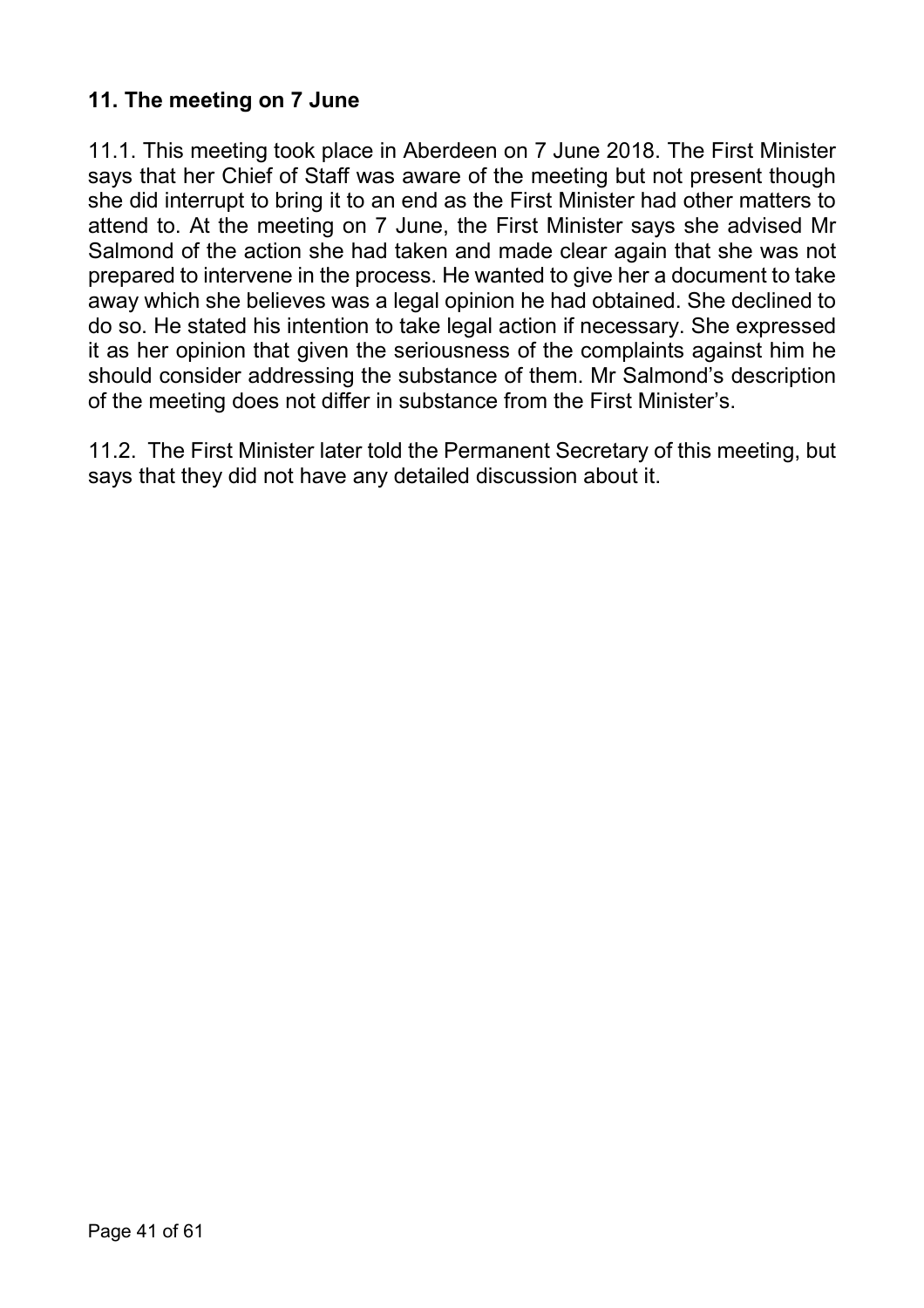## 11. The meeting on 7 June

11.1. This meeting took place in Aberdeen on 7 June 2018. The First Minister says that her Chief of Staff was aware of the meeting but not present though she did interrupt to bring it to an end as the First Minister had other matters to attend to. At the meeting on 7 June, the First Minister says she advised Mr Salmond of the action she had taken and made clear again that she was not prepared to intervene in the process. He wanted to give her a document to take away which she believes was a legal opinion he had obtained. She declined to do so. He stated his intention to take legal action if necessary. She expressed it as her opinion that given the seriousness of the complaints against him he should consider addressing the substance of them. Mr Salmond's description of the meeting does not differ in substance from the First Minister's.

11.2. The First Minister later told the Permanent Secretary of this meeting, but says that they did not have any detailed discussion about it.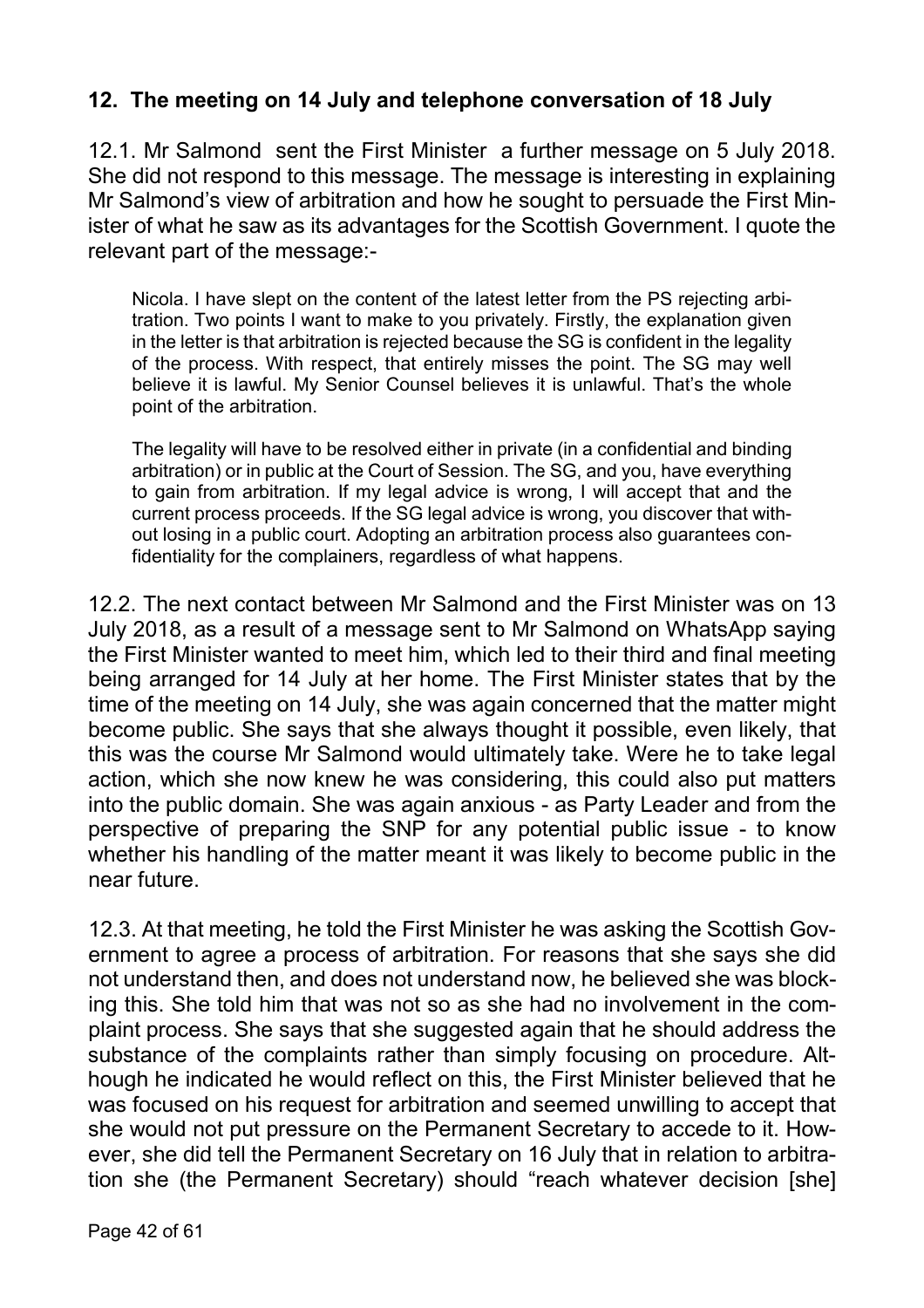## 12. The meeting on 14 July and telephone conversation of 18 July

12.1. Mr Salmond sent the First Minister a further message on 5 July 2018. She did not respond to this message. The message is interesting in explaining Mr Salmond's view of arbitration and how he sought to persuade the First Minister of what he saw as its advantages for the Scottish Government. I quote the relevant part of the message:-

> Nicola. I have slept on the content of the latest letter from the PS rejecting arbitration. Two points I want to make to you privately. Firstly, the explanation given in the letter is that arbitration is rejected because the SG is confident in the legality of the process. With respect, that entirely misses the point. The SG may well believe it is lawful. My Senior Counsel believes it is unlawful. That's the whole point of the arbitration.
>
> The legality will have to be resolved either in private (in a confidential and binding arbitration) or in public at the Court of Session. The SG, and you, have everything to gain from arbitration. If my legal advice is wrong, I will accept that and the current process proceeds. If the SG legal advice is wrong, you discover that without losing in a public court. Adopting an arbitration process also guarantees confidentiality for the complainers, regardless of what happens.

12.2. The next contact between Mr Salmond and the First Minister was on 13 July 2018, as a result of a message sent to Mr Salmond on WhatsApp saying the First Minister wanted to meet him, which led to their third and final meeting being arranged for 14 July at her home. The First Minister states that by the time of the meeting on 14 July, she was again concerned that the matter might become public. She says that she always thought it possible, even likely, that this was the course Mr Salmond would ultimately take. Were he to take legal action, which she now knew he was considering, this could also put matters into the public domain. She was again anxious - as Party Leader and from the perspective of preparing the SNP for any potential public issue - to know whether his handling of the matter meant it was likely to become public in the near future.

12.3. At that meeting, he told the First Minister he was asking the Scottish Government to agree a process of arbitration. For reasons that she says she did not understand then, and does not understand now, he believed she was blocking this. She told him that was not so as she had no involvement in the complaint process. She says that she suggested again that he should address the substance of the complaints rather than simply focusing on procedure. Although he indicated he would reflect on this, the First Minister believed that he was focused on his request for arbitration and seemed unwilling to accept that she would not put pressure on the Permanent Secretary to accede to it. However, she did tell the Permanent Secretary on 16 July that in relation to arbitration she (the Permanent Secretary) should "reach whatever decision [she]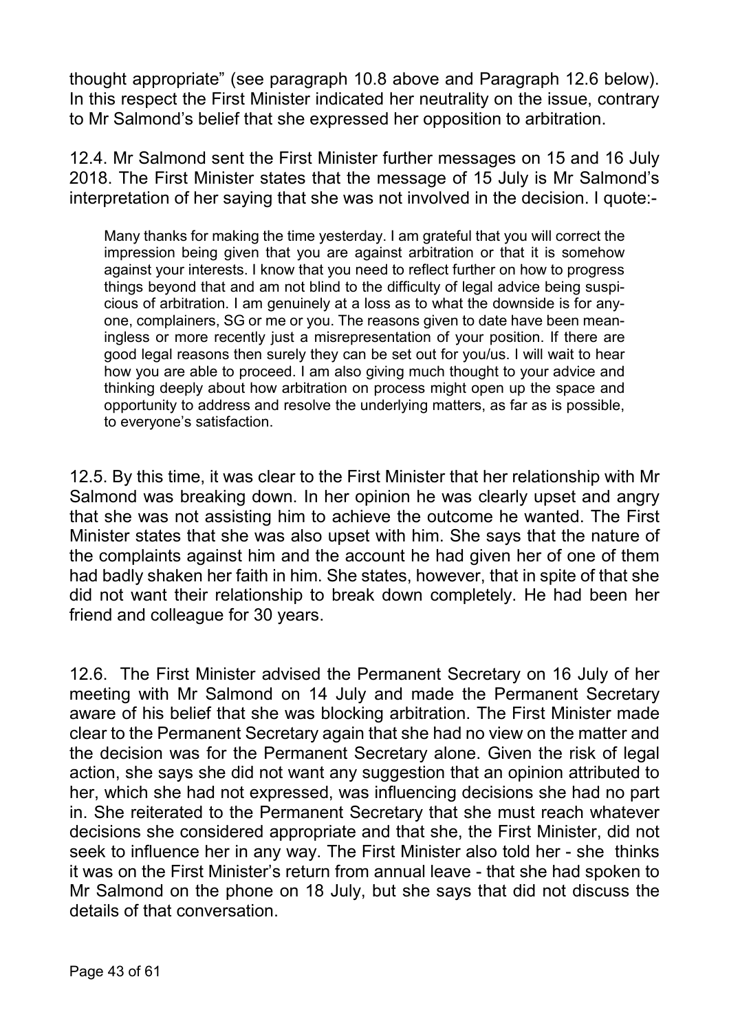thought appropriate" (see paragraph 10.8 above and Paragraph 12.6 below). In this respect the First Minister indicated her neutrality on the issue, contrary to Mr Salmond's belief that she expressed her opposition to arbitration.

12.4. Mr Salmond sent the First Minister further messages on 15 and 16 July 2018. The First Minister states that the message of 15 July is Mr Salmond's interpretation of her saying that she was not involved in the decision. I quote:-

> Many thanks for making the time yesterday. I am grateful that you will correct the impression being given that you are against arbitration or that it is somehow against your interests. I know that you need to reflect further on how to progress things beyond that and am not blind to the difficulty of legal advice being suspicious of arbitration. I am genuinely at a loss as to what the downside is for anyone, complainers, SG or me or you. The reasons given to date have been meaningless or more recently just a misrepresentation of your position. If there are good legal reasons then surely they can be set out for you/us. I will wait to hear how you are able to proceed. I am also giving much thought to your advice and thinking deeply about how arbitration on process might open up the space and opportunity to address and resolve the underlying matters, as far as is possible, to everyone's satisfaction.

12.5. By this time, it was clear to the First Minister that her relationship with Mr Salmond was breaking down. In her opinion he was clearly upset and angry that she was not assisting him to achieve the outcome he wanted. The First Minister states that she was also upset with him. She says that the nature of the complaints against him and the account he had given her of one of them had badly shaken her faith in him. She states, however, that in spite of that she did not want their relationship to break down completely. He had been her friend and colleague for 30 years.

12.6. The First Minister advised the Permanent Secretary on 16 July of her meeting with Mr Salmond on 14 July and made the Permanent Secretary aware of his belief that she was blocking arbitration. The First Minister made clear to the Permanent Secretary again that she had no view on the matter and the decision was for the Permanent Secretary alone. Given the risk of legal action, she says she did not want any suggestion that an opinion attributed to her, which she had not expressed, was influencing decisions she had no part in. She reiterated to the Permanent Secretary that she must reach whatever decisions she considered appropriate and that she, the First Minister, did not seek to influence her in any way. The First Minister also told her - she thinks it was on the First Minister's return from annual leave - that she had spoken to Mr Salmond on the phone on 18 July, but she says that did not discuss the details of that conversation.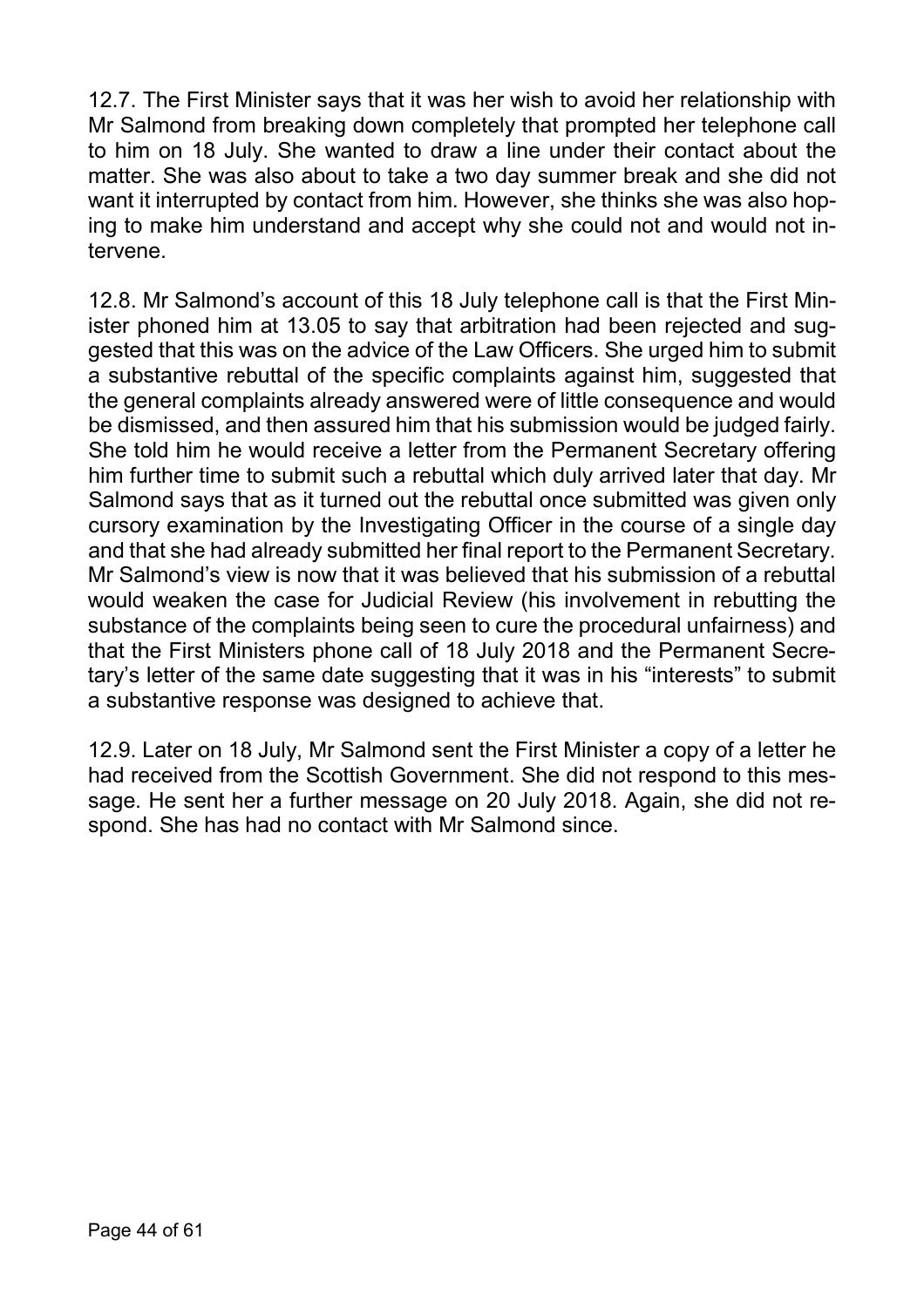12.7. The First Minister says that it was her wish to avoid her relationship with Mr Salmond from breaking down completely that prompted her telephone call to him on 18 July. She wanted to draw a line under their contact about the matter. She was also about to take a two day summer break and she did not want it interrupted by contact from him. However, she thinks she was also hoping to make him understand and accept why she could not and would not intervene.

12.8. Mr Salmond's account of this 18 July telephone call is that the First Minister phoned him at 13.05 to say that arbitration had been rejected and suggested that this was on the advice of the Law Officers. She urged him to submit a substantive rebuttal of the specific complaints against him, suggested that the general complaints already answered were of little consequence and would be dismissed, and then assured him that his submission would be judged fairly. She told him he would receive a letter from the Permanent Secretary offering him further time to submit such a rebuttal which duly arrived later that day. Mr Salmond says that as it turned out the rebuttal once submitted was given only cursory examination by the Investigating Officer in the course of a single day and that she had already submitted her final report to the Permanent Secretary. Mr Salmond's view is now that it was believed that his submission of a rebuttal would weaken the case for Judicial Review (his involvement in rebutting the substance of the complaints being seen to cure the procedural unfairness) and that the First Ministers phone call of 18 July 2018 and the Permanent Secretary's letter of the same date suggesting that it was in his "interests" to submit a substantive response was designed to achieve that.

12.9. Later on 18 July, Mr Salmond sent the First Minister a copy of a letter he had received from the Scottish Government. She did not respond to this message. He sent her a further message on 20 July 2018. Again, she did not respond. She has had no contact with Mr Salmond since.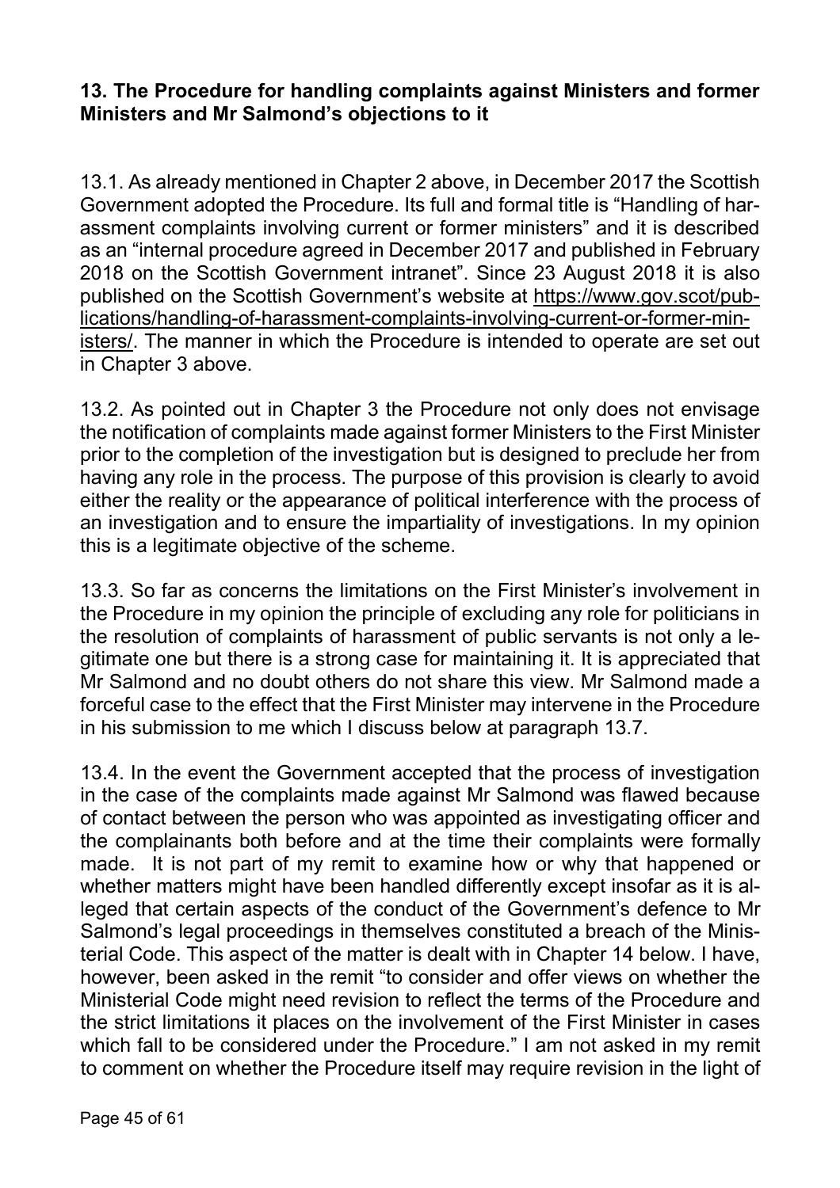## 13. The Procedure for handling complaints against Ministers and former Ministers and Mr Salmond's objections to it

13.1. As already mentioned in Chapter 2 above, in December 2017 the Scottish Government adopted the Procedure. Its full and formal title is "Handling of harassment complaints involving current or former ministers" and it is described as an "internal procedure agreed in December 2017 and published in February 2018 on the Scottish Government intranet". Since 23 August 2018 it is also published on the Scottish Government's website at https://www.gov.scot/publications/handling-of-harassment-complaints-involving-current-or-former-ministers/. The manner in which the Procedure is intended to operate are set out in Chapter 3 above.

13.2. As pointed out in Chapter 3 the Procedure not only does not envisage the notification of complaints made against former Ministers to the First Minister prior to the completion of the investigation but is designed to preclude her from having any role in the process. The purpose of this provision is clearly to avoid either the reality or the appearance of political interference with the process of an investigation and to ensure the impartiality of investigations. In my opinion this is a legitimate objective of the scheme.

13.3. So far as concerns the limitations on the First Minister's involvement in the Procedure in my opinion the principle of excluding any role for politicians in the resolution of complaints of harassment of public servants is not only a legitimate one but there is a strong case for maintaining it. It is appreciated that Mr Salmond and no doubt others do not share this view. Mr Salmond made a forceful case to the effect that the First Minister may intervene in the Procedure in his submission to me which I discuss below at paragraph 13.7.

13.4. In the event the Government accepted that the process of investigation in the case of the complaints made against Mr Salmond was flawed because of contact between the person who was appointed as investigating officer and the complainants both before and at the time their complaints were formally made. It is not part of my remit to examine how or why that happened or whether matters might have been handled differently except insofar as it is alleged that certain aspects of the conduct of the Government's defence to Mr Salmond's legal proceedings in themselves constituted a breach of the Ministerial Code. This aspect of the matter is dealt with in Chapter 14 below. I have, however, been asked in the remit "to consider and offer views on whether the Ministerial Code might need revision to reflect the terms of the Procedure and the strict limitations it places on the involvement of the First Minister in cases which fall to be considered under the Procedure." I am not asked in my remit to comment on whether the Procedure itself may require revision in the light of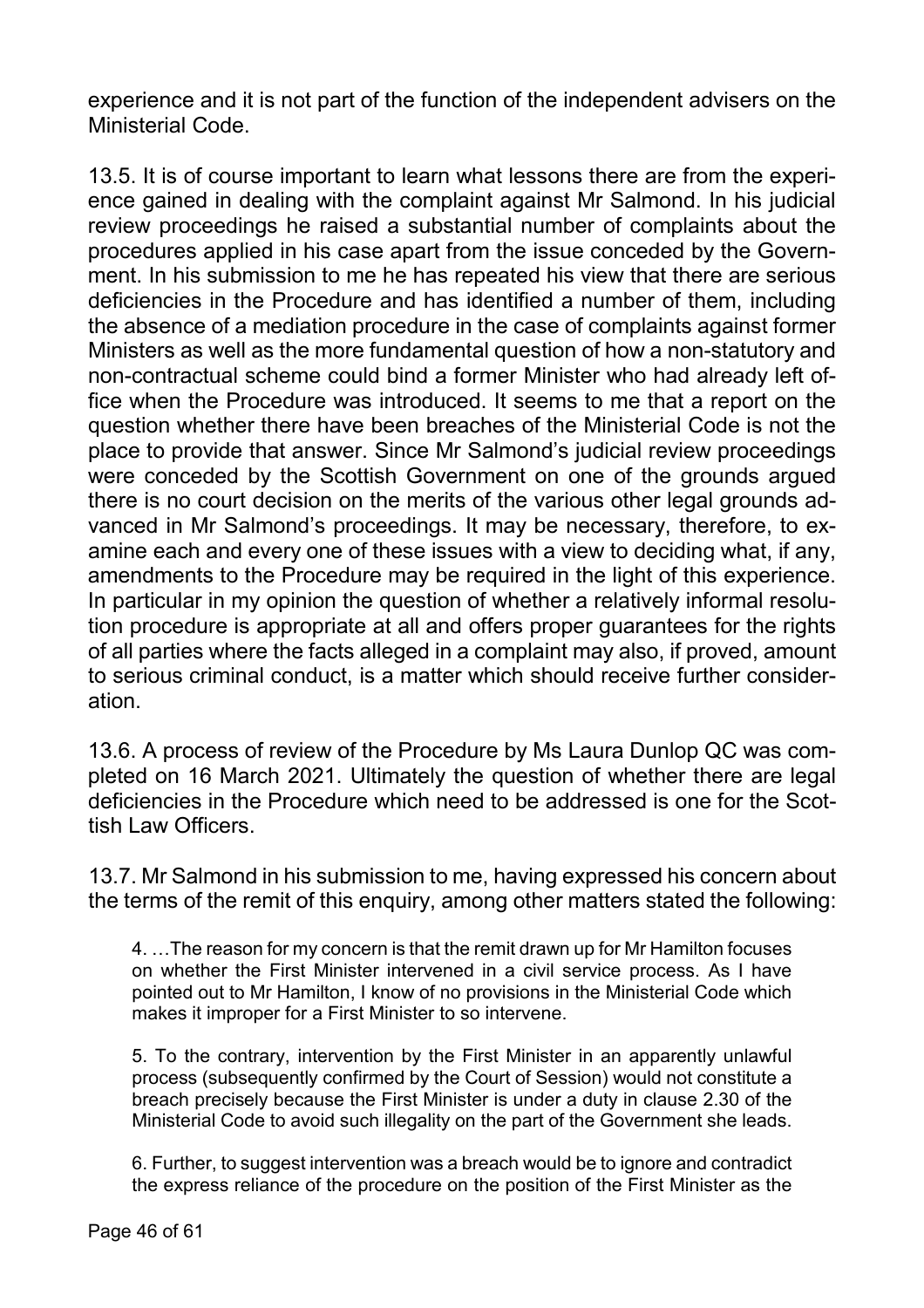experience and it is not part of the function of the independent advisers on the Ministerial Code.

13.5. It is of course important to learn what lessons there are from the experience gained in dealing with the complaint against Mr Salmond. In his judicial review proceedings he raised a substantial number of complaints about the procedures applied in his case apart from the issue conceded by the Government. In his submission to me he has repeated his view that there are serious deficiencies in the Procedure and has identified a number of them, including the absence of a mediation procedure in the case of complaints against former Ministers as well as the more fundamental question of how a non-statutory and non-contractual scheme could bind a former Minister who had already left office when the Procedure was introduced. It seems to me that a report on the question whether there have been breaches of the Ministerial Code is not the place to provide that answer. Since Mr Salmond's judicial review proceedings were conceded by the Scottish Government on one of the grounds argued there is no court decision on the merits of the various other legal grounds advanced in Mr Salmond's proceedings. It may be necessary, therefore, to examine each and every one of these issues with a view to deciding what, if any, amendments to the Procedure may be required in the light of this experience. In particular in my opinion the question of whether a relatively informal resolution procedure is appropriate at all and offers proper guarantees for the rights of all parties where the facts alleged in a complaint may also, if proved, amount to serious criminal conduct, is a matter which should receive further consideration.

13.6. A process of review of the Procedure by Ms Laura Dunlop QC was completed on 16 March 2021. Ultimately the question of whether there are legal deficiencies in the Procedure which need to be addressed is one for the Scottish Law Officers.

13.7. Mr Salmond in his submission to me, having expressed his concern about the terms of the remit of this enquiry, among other matters stated the following:

> 4. …The reason for my concern is that the remit drawn up for Mr Hamilton focuses on whether the First Minister intervened in a civil service process. As I have pointed out to Mr Hamilton, I know of no provisions in the Ministerial Code which makes it improper for a First Minister to so intervene.
>
> 5. To the contrary, intervention by the First Minister in an apparently unlawful process (subsequently confirmed by the Court of Session) would not constitute a breach precisely because the First Minister is under a duty in clause 2.30 of the Ministerial Code to avoid such illegality on the part of the Government she leads.
>
> 6. Further, to suggest intervention was a breach would be to ignore and contradict the express reliance of the procedure on the position of the First Minister as the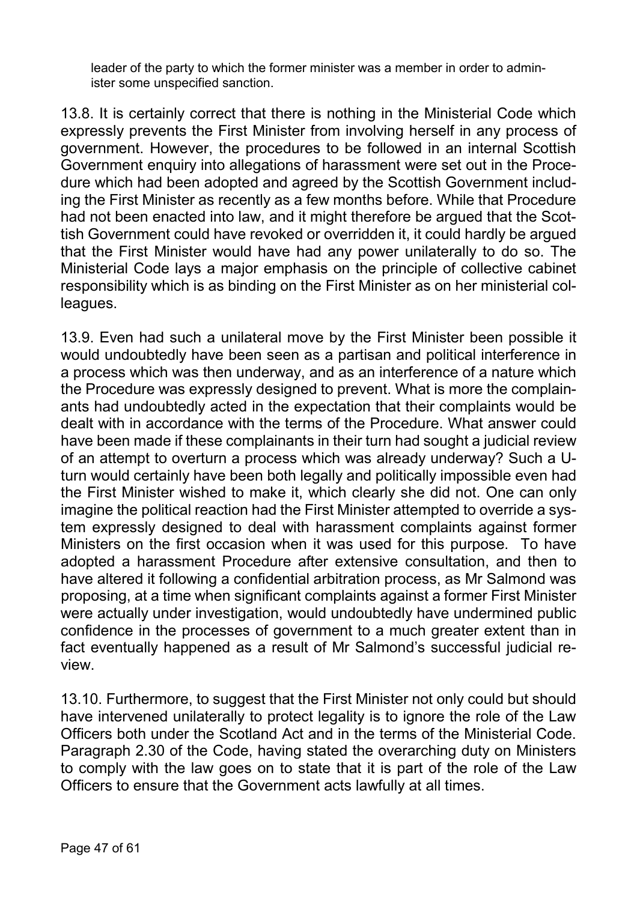leader of the party to which the former minister was a member in order to administer some unspecified sanction.

13.8. It is certainly correct that there is nothing in the Ministerial Code which expressly prevents the First Minister from involving herself in any process of government. However, the procedures to be followed in an internal Scottish Government enquiry into allegations of harassment were set out in the Procedure which had been adopted and agreed by the Scottish Government including the First Minister as recently as a few months before. While that Procedure had not been enacted into law, and it might therefore be argued that the Scottish Government could have revoked or overridden it, it could hardly be argued that the First Minister would have had any power unilaterally to do so. The Ministerial Code lays a major emphasis on the principle of collective cabinet responsibility which is as binding on the First Minister as on her ministerial colleagues.

13.9. Even had such a unilateral move by the First Minister been possible it would undoubtedly have been seen as a partisan and political interference in a process which was then underway, and as an interference of a nature which the Procedure was expressly designed to prevent. What is more the complainants had undoubtedly acted in the expectation that their complaints would be dealt with in accordance with the terms of the Procedure. What answer could have been made if these complainants in their turn had sought a judicial review of an attempt to overturn a process which was already underway? Such a U-turn would certainly have been both legally and politically impossible even had the First Minister wished to make it, which clearly she did not. One can only imagine the political reaction had the First Minister attempted to override a system expressly designed to deal with harassment complaints against former Ministers on the first occasion when it was used for this purpose. To have adopted a harassment Procedure after extensive consultation, and then to have altered it following a confidential arbitration process, as Mr Salmond was proposing, at a time when significant complaints against a former First Minister were actually under investigation, would undoubtedly have undermined public confidence in the processes of government to a much greater extent than in fact eventually happened as a result of Mr Salmond's successful judicial review.

13.10. Furthermore, to suggest that the First Minister not only could but should have intervened unilaterally to protect legality is to ignore the role of the Law Officers both under the Scotland Act and in the terms of the Ministerial Code. Paragraph 2.30 of the Code, having stated the overarching duty on Ministers to comply with the law goes on to state that it is part of the role of the Law Officers to ensure that the Government acts lawfully at all times.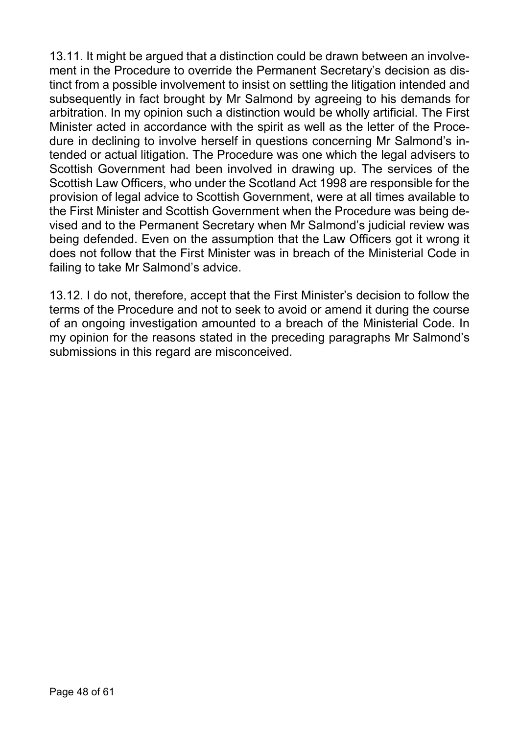13.11. It might be argued that a distinction could be drawn between an involvement in the Procedure to override the Permanent Secretary's decision as distinct from a possible involvement to insist on settling the litigation intended and subsequently in fact brought by Mr Salmond by agreeing to his demands for arbitration. In my opinion such a distinction would be wholly artificial. The First Minister acted in accordance with the spirit as well as the letter of the Procedure in declining to involve herself in questions concerning Mr Salmond's intended or actual litigation. The Procedure was one which the legal advisers to Scottish Government had been involved in drawing up. The services of the Scottish Law Officers, who under the Scotland Act 1998 are responsible for the provision of legal advice to Scottish Government, were at all times available to the First Minister and Scottish Government when the Procedure was being devised and to the Permanent Secretary when Mr Salmond's judicial review was being defended. Even on the assumption that the Law Officers got it wrong it does not follow that the First Minister was in breach of the Ministerial Code in failing to take Mr Salmond's advice.

13.12. I do not, therefore, accept that the First Minister's decision to follow the terms of the Procedure and not to seek to avoid or amend it during the course of an ongoing investigation amounted to a breach of the Ministerial Code. In my opinion for the reasons stated in the preceding paragraphs Mr Salmond's submissions in this regard are misconceived.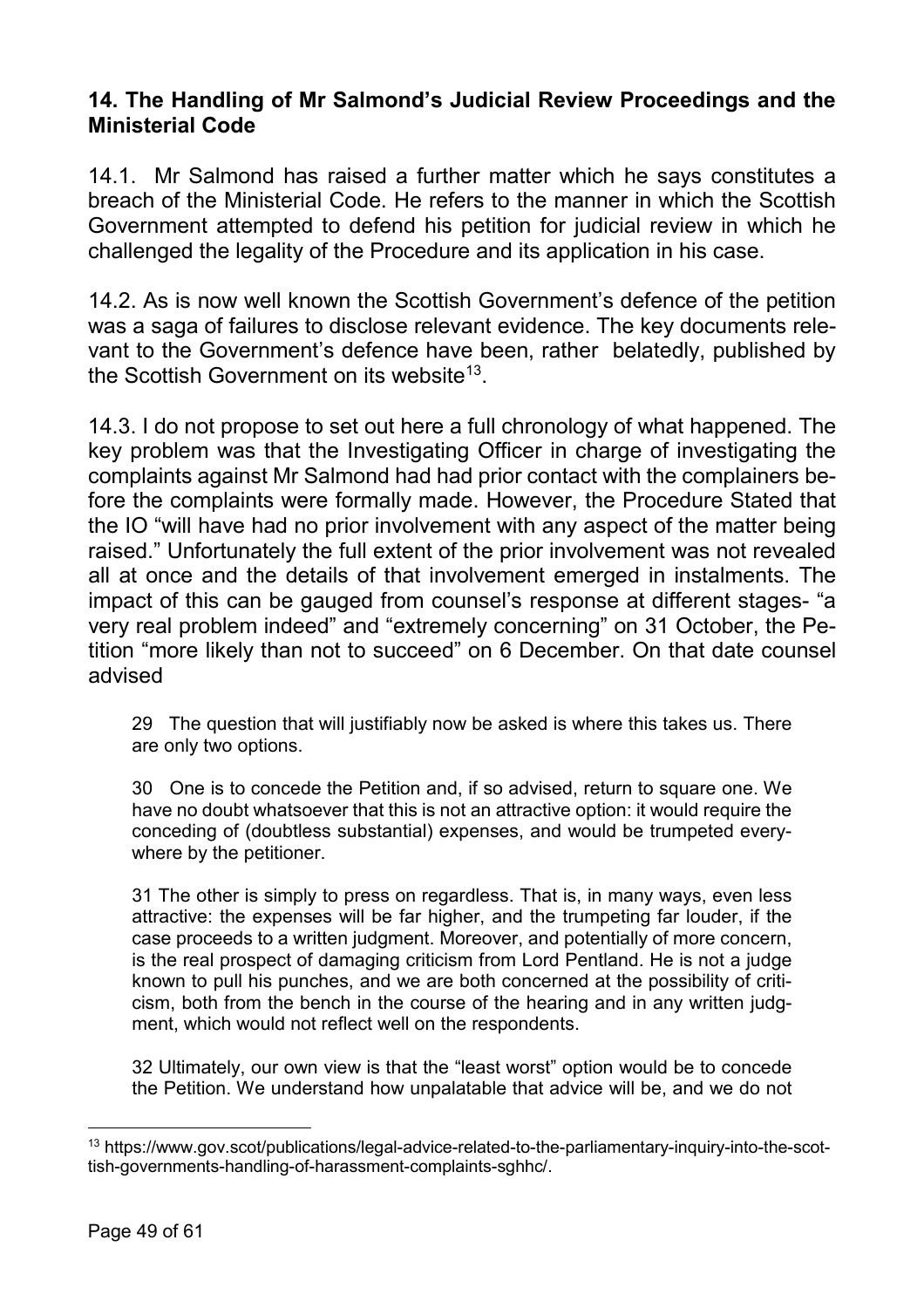## 14. The Handling of Mr Salmond's Judicial Review Proceedings and the Ministerial Code

14.1. Mr Salmond has raised a further matter which he says constitutes a breach of the Ministerial Code. He refers to the manner in which the Scottish Government attempted to defend his petition for judicial review in which he challenged the legality of the Procedure and its application in his case.

14.2. As is now well known the Scottish Government's defence of the petition was a saga of failures to disclose relevant evidence. The key documents relevant to the Government's defence have been, rather belatedly, published by the Scottish Government on its website[13].

14.3. I do not propose to set out here a full chronology of what happened. The key problem was that the Investigating Officer in charge of investigating the complaints against Mr Salmond had had prior contact with the complainers before the complaints were formally made. However, the Procedure Stated that the IO "will have had no prior involvement with any aspect of the matter being raised." Unfortunately the full extent of the prior involvement was not revealed all at once and the details of that involvement emerged in instalments. The impact of this can be gauged from counsel's response at different stages- "a very real problem indeed" and "extremely concerning" on 31 October, the Petition "more likely than not to succeed" on 6 December. On that date counsel advised

> 29 The question that will justifiably now be asked is where this takes us. There are only two options.
>
> 30 One is to concede the Petition and, if so advised, return to square one. We have no doubt whatsoever that this is not an attractive option: it would require the conceding of (doubtless substantial) expenses, and would be trumpeted everywhere by the petitioner.
>
> 31 The other is simply to press on regardless. That is, in many ways, even less attractive: the expenses will be far higher, and the trumpeting far louder, if the case proceeds to a written judgment. Moreover, and potentially of more concern, is the real prospect of damaging criticism from Lord Pentland. He is not a judge known to pull his punches, and we are both concerned at the possibility of criticism, both from the bench in the course of the hearing and in any written judgment, which would not reflect well on the respondents.
>
> 32 Ultimately, our own view is that the "least worst" option would be to concede the Petition. We understand how unpalatable that advice will be, and we do not

---

[13] https://www.gov.scot/publications/legal-advice-related-to-the-parliamentary-inquiry-into-the-scottish-governments-handling-of-harassment-complaints-sghhc/.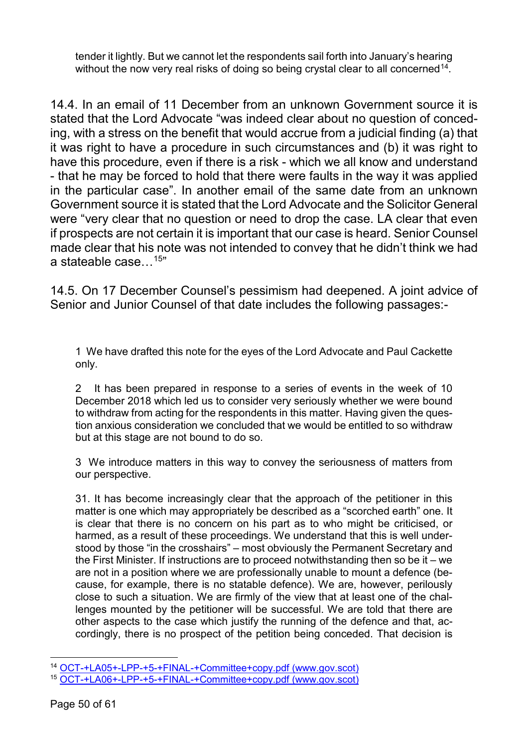> tender it lightly. But we cannot let the respondents sail forth into January's hearing without the now very real risks of doing so being crystal clear to all concerned[14].

14.4. In an email of 11 December from an unknown Government source it is stated that the Lord Advocate "was indeed clear about no question of conceding, with a stress on the benefit that would accrue from a judicial finding (a) that it was right to have a procedure in such circumstances and (b) it was right to have this procedure, even if there is a risk - which we all know and understand - that he may be forced to hold that there were faults in the way it was applied in the particular case". In another email of the same date from an unknown Government source it is stated that the Lord Advocate and the Solicitor General were "very clear that no question or need to drop the case. LA clear that even if prospects are not certain it is important that our case is heard. Senior Counsel made clear that his note was not intended to convey that he didn't think we had a stateable case…[15]"

14.5. On 17 December Counsel's pessimism had deepened. A joint advice of Senior and Junior Counsel of that date includes the following passages:-

> 1 We have drafted this note for the eyes of the Lord Advocate and Paul Cackette only.
>
> 2 It has been prepared in response to a series of events in the week of 10 December 2018 which led us to consider very seriously whether we were bound to withdraw from acting for the respondents in this matter. Having given the question anxious consideration we concluded that we would be entitled to so withdraw but at this stage are not bound to do so.
>
> 3 We introduce matters in this way to convey the seriousness of matters from our perspective.
>
> 31. It has become increasingly clear that the approach of the petitioner in this matter is one which may appropriately be described as a "scorched earth" one. It is clear that there is no concern on his part as to who might be criticised, or harmed, as a result of these proceedings. We understand that this is well understood by those "in the crosshairs" – most obviously the Permanent Secretary and the First Minister. If instructions are to proceed notwithstanding then so be it – we are not in a position where we are professionally unable to mount a defence (because, for example, there is no statable defence). We are, however, perilously close to such a situation. We are firmly of the view that at least one of the challenges mounted by the petitioner will be successful. We are told that there are other aspects to the case which justify the running of the defence and that, accordingly, there is no prospect of the petition being conceded. That decision is

---

[14] OCT-+LA05+-LPP-+5-+FINAL-+Committee+copy.pdf (www.gov.scot)

[15] OCT-+LA06+-LPP-+5-+FINAL-+Committee+copy.pdf (www.gov.scot)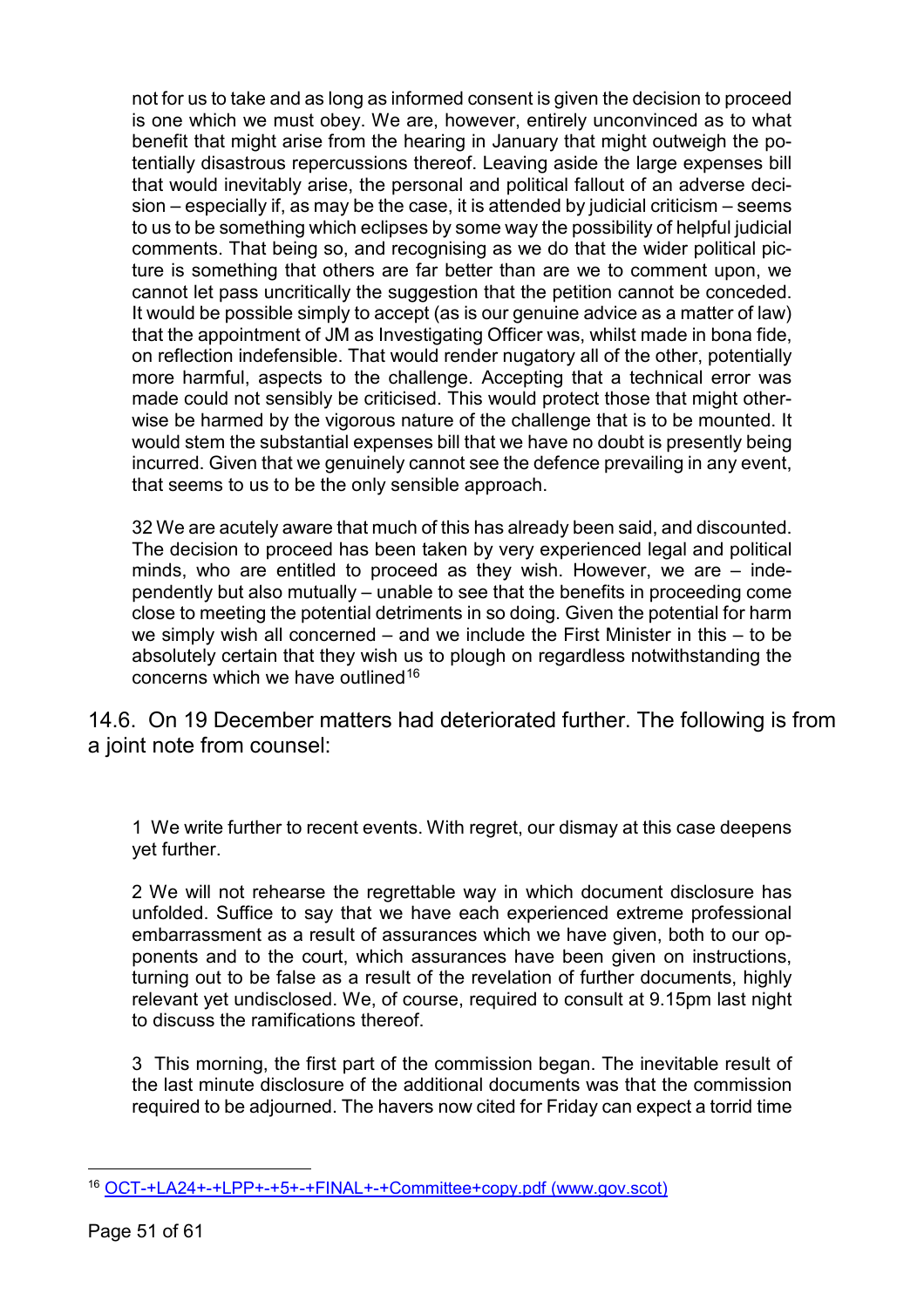not for us to take and as long as informed consent is given the decision to proceed is one which we must obey. We are, however, entirely unconvinced as to what benefit that might arise from the hearing in January that might outweigh the potentially disastrous repercussions thereof. Leaving aside the large expenses bill that would inevitably arise, the personal and political fallout of an adverse decision – especially if, as may be the case, it is attended by judicial criticism – seems to us to be something which eclipses by some way the possibility of helpful judicial comments. That being so, and recognising as we do that the wider political picture is something that others are far better than are we to comment upon, we cannot let pass uncritically the suggestion that the petition cannot be conceded. It would be possible simply to accept (as is our genuine advice as a matter of law) that the appointment of JM as Investigating Officer was, whilst made in bona fide, on reflection indefensible. That would render nugatory all of the other, potentially more harmful, aspects to the challenge. Accepting that a technical error was made could not sensibly be criticised. This would protect those that might otherwise be harmed by the vigorous nature of the challenge that is to be mounted. It would stem the substantial expenses bill that we have no doubt is presently being incurred. Given that we genuinely cannot see the defence prevailing in any event, that seems to us to be the only sensible approach.

32 We are acutely aware that much of this has already been said, and discounted. The decision to proceed has been taken by very experienced legal and political minds, who are entitled to proceed as they wish. However, we are – independently but also mutually – unable to see that the benefits in proceeding come close to meeting the potential detriments in so doing. Given the potential for harm we simply wish all concerned – and we include the First Minister in this – to be absolutely certain that they wish us to plough on regardless notwithstanding the concerns which we have outlined[16]

14.6. On 19 December matters had deteriorated further. The following is from a joint note from counsel:

1 We write further to recent events. With regret, our dismay at this case deepens yet further.

2 We will not rehearse the regrettable way in which document disclosure has unfolded. Suffice to say that we have each experienced extreme professional embarrassment as a result of assurances which we have given, both to our opponents and to the court, which assurances have been given on instructions, turning out to be false as a result of the revelation of further documents, highly relevant yet undisclosed. We, of course, required to consult at 9.15pm last night to discuss the ramifications thereof.

3 This morning, the first part of the commission began. The inevitable result of the last minute disclosure of the additional documents was that the commission required to be adjourned. The havers now cited for Friday can expect a torrid time

---

[16] [OCT-+LA24+-+LPP+-+5+-+FINAL+-+Committee+copy.pdf (www.gov.scot)](OCT-+LA24+-+LPP+-+5+-+FINAL+-+Committee+copy.pdf)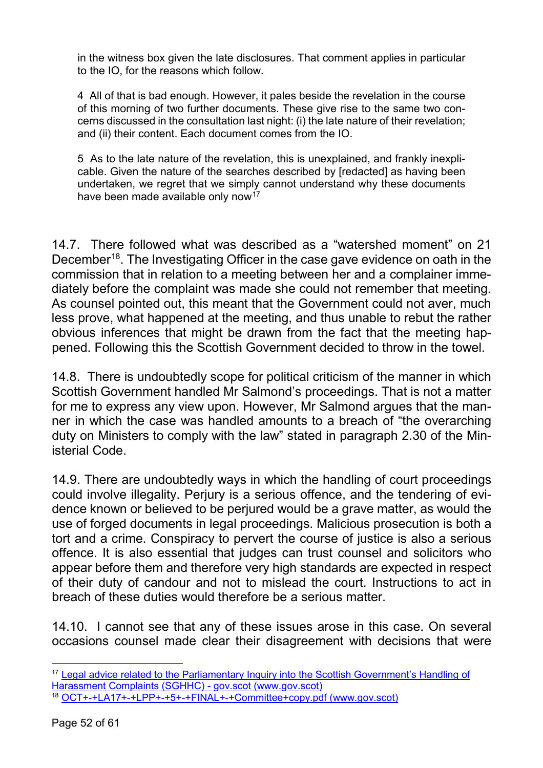> in the witness box given the late disclosures. That comment applies in particular to the IO, for the reasons which follow.
>
> 4 All of that is bad enough. However, it pales beside the revelation in the course of this morning of two further documents. These give rise to the same two concerns discussed in the consultation last night: (i) the late nature of their revelation; and (ii) their content. Each document comes from the IO.
>
> 5 As to the late nature of the revelation, this is unexplained, and frankly inexplicable. Given the nature of the searches described by [redacted] as having been undertaken, we regret that we simply cannot understand why these documents have been made available only now[17]

14.7. There followed what was described as a "watershed moment" on 21 December[18]. The Investigating Officer in the case gave evidence on oath in the commission that in relation to a meeting between her and a complainer immediately before the complaint was made she could not remember that meeting. As counsel pointed out, this meant that the Government could not aver, much less prove, what happened at the meeting, and thus unable to rebut the rather obvious inferences that might be drawn from the fact that the meeting happened. Following this the Scottish Government decided to throw in the towel.

14.8. There is undoubtedly scope for political criticism of the manner in which Scottish Government handled Mr Salmond's proceedings. That is not a matter for me to express any view upon. However, Mr Salmond argues that the manner in which the case was handled amounts to a breach of "the overarching duty on Ministers to comply with the law" stated in paragraph 2.30 of the Ministerial Code.

14.9. There are undoubtedly ways in which the handling of court proceedings could involve illegality. Perjury is a serious offence, and the tendering of evidence known or believed to be perjured would be a grave matter, as would the use of forged documents in legal proceedings. Malicious prosecution is both a tort and a crime. Conspiracy to pervert the course of justice is also a serious offence. It is also essential that judges can trust counsel and solicitors who appear before them and therefore very high standards are expected in respect of their duty of candour and not to mislead the court. Instructions to act in breach of these duties would therefore be a serious matter.

14.10. I cannot see that any of these issues arose in this case. On several occasions counsel made clear their disagreement with decisions that were

---

[17] Legal advice related to the Parliamentary Inquiry into the Scottish Government's Handling of Harassment Complaints (SGHHC) - gov.scot (www.gov.scot)

[18] OCT+-+LA17+-+LPP+-+5+-+FINAL+-+Committee+copy.pdf (www.gov.scot)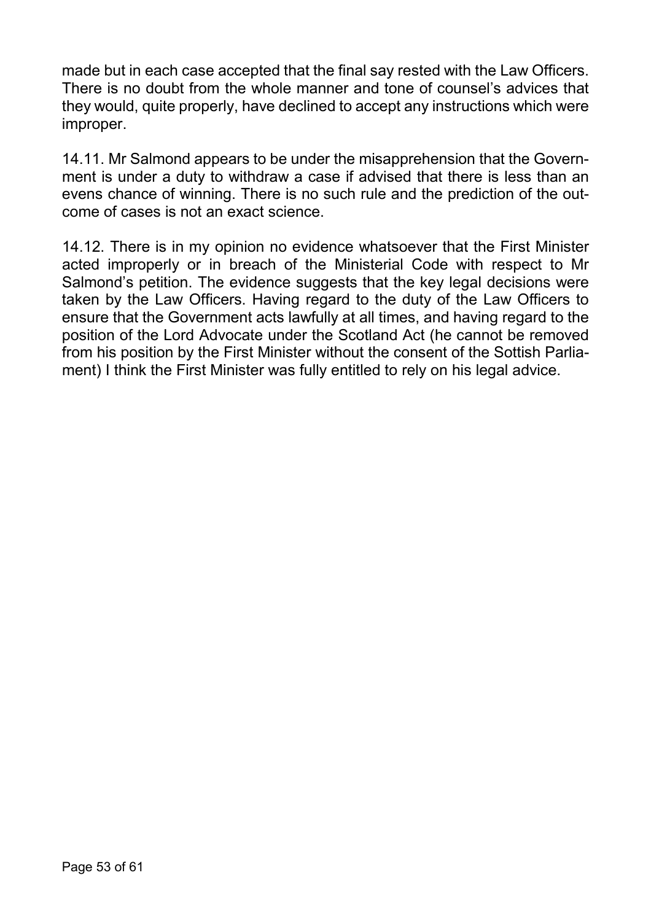made but in each case accepted that the final say rested with the Law Officers. There is no doubt from the whole manner and tone of counsel's advices that they would, quite properly, have declined to accept any instructions which were improper.

14.11. Mr Salmond appears to be under the misapprehension that the Government is under a duty to withdraw a case if advised that there is less than an evens chance of winning. There is no such rule and the prediction of the outcome of cases is not an exact science.

14.12. There is in my opinion no evidence whatsoever that the First Minister acted improperly or in breach of the Ministerial Code with respect to Mr Salmond's petition. The evidence suggests that the key legal decisions were taken by the Law Officers. Having regard to the duty of the Law Officers to ensure that the Government acts lawfully at all times, and having regard to the position of the Lord Advocate under the Scotland Act (he cannot be removed from his position by the First Minister without the consent of the Sottish Parliament) I think the First Minister was fully entitled to rely on his legal advice.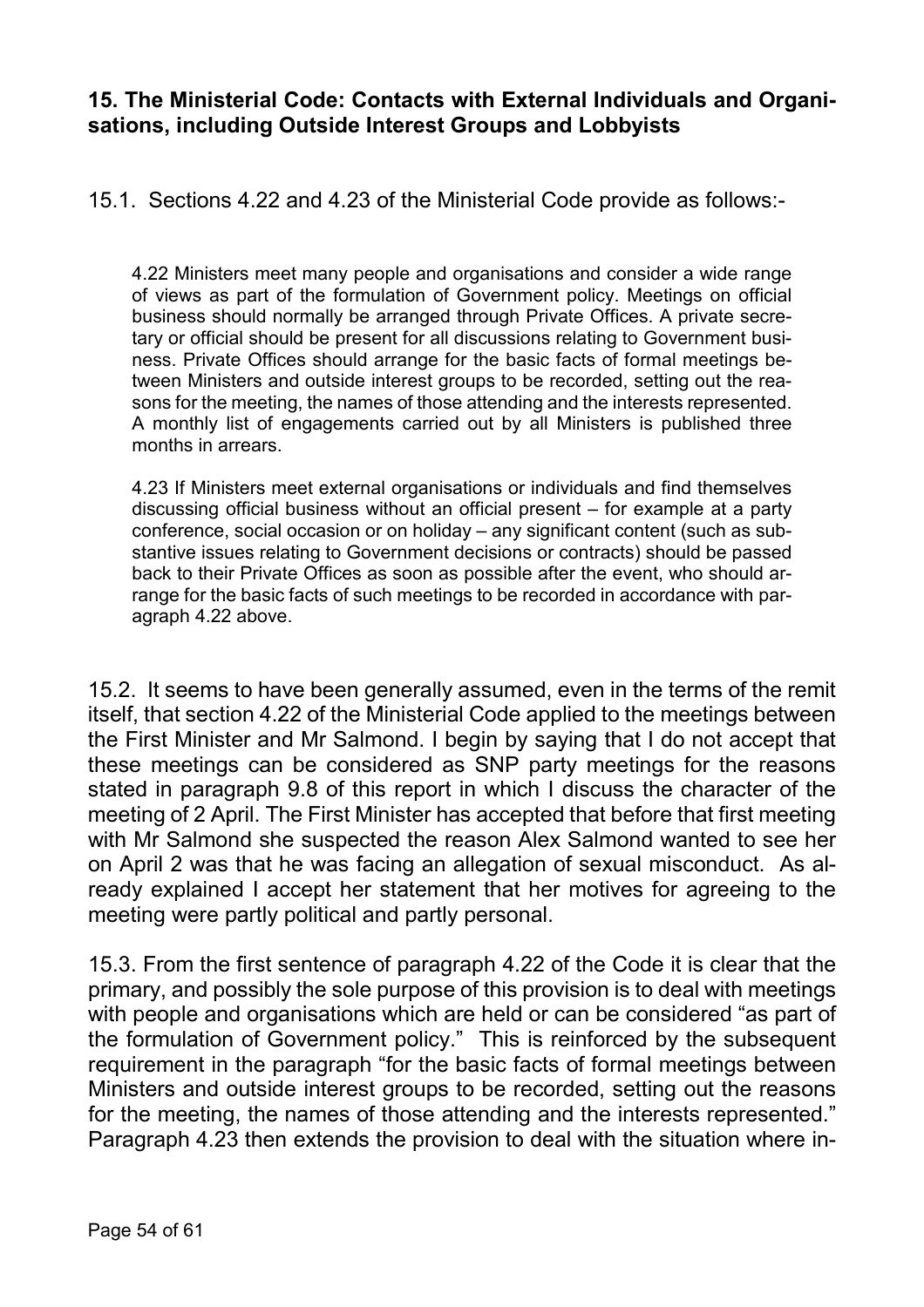## 15. The Ministerial Code: Contacts with External Individuals and Organisations, including Outside Interest Groups and Lobbyists

15.1. Sections 4.22 and 4.23 of the Ministerial Code provide as follows:-

> 4.22 Ministers meet many people and organisations and consider a wide range of views as part of the formulation of Government policy. Meetings on official business should normally be arranged through Private Offices. A private secretary or official should be present for all discussions relating to Government business. Private Offices should arrange for the basic facts of formal meetings between Ministers and outside interest groups to be recorded, setting out the reasons for the meeting, the names of those attending and the interests represented. A monthly list of engagements carried out by all Ministers is published three months in arrears.
>
> 4.23 If Ministers meet external organisations or individuals and find themselves discussing official business without an official present – for example at a party conference, social occasion or on holiday – any significant content (such as substantive issues relating to Government decisions or contracts) should be passed back to their Private Offices as soon as possible after the event, who should arrange for the basic facts of such meetings to be recorded in accordance with paragraph 4.22 above.

15.2. It seems to have been generally assumed, even in the terms of the remit itself, that section 4.22 of the Ministerial Code applied to the meetings between the First Minister and Mr Salmond. I begin by saying that I do not accept that these meetings can be considered as SNP party meetings for the reasons stated in paragraph 9.8 of this report in which I discuss the character of the meeting of 2 April. The First Minister has accepted that before that first meeting with Mr Salmond she suspected the reason Alex Salmond wanted to see her on April 2 was that he was facing an allegation of sexual misconduct. As already explained I accept her statement that her motives for agreeing to the meeting were partly political and partly personal.

15.3. From the first sentence of paragraph 4.22 of the Code it is clear that the primary, and possibly the sole purpose of this provision is to deal with meetings with people and organisations which are held or can be considered "as part of the formulation of Government policy." This is reinforced by the subsequent requirement in the paragraph "for the basic facts of formal meetings between Ministers and outside interest groups to be recorded, setting out the reasons for the meeting, the names of those attending and the interests represented." Paragraph 4.23 then extends the provision to deal with the situation where in-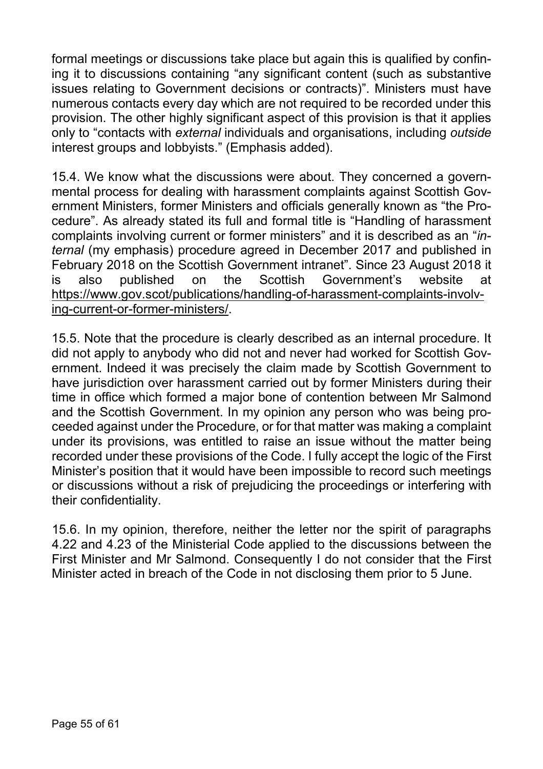formal meetings or discussions take place but again this is qualified by confining it to discussions containing "any significant content (such as substantive issues relating to Government decisions or contracts)". Ministers must have numerous contacts every day which are not required to be recorded under this provision. The other highly significant aspect of this provision is that it applies only to "contacts with *external* individuals and organisations, including *outside* interest groups and lobbyists." (Emphasis added).

15.4. We know what the discussions were about. They concerned a governmental process for dealing with harassment complaints against Scottish Government Ministers, former Ministers and officials generally known as "the Procedure". As already stated its full and formal title is "Handling of harassment complaints involving current or former ministers" and it is described as an "*internal* (my emphasis) procedure agreed in December 2017 and published in February 2018 on the Scottish Government intranet". Since 23 August 2018 it is also published on the Scottish Government's website at [https://www.gov.scot/publications/handling-of-harassment-complaints-involving-current-or-former-ministers/](https://www.gov.scot/publications/handling-of-harassment-complaints-involving-current-or-former-ministers/).

15.5. Note that the procedure is clearly described as an internal procedure. It did not apply to anybody who did not and never had worked for Scottish Government. Indeed it was precisely the claim made by Scottish Government to have jurisdiction over harassment carried out by former Ministers during their time in office which formed a major bone of contention between Mr Salmond and the Scottish Government. In my opinion any person who was being proceeded against under the Procedure, or for that matter was making a complaint under its provisions, was entitled to raise an issue without the matter being recorded under these provisions of the Code. I fully accept the logic of the First Minister's position that it would have been impossible to record such meetings or discussions without a risk of prejudicing the proceedings or interfering with their confidentiality.

15.6. In my opinion, therefore, neither the letter nor the spirit of paragraphs 4.22 and 4.23 of the Ministerial Code applied to the discussions between the First Minister and Mr Salmond. Consequently I do not consider that the First Minister acted in breach of the Code in not disclosing them prior to 5 June.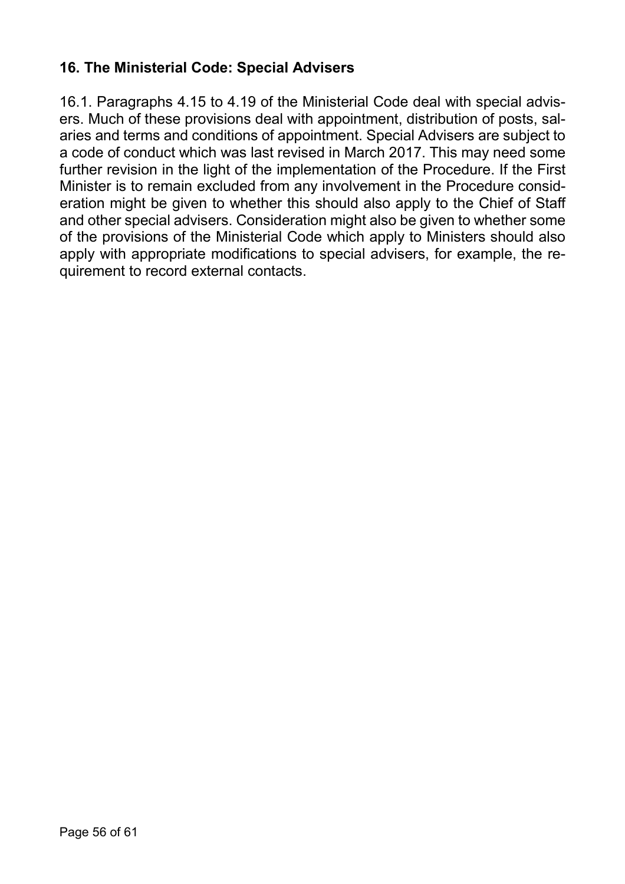## 16. The Ministerial Code: Special Advisers

16.1. Paragraphs 4.15 to 4.19 of the Ministerial Code deal with special advisers. Much of these provisions deal with appointment, distribution of posts, salaries and terms and conditions of appointment. Special Advisers are subject to a code of conduct which was last revised in March 2017. This may need some further revision in the light of the implementation of the Procedure. If the First Minister is to remain excluded from any involvement in the Procedure consideration might be given to whether this should also apply to the Chief of Staff and other special advisers. Consideration might also be given to whether some of the provisions of the Ministerial Code which apply to Ministers should also apply with appropriate modifications to special advisers, for example, the requirement to record external contacts.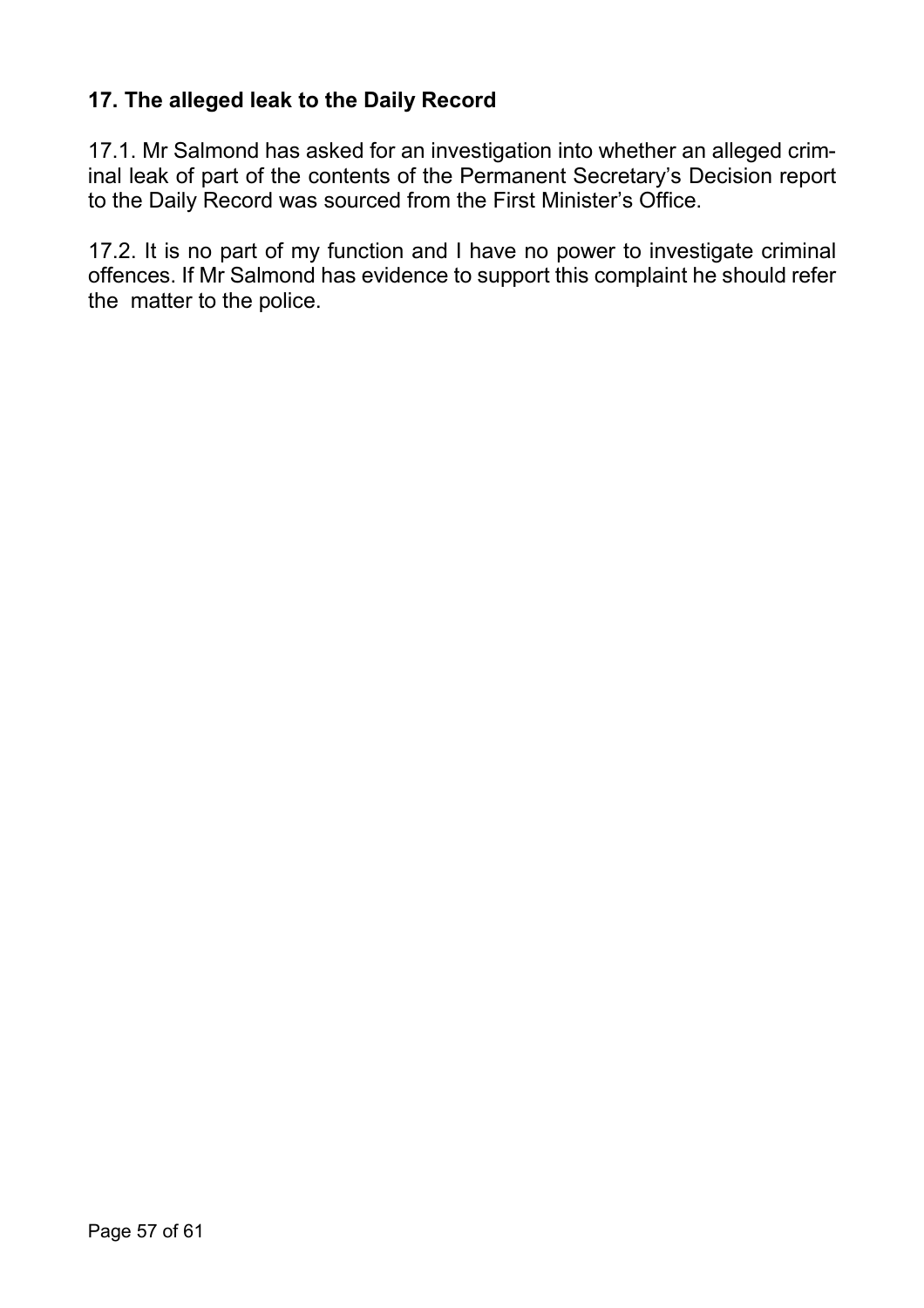## 17. The alleged leak to the Daily Record

17.1. Mr Salmond has asked for an investigation into whether an alleged criminal leak of part of the contents of the Permanent Secretary's Decision report to the Daily Record was sourced from the First Minister's Office.

17.2. It is no part of my function and I have no power to investigate criminal offences. If Mr Salmond has evidence to support this complaint he should refer the matter to the police.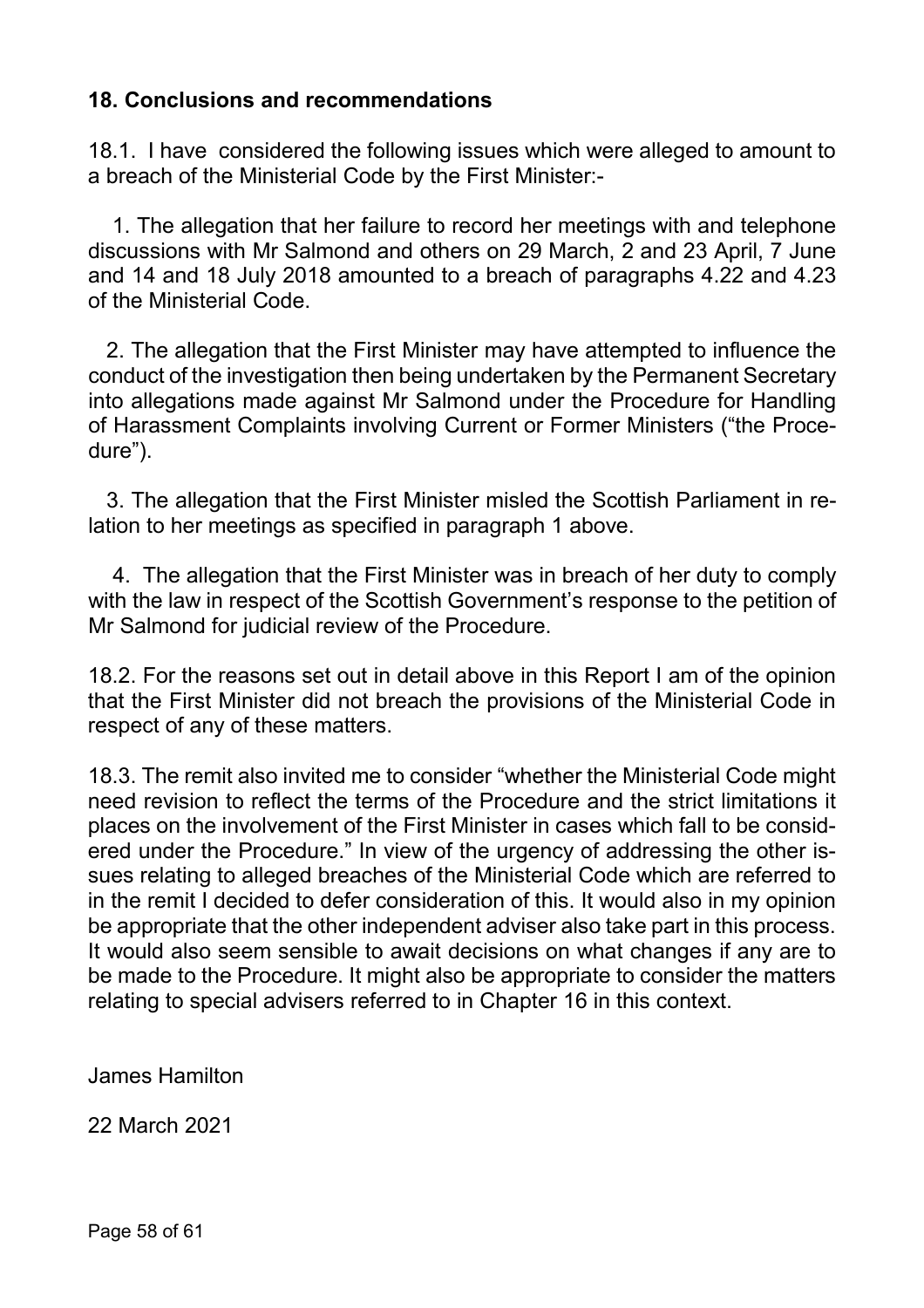## 18. Conclusions and recommendations

18.1. I have considered the following issues which were alleged to amount to a breach of the Ministerial Code by the First Minister:-

1. The allegation that her failure to record her meetings with and telephone discussions with Mr Salmond and others on 29 March, 2 and 23 April, 7 June and 14 and 18 July 2018 amounted to a breach of paragraphs 4.22 and 4.23 of the Ministerial Code.

2. The allegation that the First Minister may have attempted to influence the conduct of the investigation then being undertaken by the Permanent Secretary into allegations made against Mr Salmond under the Procedure for Handling of Harassment Complaints involving Current or Former Ministers ("the Procedure").

3. The allegation that the First Minister misled the Scottish Parliament in relation to her meetings as specified in paragraph 1 above.

4. The allegation that the First Minister was in breach of her duty to comply with the law in respect of the Scottish Government's response to the petition of Mr Salmond for judicial review of the Procedure.

18.2. For the reasons set out in detail above in this Report I am of the opinion that the First Minister did not breach the provisions of the Ministerial Code in respect of any of these matters.

18.3. The remit also invited me to consider "whether the Ministerial Code might need revision to reflect the terms of the Procedure and the strict limitations it places on the involvement of the First Minister in cases which fall to be considered under the Procedure." In view of the urgency of addressing the other issues relating to alleged breaches of the Ministerial Code which are referred to in the remit I decided to defer consideration of this. It would also in my opinion be appropriate that the other independent adviser also take part in this process. It would also seem sensible to await decisions on what changes if any are to be made to the Procedure. It might also be appropriate to consider the matters relating to special advisers referred to in Chapter 16 in this context.

James Hamilton

22 March 2021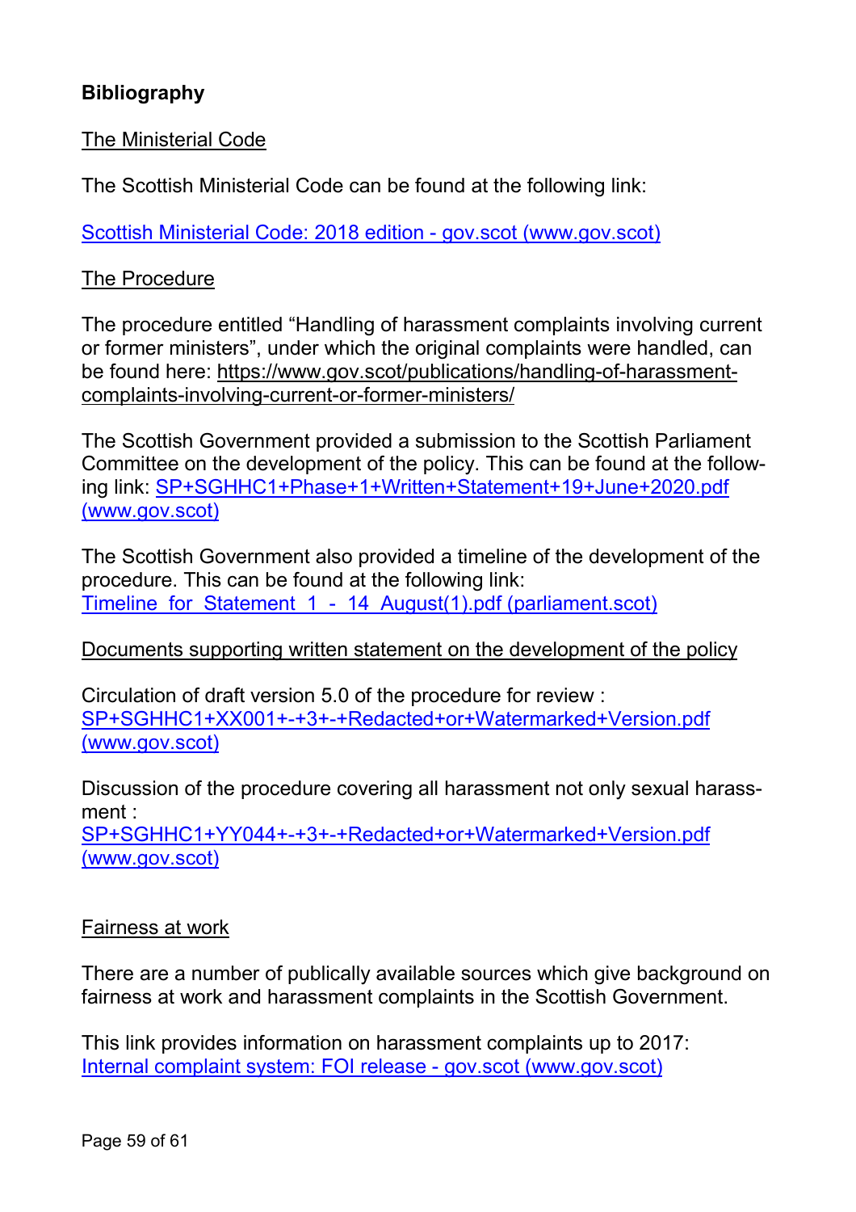**Bibliography**

The Ministerial Code

The Scottish Ministerial Code can be found at the following link:

Scottish Ministerial Code: 2018 edition - gov.scot (www.gov.scot)

The Procedure

The procedure entitled "Handling of harassment complaints involving current or former ministers", under which the original complaints were handled, can be found here: https://www.gov.scot/publications/handling-of-harassment-complaints-involving-current-or-former-ministers/

The Scottish Government provided a submission to the Scottish Parliament Committee on the development of the policy. This can be found at the following link: SP+SGHHC1+Phase+1+Written+Statement+19+June+2020.pdf (www.gov.scot)

The Scottish Government also provided a timeline of the development of the procedure. This can be found at the following link: Timeline_for_Statement_1_-_14_August(1).pdf (parliament.scot)

Documents supporting written statement on the development of the policy

Circulation of draft version 5.0 of the procedure for review : SP+SGHHC1+XX001+-+3+-+Redacted+or+Watermarked+Version.pdf (www.gov.scot)

Discussion of the procedure covering all harassment not only sexual harassment : SP+SGHHC1+YY044+-+3+-+Redacted+or+Watermarked+Version.pdf (www.gov.scot)

Fairness at work

There are a number of publically available sources which give background on fairness at work and harassment complaints in the Scottish Government.

This link provides information on harassment complaints up to 2017: Internal complaint system: FOI release - gov.scot (www.gov.scot)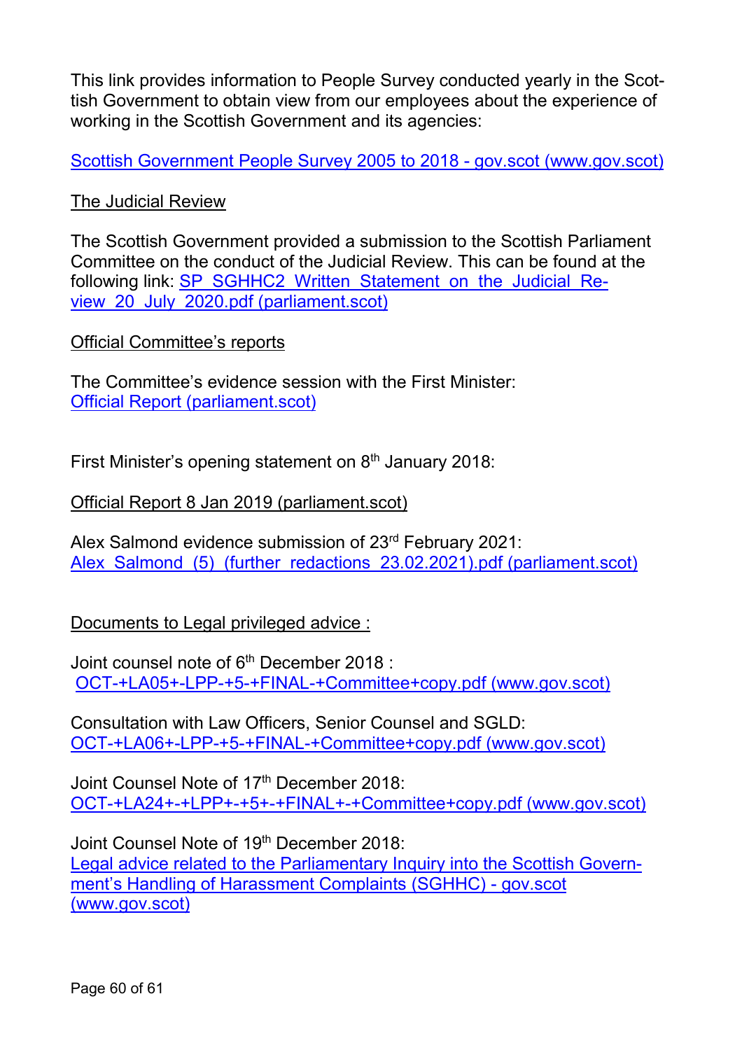This link provides information to People Survey conducted yearly in the Scottish Government to obtain view from our employees about the experience of working in the Scottish Government and its agencies:

Scottish Government People Survey 2005 to 2018 - gov.scot (www.gov.scot)

The Judicial Review

The Scottish Government provided a submission to the Scottish Parliament Committee on the conduct of the Judicial Review. This can be found at the following link: SP_SGHHC2_Written_Statement_on_the_Judicial_Review_20_July_2020.pdf (parliament.scot)

Official Committee's reports

The Committee's evidence session with the First Minister:
Official Report (parliament.scot)

First Minister's opening statement on 8th January 2018:

Official Report 8 Jan 2019 (parliament.scot)

Alex Salmond evidence submission of 23rd February 2021:
Alex_Salmond_(5)_(further_redactions_23.02.2021).pdf (parliament.scot)

Documents to Legal privileged advice :

Joint counsel note of 6th December 2018 :
OCT-+LA05+-LPP-+5-+FINAL-+Committee+copy.pdf (www.gov.scot)

Consultation with Law Officers, Senior Counsel and SGLD:
OCT-+LA06+-LPP-+5-+FINAL-+Committee+copy.pdf (www.gov.scot)

Joint Counsel Note of 17th December 2018:
OCT-+LA24+-+LPP+-+5+-+FINAL+-+Committee+copy.pdf (www.gov.scot)

Joint Counsel Note of 19th December 2018:
Legal advice related to the Parliamentary Inquiry into the Scottish Government's Handling of Harassment Complaints (SGHHC) - gov.scot (www.gov.scot)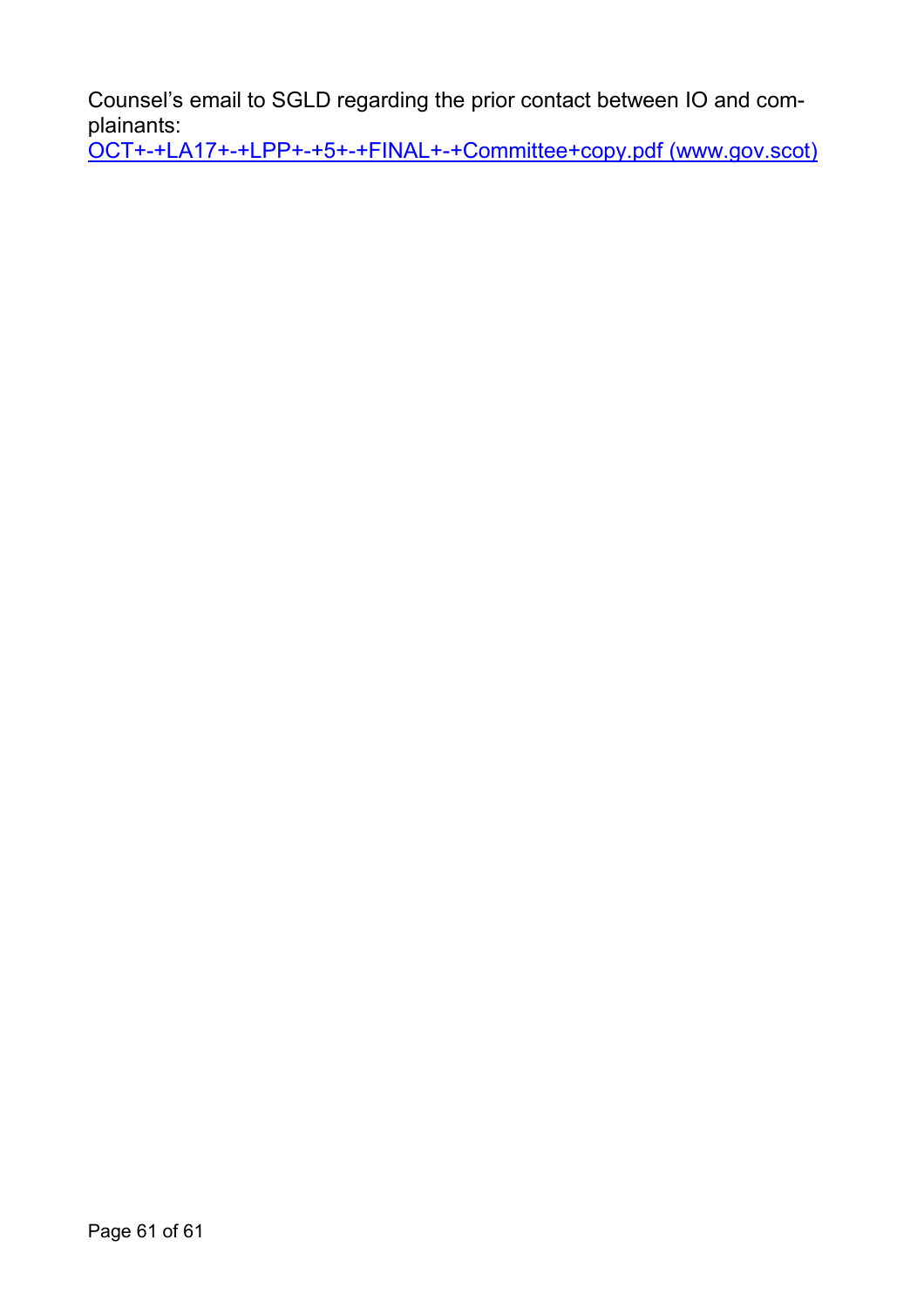Counsel's email to SGLD regarding the prior contact between IO and complainants:
OCT+-+LA17+-+LPP+-+5+-+FINAL+-+Committee+copy.pdf (www.gov.scot)